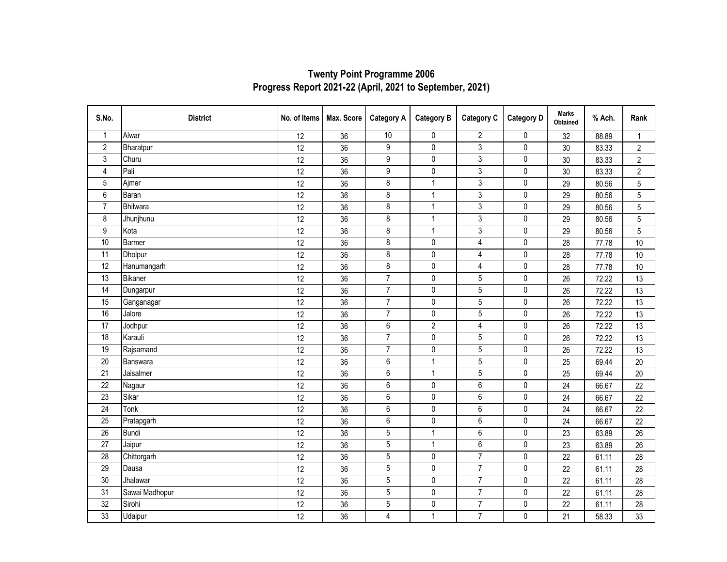# Twenty Point Programme 2006

## Progress Report 2021-22 (April, 2021 to September, 2021)

| S.No. | District | No. of Items | Max. Score | Category A | Category B | Category C | Category D | Marks Obtained | % Ach. | Rank |
|---|---|---|---|---|---|---|---|---|---|---|
| 1 | Alwar | 12 | 36 | 10 | 0 | 2 | 0 | 32 | 88.89 | 1 |
| 2 | Bharatpur | 12 | 36 | 9 | 0 | 3 | 0 | 30 | 83.33 | 2 |
| 3 | Churu | 12 | 36 | 9 | 0 | 3 | 0 | 30 | 83.33 | 2 |
| 4 | Pali | 12 | 36 | 9 | 0 | 3 | 0 | 30 | 83.33 | 2 |
| 5 | Ajmer | 12 | 36 | 8 | 1 | 3 | 0 | 29 | 80.56 | 5 |
| 6 | Baran | 12 | 36 | 8 | 1 | 3 | 0 | 29 | 80.56 | 5 |
| 7 | Bhilwara | 12 | 36 | 8 | 1 | 3 | 0 | 29 | 80.56 | 5 |
| 8 | Jhunjhunu | 12 | 36 | 8 | 1 | 3 | 0 | 29 | 80.56 | 5 |
| 9 | Kota | 12 | 36 | 8 | 1 | 3 | 0 | 29 | 80.56 | 5 |
| 10 | Barmer | 12 | 36 | 8 | 0 | 4 | 0 | 28 | 77.78 | 10 |
| 11 | Dholpur | 12 | 36 | 8 | 0 | 4 | 0 | 28 | 77.78 | 10 |
| 12 | Hanumangarh | 12 | 36 | 8 | 0 | 4 | 0 | 28 | 77.78 | 10 |
| 13 | Bikaner | 12 | 36 | 7 | 0 | 5 | 0 | 26 | 72.22 | 13 |
| 14 | Dungarpur | 12 | 36 | 7 | 0 | 5 | 0 | 26 | 72.22 | 13 |
| 15 | Ganganagar | 12 | 36 | 7 | 0 | 5 | 0 | 26 | 72.22 | 13 |
| 16 | Jalore | 12 | 36 | 7 | 0 | 5 | 0 | 26 | 72.22 | 13 |
| 17 | Jodhpur | 12 | 36 | 6 | 2 | 4 | 0 | 26 | 72.22 | 13 |
| 18 | Karauli | 12 | 36 | 7 | 0 | 5 | 0 | 26 | 72.22 | 13 |
| 19 | Rajsamand | 12 | 36 | 7 | 0 | 5 | 0 | 26 | 72.22 | 13 |
| 20 | Banswara | 12 | 36 | 6 | 1 | 5 | 0 | 25 | 69.44 | 20 |
| 21 | Jaisalmer | 12 | 36 | 6 | 1 | 5 | 0 | 25 | 69.44 | 20 |
| 22 | Nagaur | 12 | 36 | 6 | 0 | 6 | 0 | 24 | 66.67 | 22 |
| 23 | Sikar | 12 | 36 | 6 | 0 | 6 | 0 | 24 | 66.67 | 22 |
| 24 | Tonk | 12 | 36 | 6 | 0 | 6 | 0 | 24 | 66.67 | 22 |
| 25 | Pratapgarh | 12 | 36 | 6 | 0 | 6 | 0 | 24 | 66.67 | 22 |
| 26 | Bundi | 12 | 36 | 5 | 1 | 6 | 0 | 23 | 63.89 | 26 |
| 27 | Jaipur | 12 | 36 | 5 | 1 | 6 | 0 | 23 | 63.89 | 26 |
| 28 | Chittorgarh | 12 | 36 | 5 | 0 | 7 | 0 | 22 | 61.11 | 28 |
| 29 | Dausa | 12 | 36 | 5 | 0 | 7 | 0 | 22 | 61.11 | 28 |
| 30 | Jhalawar | 12 | 36 | 5 | 0 | 7 | 0 | 22 | 61.11 | 28 |
| 31 | Sawai Madhopur | 12 | 36 | 5 | 0 | 7 | 0 | 22 | 61.11 | 28 |
| 32 | Sirohi | 12 | 36 | 5 | 0 | 7 | 0 | 22 | 61.11 | 28 |
| 33 | Udaipur | 12 | 36 | 4 | 1 | 7 | 0 | 21 | 58.33 | 33 |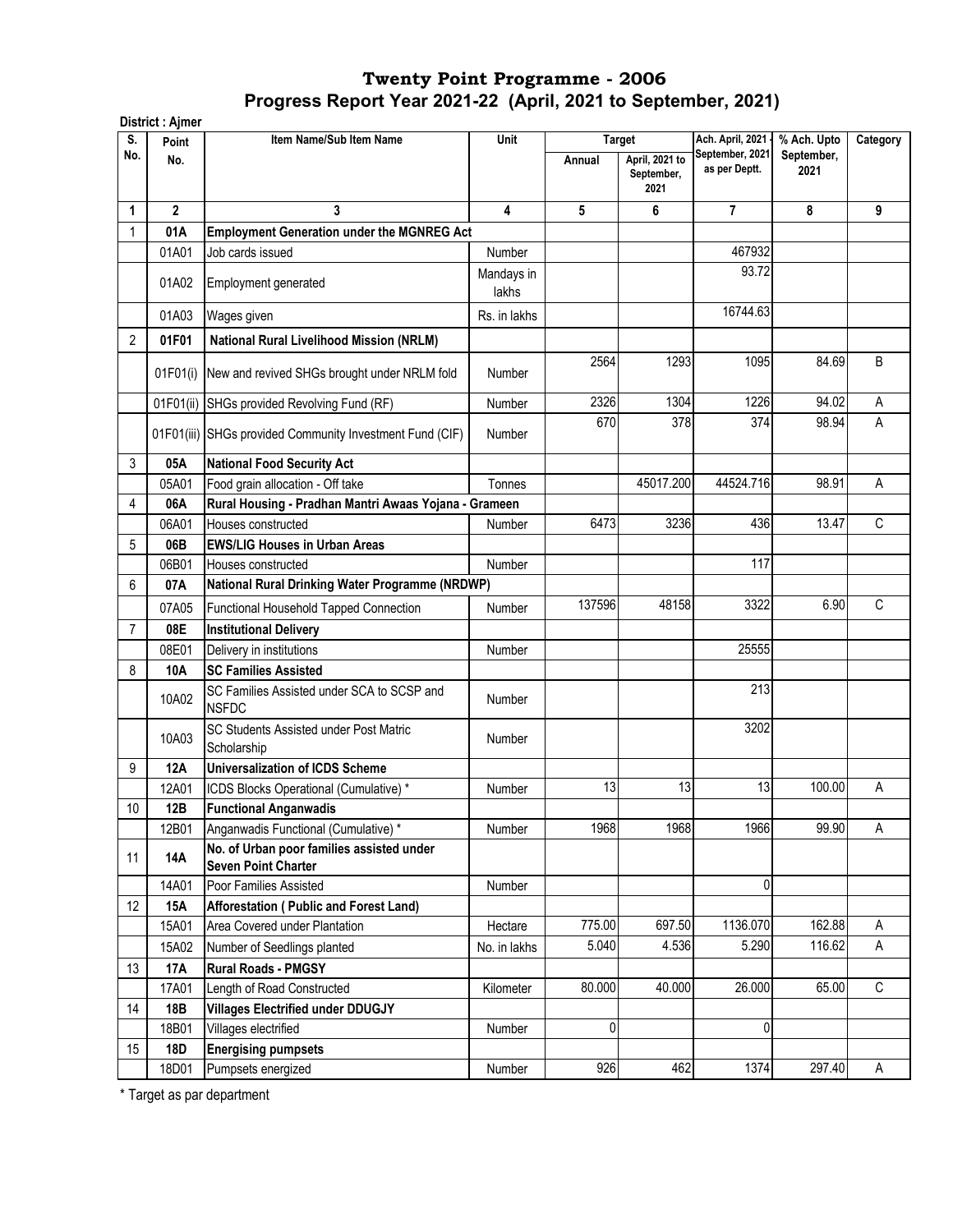# Twenty Point Programme - 2006

## Progress Report Year 2021-22 (April, 2021 to September, 2021)

**District : Ajmer**

| S. No. | Point No. | Item Name/Sub Item Name | Unit | Target Annual | Target April, 2021 to September, 2021 | Ach. April, 2021 - September, 2021 as per Deptt. | % Ach. Upto September, 2021 | Category |
|---|---|---|---|---|---|---|---|---|
| 1 | 2 | 3 | 4 | 5 | 6 | 7 | 8 | 9 |
| 1 | **01A** | **Employment Generation under the MGNREG Act** | | | | | | |
| | 01A01 | Job cards issued | Number | | | 467932 | | |
| | 01A02 | Employment generated | Mandays in lakhs | | | 93.72 | | |
| | 01A03 | Wages given | Rs. in lakhs | | | 16744.63 | | |
| 2 | **01F01** | **National Rural Livelihood Mission (NRLM)** | | | | | | |
| | 01F01(i) | New and revived SHGs brought under NRLM fold | Number | 2564 | 1293 | 1095 | 84.69 | B |
| | 01F01(ii) | SHGs provided Revolving Fund (RF) | Number | 2326 | 1304 | 1226 | 94.02 | A |
| | 01F01(iii) | SHGs provided Community Investment Fund (CIF) | Number | 670 | 378 | 374 | 98.94 | A |
| 3 | **05A** | **National Food Security Act** | | | | | | |
| | 05A01 | Food grain allocation - Off take | Tonnes | | 45017.200 | 44524.716 | 98.91 | A |
| 4 | **06A** | **Rural Housing - Pradhan Mantri Awaas Yojana - Grameen** | | | | | | |
| | 06A01 | Houses constructed | Number | 6473 | 3236 | 436 | 13.47 | C |
| 5 | **06B** | **EWS/LIG Houses in Urban Areas** | | | | | | |
| | 06B01 | Houses constructed | Number | | | 117 | | |
| 6 | **07A** | **National Rural Drinking Water Programme (NRDWP)** | | | | | | |
| | 07A05 | Functional Household Tapped Connection | Number | 137596 | 48158 | 3322 | 6.90 | C |
| 7 | **08E** | **Institutional Delivery** | | | | | | |
| | 08E01 | Delivery in institutions | Number | | | 25555 | | |
| 8 | **10A** | **SC Families Assisted** | | | | | | |
| | 10A02 | SC Families Assisted under SCA to SCSP and NSFDC | Number | | | 213 | | |
| | 10A03 | SC Students Assisted under Post Matric Scholarship | Number | | | 3202 | | |
| 9 | **12A** | **Universalization of ICDS Scheme** | | | | | | |
| | 12A01 | ICDS Blocks Operational (Cumulative) * | Number | 13 | 13 | 13 | 100.00 | A |
| 10 | **12B** | **Functional Anganwadis** | | | | | | |
| | 12B01 | Anganwadis Functional (Cumulative) * | Number | 1968 | 1968 | 1966 | 99.90 | A |
| 11 | **14A** | **No. of Urban poor families assisted under Seven Point Charter** | | | | | | |
| | 14A01 | Poor Families Assisted | Number | | | 0 | | |
| 12 | **15A** | **Afforestation ( Public and Forest Land)** | | | | | | |
| | 15A01 | Area Covered under Plantation | Hectare | 775.00 | 697.50 | 1136.070 | 162.88 | A |
| | 15A02 | Number of Seedlings planted | No. in lakhs | 5.040 | 4.536 | 5.290 | 116.62 | A |
| 13 | **17A** | **Rural Roads - PMGSY** | | | | | | |
| | 17A01 | Length of Road Constructed | Kilometer | 80.000 | 40.000 | 26.000 | 65.00 | C |
| 14 | **18B** | **Villages Electrified under DDUGJY** | | | | | | |
| | 18B01 | Villages electrified | Number | 0 | | 0 | | |
| 15 | **18D** | **Energising pumpsets** | | | | | | |
| | 18D01 | Pumpsets energized | Number | 926 | 462 | 1374 | 297.40 | A |

\* Target as par department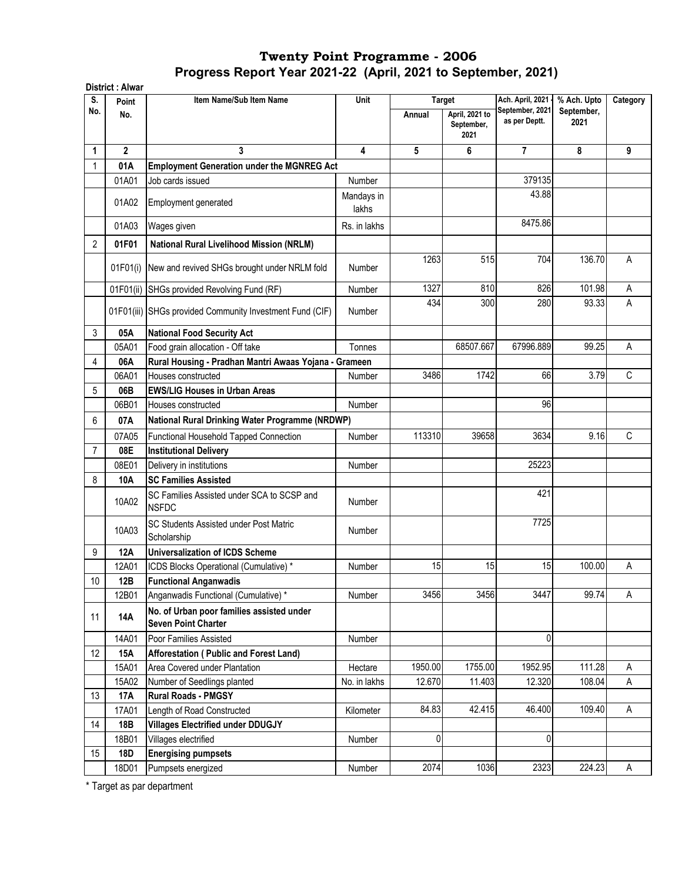# Twenty Point Programme - 2006

## Progress Report Year 2021-22 (April, 2021 to September, 2021)

**District : Alwar**

| S. No. | Point No. | Item Name/Sub Item Name | Unit | Target | | Ach. April, 2021 - September, 2021 as per Deptt. | % Ach. Upto September, 2021 | Category |
|---|---|---|---|---|---|---|---|---|
| | | | | Annual | April, 2021 to September, 2021 | | | |
| 1 | 2 | 3 | 4 | 5 | 6 | 7 | 8 | 9 |
| 1 | **01A** | **Employment Generation under the MGNREG Act** | | | | | | |
| | 01A01 | Job cards issued | Number | | | 379135 | | |
| | 01A02 | Employment generated | Mandays in lakhs | | | 43.88 | | |
| | 01A03 | Wages given | Rs. in lakhs | | | 8475.86 | | |
| 2 | **01F01** | **National Rural Livelihood Mission (NRLM)** | | | | | | |
| | 01F01(i) | New and revived SHGs brought under NRLM fold | Number | 1263 | 515 | 704 | 136.70 | A |
| | 01F01(ii) | SHGs provided Revolving Fund (RF) | Number | 1327 | 810 | 826 | 101.98 | A |
| | 01F01(iii) | SHGs provided Community Investment Fund (CIF) | Number | 434 | 300 | 280 | 93.33 | A |
| 3 | **05A** | **National Food Security Act** | | | | | | |
| | 05A01 | Food grain allocation - Off take | Tonnes | | 68507.667 | 67996.889 | 99.25 | A |
| 4 | **06A** | **Rural Housing - Pradhan Mantri Awaas Yojana - Grameen** | | | | | | |
| | 06A01 | Houses constructed | Number | 3486 | 1742 | 66 | 3.79 | C |
| 5 | **06B** | **EWS/LIG Houses in Urban Areas** | | | | | | |
| | 06B01 | Houses constructed | Number | | | 96 | | |
| 6 | **07A** | **National Rural Drinking Water Programme (NRDWP)** | | | | | | |
| | 07A05 | Functional Household Tapped Connection | Number | 113310 | 39658 | 3634 | 9.16 | C |
| 7 | **08E** | **Institutional Delivery** | | | | | | |
| | 08E01 | Delivery in institutions | Number | | | 25223 | | |
| 8 | **10A** | **SC Families Assisted** | | | | | | |
| | 10A02 | SC Families Assisted under SCA to SCSP and NSFDC | Number | | | 421 | | |
| | 10A03 | SC Students Assisted under Post Matric Scholarship | Number | | | 7725 | | |
| 9 | **12A** | **Universalization of ICDS Scheme** | | | | | | |
| | 12A01 | ICDS Blocks Operational (Cumulative) * | Number | 15 | 15 | 15 | 100.00 | A |
| 10 | **12B** | **Functional Anganwadis** | | | | | | |
| | 12B01 | Anganwadis Functional (Cumulative) * | Number | 3456 | 3456 | 3447 | 99.74 | A |
| 11 | **14A** | **No. of Urban poor families assisted under Seven Point Charter** | | | | | | |
| | 14A01 | Poor Families Assisted | Number | | | 0 | | |
| 12 | **15A** | **Afforestation ( Public and Forest Land)** | | | | | | |
| | 15A01 | Area Covered under Plantation | Hectare | 1950.00 | 1755.00 | 1952.95 | 111.28 | A |
| | 15A02 | Number of Seedlings planted | No. in lakhs | 12.670 | 11.403 | 12.320 | 108.04 | A |
| 13 | **17A** | **Rural Roads - PMGSY** | | | | | | |
| | 17A01 | Length of Road Constructed | Kilometer | 84.83 | 42.415 | 46.400 | 109.40 | A |
| 14 | **18B** | **Villages Electrified under DDUGJY** | | | | | | |
| | 18B01 | Villages electrified | Number | 0 | | 0 | | |
| 15 | **18D** | **Energising pumpsets** | | | | | | |
| | 18D01 | Pumpsets energized | Number | 2074 | 1036 | 2323 | 224.23 | A |

* Target as par department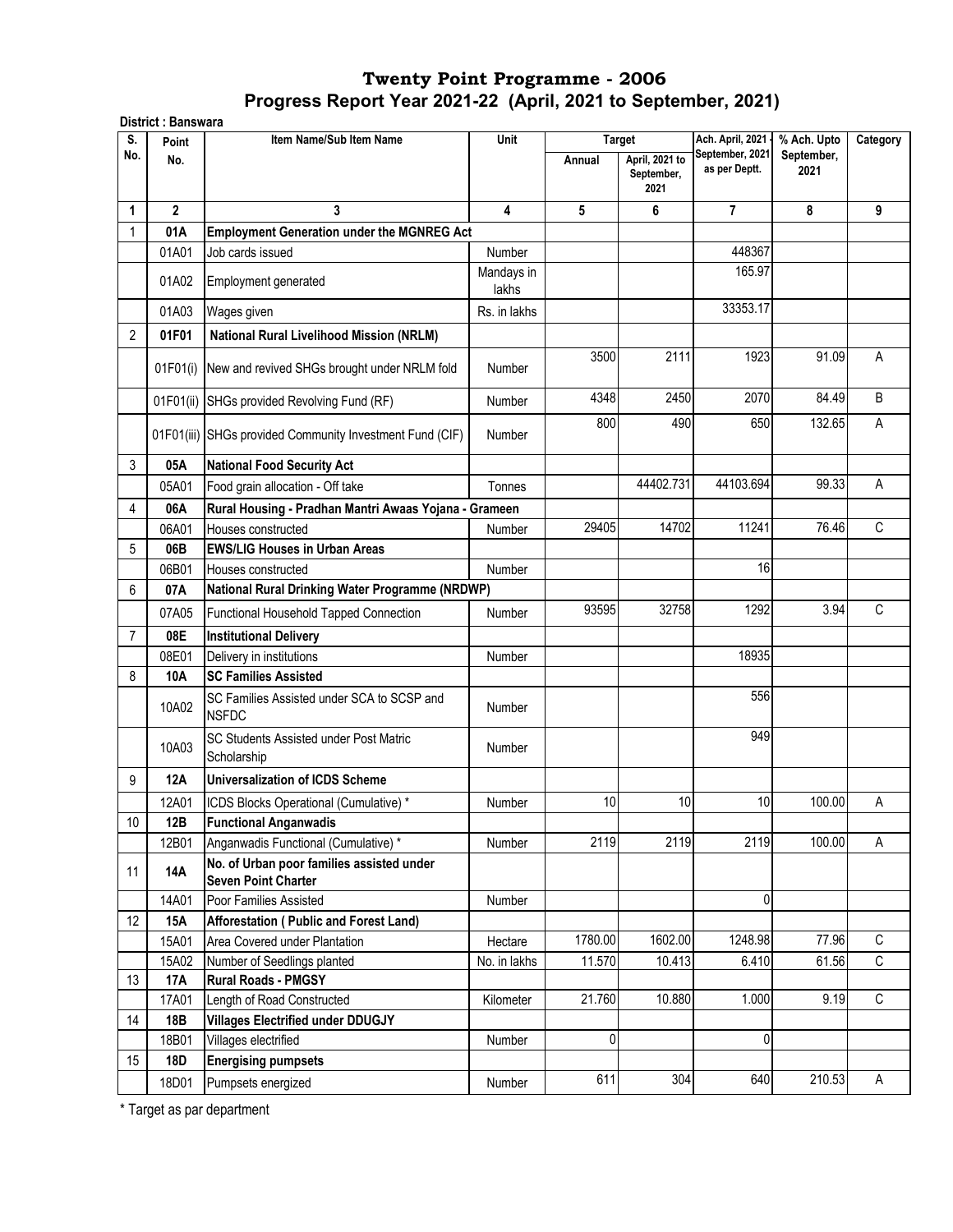# Twenty Point Programme - 2006

## Progress Report Year 2021-22 (April, 2021 to September, 2021)

**District : Banswara**

| S. No. | Point No. | Item Name/Sub Item Name | Unit | Target | | Ach. April, 2021 - September, 2021 as per Deptt. | % Ach. Upto September, 2021 | Category |
|---|---|---|---|---|---|---|---|---|
| | | | | Annual | April, 2021 to September, 2021 | | | |
| 1 | 2 | 3 | 4 | 5 | 6 | 7 | 8 | 9 |
| 1 | **01A** | **Employment Generation under the MGNREG Act** | | | | | | |
| | 01A01 | Job cards issued | Number | | | 448367 | | |
| | 01A02 | Employment generated | Mandays in lakhs | | | 165.97 | | |
| | 01A03 | Wages given | Rs. in lakhs | | | 33353.17 | | |
| 2 | **01F01** | **National Rural Livelihood Mission (NRLM)** | | | | | | |
| | 01F01(i) | New and revived SHGs brought under NRLM fold | Number | 3500 | 2111 | 1923 | 91.09 | A |
| | 01F01(ii) | SHGs provided Revolving Fund (RF) | Number | 4348 | 2450 | 2070 | 84.49 | B |
| | 01F01(iii) | SHGs provided Community Investment Fund (CIF) | Number | 800 | 490 | 650 | 132.65 | A |
| 3 | **05A** | **National Food Security Act** | | | | | | |
| | 05A01 | Food grain allocation - Off take | Tonnes | | 44402.731 | 44103.694 | 99.33 | A |
| 4 | **06A** | **Rural Housing - Pradhan Mantri Awaas Yojana - Grameen** | | | | | | |
| | 06A01 | Houses constructed | Number | 29405 | 14702 | 11241 | 76.46 | C |
| 5 | **06B** | **EWS/LIG Houses in Urban Areas** | | | | | | |
| | 06B01 | Houses constructed | Number | | | 16 | | |
| 6 | **07A** | **National Rural Drinking Water Programme (NRDWP)** | | | | | | |
| | 07A05 | Functional Household Tapped Connection | Number | 93595 | 32758 | 1292 | 3.94 | C |
| 7 | **08E** | **Institutional Delivery** | | | | | | |
| | 08E01 | Delivery in institutions | Number | | | 18935 | | |
| 8 | **10A** | **SC Families Assisted** | | | | | | |
| | 10A02 | SC Families Assisted under SCA to SCSP and NSFDC | Number | | | 556 | | |
| | 10A03 | SC Students Assisted under Post Matric Scholarship | Number | | | 949 | | |
| 9 | **12A** | **Universalization of ICDS Scheme** | | | | | | |
| | 12A01 | ICDS Blocks Operational (Cumulative) * | Number | 10 | 10 | 10 | 100.00 | A |
| 10 | **12B** | **Functional Anganwadis** | | | | | | |
| | 12B01 | Anganwadis Functional (Cumulative) * | Number | 2119 | 2119 | 2119 | 100.00 | A |
| 11 | **14A** | **No. of Urban poor families assisted under Seven Point Charter** | | | | | | |
| | 14A01 | Poor Families Assisted | Number | | | 0 | | |
| 12 | **15A** | **Afforestation ( Public and Forest Land)** | | | | | | |
| | 15A01 | Area Covered under Plantation | Hectare | 1780.00 | 1602.00 | 1248.98 | 77.96 | C |
| | 15A02 | Number of Seedlings planted | No. in lakhs | 11.570 | 10.413 | 6.410 | 61.56 | C |
| 13 | **17A** | **Rural Roads - PMGSY** | | | | | | |
| | 17A01 | Length of Road Constructed | Kilometer | 21.760 | 10.880 | 1.000 | 9.19 | C |
| 14 | **18B** | **Villages Electrified under DDUGJY** | | | | | | |
| | 18B01 | Villages electrified | Number | 0 | | 0 | | |
| 15 | **18D** | **Energising pumpsets** | | | | | | |
| | 18D01 | Pumpsets energized | Number | 611 | 304 | 640 | 210.53 | A |

\* Target as par department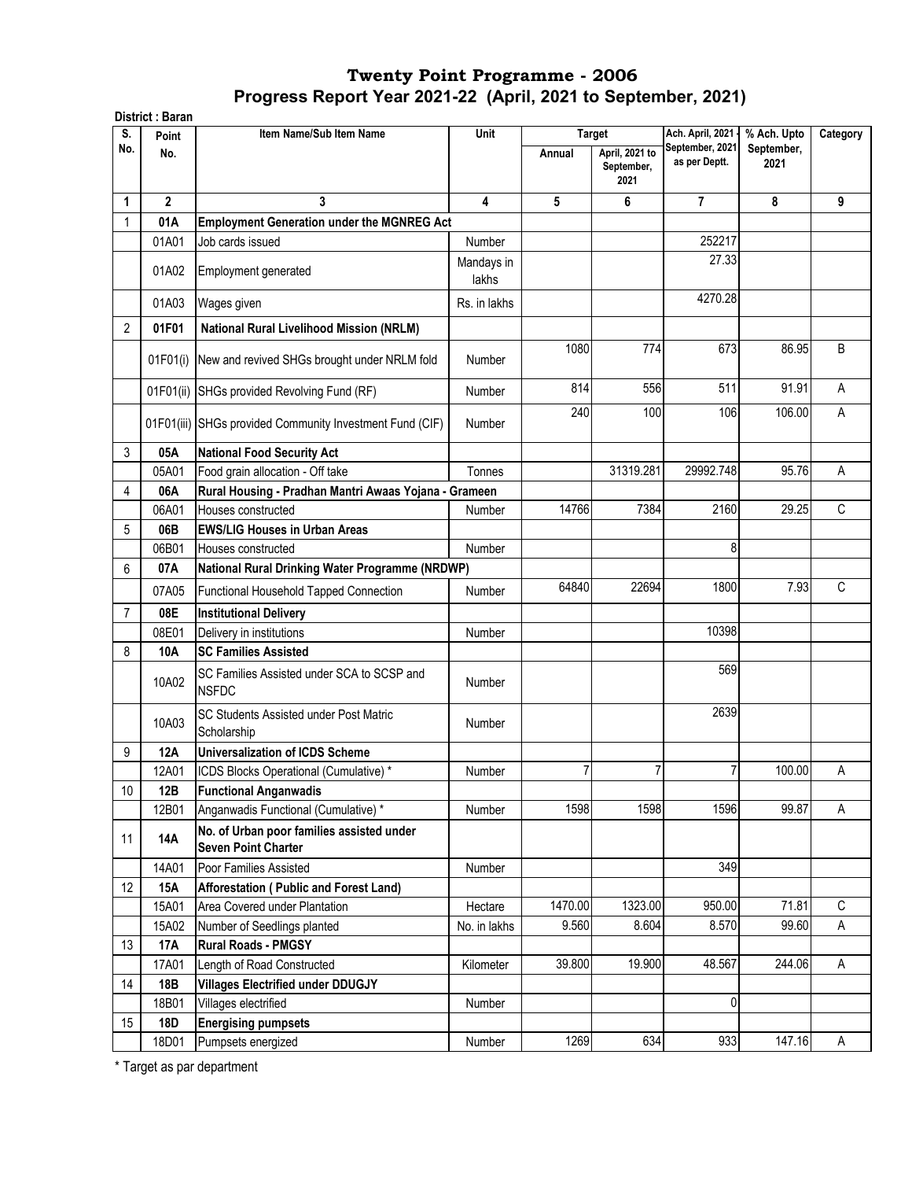# Twenty Point Programme - 2006

## Progress Report Year 2021-22 (April, 2021 to September, 2021)

**District : Baran**

| S. No. | Point No. | Item Name/Sub Item Name | Unit | Target | | Ach. April, 2021 - September, 2021 as per Deptt. | % Ach. Upto September, 2021 | Category |
|---|---|---|---|---|---|---|---|---|
| | | | | Annual | April, 2021 to September, 2021 | | | |
| 1 | 2 | 3 | 4 | 5 | 6 | 7 | 8 | 9 |
| 1 | **01A** | **Employment Generation under the MGNREG Act** | | | | | | |
| | 01A01 | Job cards issued | Number | | | 252217 | | |
| | 01A02 | Employment generated | Mandays in lakhs | | | 27.33 | | |
| | 01A03 | Wages given | Rs. in lakhs | | | 4270.28 | | |
| 2 | **01F01** | **National Rural Livelihood Mission (NRLM)** | | | | | | |
| | 01F01(i) | New and revived SHGs brought under NRLM fold | Number | 1080 | 774 | 673 | 86.95 | B |
| | 01F01(ii) | SHGs provided Revolving Fund (RF) | Number | 814 | 556 | 511 | 91.91 | A |
| | 01F01(iii) | SHGs provided Community Investment Fund (CIF) | Number | 240 | 100 | 106 | 106.00 | A |
| 3 | **05A** | **National Food Security Act** | | | | | | |
| | 05A01 | Food grain allocation - Off take | Tonnes | | 31319.281 | 29992.748 | 95.76 | A |
| 4 | **06A** | **Rural Housing - Pradhan Mantri Awaas Yojana - Grameen** | | | | | | |
| | 06A01 | Houses constructed | Number | 14766 | 7384 | 2160 | 29.25 | C |
| 5 | **06B** | **EWS/LIG Houses in Urban Areas** | | | | | | |
| | 06B01 | Houses constructed | Number | | | 8 | | |
| 6 | **07A** | **National Rural Drinking Water Programme (NRDWP)** | | | | | | |
| | 07A05 | Functional Household Tapped Connection | Number | 64840 | 22694 | 1800 | 7.93 | C |
| 7 | **08E** | **Institutional Delivery** | | | | | | |
| | 08E01 | Delivery in institutions | Number | | | 10398 | | |
| 8 | **10A** | **SC Families Assisted** | | | | | | |
| | 10A02 | SC Families Assisted under SCA to SCSP and NSFDC | Number | | | 569 | | |
| | 10A03 | SC Students Assisted under Post Matric Scholarship | Number | | | 2639 | | |
| 9 | **12A** | **Universalization of ICDS Scheme** | | | | | | |
| | 12A01 | ICDS Blocks Operational (Cumulative) * | Number | 7 | 7 | 7 | 100.00 | A |
| 10 | **12B** | **Functional Anganwadis** | | | | | | |
| | 12B01 | Anganwadis Functional (Cumulative) * | Number | 1598 | 1598 | 1596 | 99.87 | A |
| 11 | **14A** | **No. of Urban poor families assisted under Seven Point Charter** | | | | | | |
| | 14A01 | Poor Families Assisted | Number | | | 349 | | |
| 12 | **15A** | **Afforestation ( Public and Forest Land)** | | | | | | |
| | 15A01 | Area Covered under Plantation | Hectare | 1470.00 | 1323.00 | 950.00 | 71.81 | C |
| | 15A02 | Number of Seedlings planted | No. in lakhs | 9.560 | 8.604 | 8.570 | 99.60 | A |
| 13 | **17A** | **Rural Roads - PMGSY** | | | | | | |
| | 17A01 | Length of Road Constructed | Kilometer | 39.800 | 19.900 | 48.567 | 244.06 | A |
| 14 | **18B** | **Villages Electrified under DDUGJY** | | | | | | |
| | 18B01 | Villages electrified | Number | | | 0 | | |
| 15 | **18D** | **Energising pumpsets** | | | | | | |
| | 18D01 | Pumpsets energized | Number | 1269 | 634 | 933 | 147.16 | A |

\* Target as par department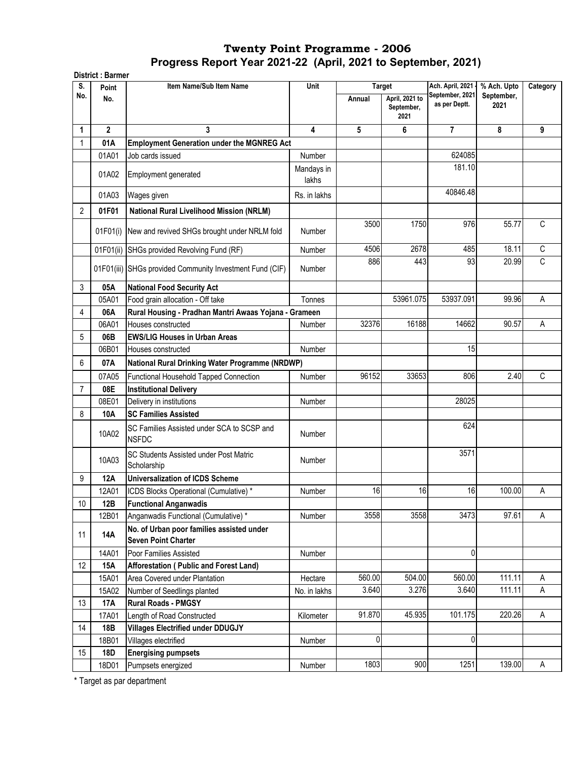# Twenty Point Programme - 2006

## Progress Report Year 2021-22 (April, 2021 to September, 2021)

**District : Barmer**

| S. No. | Point No. | Item Name/Sub Item Name | Unit | Target | | Ach. April, 2021 - September, 2021 as per Deptt. | % Ach. Upto September, 2021 | Category |
|---|---|---|---|---|---|---|---|---|
| | | | | Annual | April, 2021 to September, 2021 | | | |
| 1 | 2 | 3 | 4 | 5 | 6 | 7 | 8 | 9 |
| 1 | 01A | **Employment Generation under the MGNREG Act** | | | | | | |
| | 01A01 | Job cards issued | Number | | | 624085 | | |
| | 01A02 | Employment generated | Mandays in lakhs | | | 181.10 | | |
| | 01A03 | Wages given | Rs. in lakhs | | | 40846.48 | | |
| 2 | 01F01 | **National Rural Livelihood Mission (NRLM)** | | | | | | |
| | 01F01(i) | New and revived SHGs brought under NRLM fold | Number | 3500 | 1750 | 976 | 55.77 | C |
| | 01F01(ii) | SHGs provided Revolving Fund (RF) | Number | 4506 | 2678 | 485 | 18.11 | C |
| | 01F01(iii) | SHGs provided Community Investment Fund (CIF) | Number | 886 | 443 | 93 | 20.99 | C |
| 3 | 05A | **National Food Security Act** | | | | | | |
| | 05A01 | Food grain allocation - Off take | Tonnes | | 53961.075 | 53937.091 | 99.96 | A |
| 4 | 06A | **Rural Housing - Pradhan Mantri Awaas Yojana - Grameen** | | | | | | |
| | 06A01 | Houses constructed | Number | 32376 | 16188 | 14662 | 90.57 | A |
| 5 | 06B | **EWS/LIG Houses in Urban Areas** | | | | | | |
| | 06B01 | Houses constructed | Number | | | 15 | | |
| 6 | 07A | **National Rural Drinking Water Programme (NRDWP)** | | | | | | |
| | 07A05 | Functional Household Tapped Connection | Number | 96152 | 33653 | 806 | 2.40 | C |
| 7 | 08E | **Institutional Delivery** | | | | | | |
| | 08E01 | Delivery in institutions | Number | | | 28025 | | |
| 8 | 10A | **SC Families Assisted** | | | | | | |
| | 10A02 | SC Families Assisted under SCA to SCSP and NSFDC | Number | | | 624 | | |
| | 10A03 | SC Students Assisted under Post Matric Scholarship | Number | | | 3571 | | |
| 9 | 12A | **Universalization of ICDS Scheme** | | | | | | |
| | 12A01 | ICDS Blocks Operational (Cumulative) * | Number | 16 | 16 | 16 | 100.00 | A |
| 10 | 12B | **Functional Anganwadis** | | | | | | |
| | 12B01 | Anganwadis Functional (Cumulative) * | Number | 3558 | 3558 | 3473 | 97.61 | A |
| 11 | 14A | **No. of Urban poor families assisted under Seven Point Charter** | | | | | | |
| | 14A01 | Poor Families Assisted | Number | | | 0 | | |
| 12 | 15A | **Afforestation ( Public and Forest Land)** | | | | | | |
| | 15A01 | Area Covered under Plantation | Hectare | 560.00 | 504.00 | 560.00 | 111.11 | A |
| | 15A02 | Number of Seedlings planted | No. in lakhs | 3.640 | 3.276 | 3.640 | 111.11 | A |
| 13 | 17A | **Rural Roads - PMGSY** | | | | | | |
| | 17A01 | Length of Road Constructed | Kilometer | 91.870 | 45.935 | 101.175 | 220.26 | A |
| 14 | 18B | **Villages Electrified under DDUGJY** | | | | | | |
| | 18B01 | Villages electrified | Number | 0 | | 0 | | |
| 15 | 18D | **Energising pumpsets** | | | | | | |
| | 18D01 | Pumpsets energized | Number | 1803 | 900 | 1251 | 139.00 | A |

\* Target as par department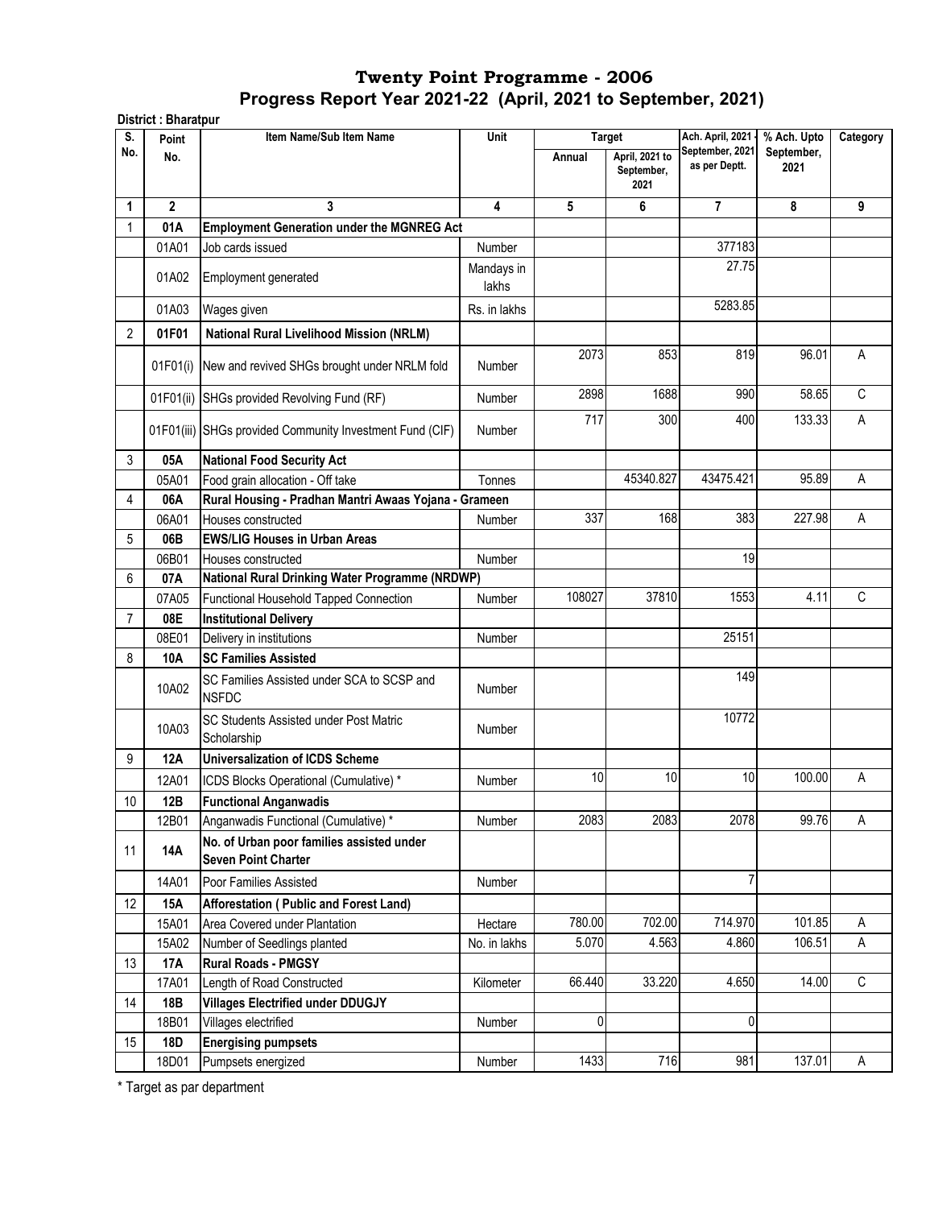# Twenty Point Programme - 2006

## Progress Report Year 2021-22 (April, 2021 to September, 2021)

**District : Bharatpur**

| S. No. | Point No. | Item Name/Sub Item Name | Unit | Target | | Ach. April, 2021 - September, 2021 as per Deptt. | % Ach. Upto September, 2021 | Category |
|---|---|---|---|---|---|---|---|---|
| | | | | Annual | April, 2021 to September, 2021 | | | |
| 1 | 2 | 3 | 4 | 5 | 6 | 7 | 8 | 9 |
| 1 | **01A** | **Employment Generation under the MGNREG Act** | | | | | | |
| | 01A01 | Job cards issued | Number | | | 377183 | | |
| | 01A02 | Employment generated | Mandays in lakhs | | | 27.75 | | |
| | 01A03 | Wages given | Rs. in lakhs | | | 5283.85 | | |
| 2 | **01F01** | **National Rural Livelihood Mission (NRLM)** | | | | | | |
| | 01F01(i) | New and revived SHGs brought under NRLM fold | Number | 2073 | 853 | 819 | 96.01 | A |
| | 01F01(ii) | SHGs provided Revolving Fund (RF) | Number | 2898 | 1688 | 990 | 58.65 | C |
| | 01F01(iii) | SHGs provided Community Investment Fund (CIF) | Number | 717 | 300 | 400 | 133.33 | A |
| 3 | **05A** | **National Food Security Act** | | | | | | |
| | 05A01 | Food grain allocation - Off take | Tonnes | | 45340.827 | 43475.421 | 95.89 | A |
| 4 | **06A** | **Rural Housing - Pradhan Mantri Awaas Yojana - Grameen** | | | | | | |
| | 06A01 | Houses constructed | Number | 337 | 168 | 383 | 227.98 | A |
| 5 | **06B** | **EWS/LIG Houses in Urban Areas** | | | | | | |
| | 06B01 | Houses constructed | Number | | | 19 | | |
| 6 | **07A** | **National Rural Drinking Water Programme (NRDWP)** | | | | | | |
| | 07A05 | Functional Household Tapped Connection | Number | 108027 | 37810 | 1553 | 4.11 | C |
| 7 | **08E** | **Institutional Delivery** | | | | | | |
| | 08E01 | Delivery in institutions | Number | | | 25151 | | |
| 8 | **10A** | **SC Families Assisted** | | | | | | |
| | 10A02 | SC Families Assisted under SCA to SCSP and NSFDC | Number | | | 149 | | |
| | 10A03 | SC Students Assisted under Post Matric Scholarship | Number | | | 10772 | | |
| 9 | **12A** | **Universalization of ICDS Scheme** | | | | | | |
| | 12A01 | ICDS Blocks Operational (Cumulative) * | Number | 10 | 10 | 10 | 100.00 | A |
| 10 | **12B** | **Functional Anganwadis** | | | | | | |
| | 12B01 | Anganwadis Functional (Cumulative) * | Number | 2083 | 2083 | 2078 | 99.76 | A |
| 11 | **14A** | **No. of Urban poor families assisted under Seven Point Charter** | | | | | | |
| | 14A01 | Poor Families Assisted | Number | | | 7 | | |
| 12 | **15A** | **Afforestation ( Public and Forest Land)** | | | | | | |
| | 15A01 | Area Covered under Plantation | Hectare | 780.00 | 702.00 | 714.970 | 101.85 | A |
| | 15A02 | Number of Seedlings planted | No. in lakhs | 5.070 | 4.563 | 4.860 | 106.51 | A |
| 13 | **17A** | **Rural Roads - PMGSY** | | | | | | |
| | 17A01 | Length of Road Constructed | Kilometer | 66.440 | 33.220 | 4.650 | 14.00 | C |
| 14 | **18B** | **Villages Electrified under DDUGJY** | | | | | | |
| | 18B01 | Villages electrified | Number | 0 | | 0 | | |
| 15 | **18D** | **Energising pumpsets** | | | | | | |
| | 18D01 | Pumpsets energized | Number | 1433 | 716 | 981 | 137.01 | A |

\* Target as par department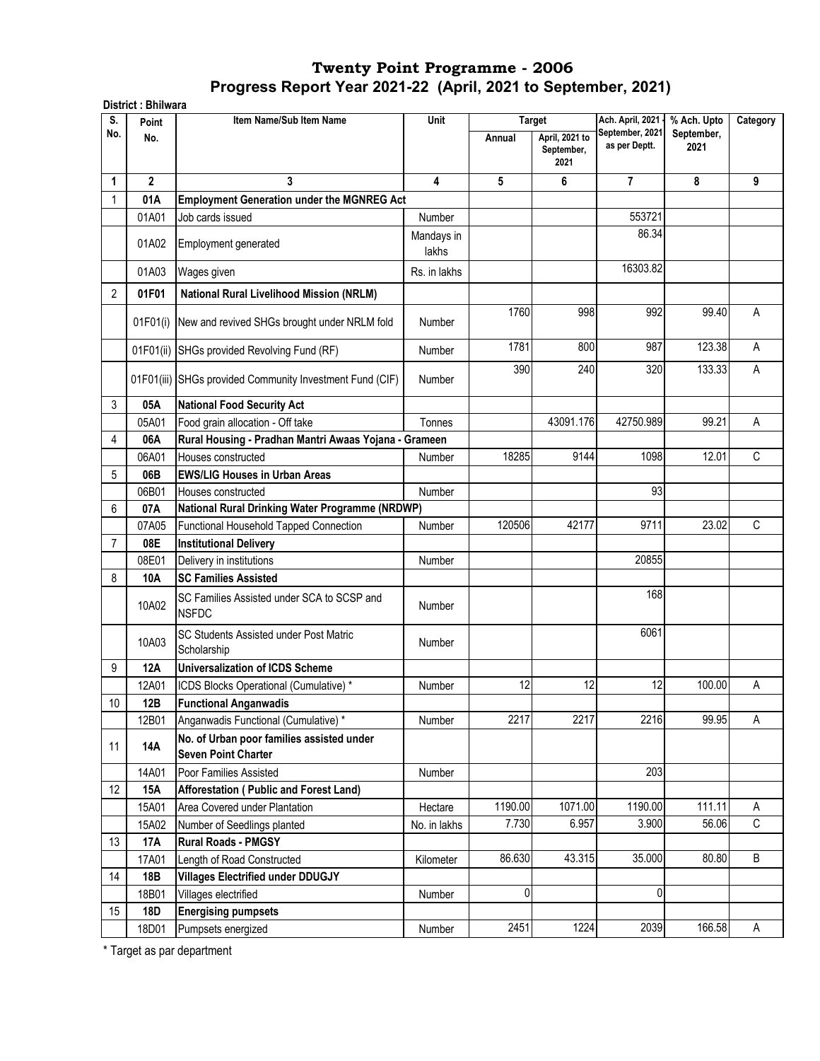# Twenty Point Programme - 2006

## Progress Report Year 2021-22 (April, 2021 to September, 2021)

**District : Bhilwara**

| S. No. | Point No. | Item Name/Sub Item Name | Unit | Target | | Ach. April, 2021 - September, 2021 as per Deptt. | % Ach. Upto September, 2021 | Category |
|---|---|---|---|---|---|---|---|---|
| | | | | Annual | April, 2021 to September, 2021 | | | |
| 1 | 2 | 3 | 4 | 5 | 6 | 7 | 8 | 9 |
| 1 | **01A** | **Employment Generation under the MGNREG Act** | | | | | | |
| | 01A01 | Job cards issued | Number | | | 553721 | | |
| | 01A02 | Employment generated | Mandays in lakhs | | | 86.34 | | |
| | 01A03 | Wages given | Rs. in lakhs | | | 16303.82 | | |
| 2 | **01F01** | **National Rural Livelihood Mission (NRLM)** | | | | | | |
| | 01F01(i) | New and revived SHGs brought under NRLM fold | Number | 1760 | 998 | 992 | 99.40 | A |
| | 01F01(ii) | SHGs provided Revolving Fund (RF) | Number | 1781 | 800 | 987 | 123.38 | A |
| | 01F01(iii) | SHGs provided Community Investment Fund (CIF) | Number | 390 | 240 | 320 | 133.33 | A |
| 3 | **05A** | **National Food Security Act** | | | | | | |
| | 05A01 | Food grain allocation - Off take | Tonnes | | 43091.176 | 42750.989 | 99.21 | A |
| 4 | **06A** | **Rural Housing - Pradhan Mantri Awaas Yojana - Grameen** | | | | | | |
| | 06A01 | Houses constructed | Number | 18285 | 9144 | 1098 | 12.01 | C |
| 5 | **06B** | **EWS/LIG Houses in Urban Areas** | | | | | | |
| | 06B01 | Houses constructed | Number | | | 93 | | |
| 6 | **07A** | **National Rural Drinking Water Programme (NRDWP)** | | | | | | |
| | 07A05 | Functional Household Tapped Connection | Number | 120506 | 42177 | 9711 | 23.02 | C |
| 7 | **08E** | **Institutional Delivery** | | | | | | |
| | 08E01 | Delivery in institutions | Number | | | 20855 | | |
| 8 | **10A** | **SC Families Assisted** | | | | | | |
| | 10A02 | SC Families Assisted under SCA to SCSP and NSFDC | Number | | | 168 | | |
| | 10A03 | SC Students Assisted under Post Matric Scholarship | Number | | | 6061 | | |
| 9 | **12A** | **Universalization of ICDS Scheme** | | | | | | |
| | 12A01 | ICDS Blocks Operational (Cumulative) * | Number | 12 | 12 | 12 | 100.00 | A |
| 10 | **12B** | **Functional Anganwadis** | | | | | | |
| | 12B01 | Anganwadis Functional (Cumulative) * | Number | 2217 | 2217 | 2216 | 99.95 | A |
| 11 | **14A** | **No. of Urban poor families assisted under Seven Point Charter** | | | | | | |
| | 14A01 | Poor Families Assisted | Number | | | 203 | | |
| 12 | **15A** | **Afforestation ( Public and Forest Land)** | | | | | | |
| | 15A01 | Area Covered under Plantation | Hectare | 1190.00 | 1071.00 | 1190.00 | 111.11 | A |
| | 15A02 | Number of Seedlings planted | No. in lakhs | 7.730 | 6.957 | 3.900 | 56.06 | C |
| 13 | **17A** | **Rural Roads - PMGSY** | | | | | | |
| | 17A01 | Length of Road Constructed | Kilometer | 86.630 | 43.315 | 35.000 | 80.80 | B |
| 14 | **18B** | **Villages Electrified under DDUGJY** | | | | | | |
| | 18B01 | Villages electrified | Number | 0 | | 0 | | |
| 15 | **18D** | **Energising pumpsets** | | | | | | |
| | 18D01 | Pumpsets energized | Number | 2451 | 1224 | 2039 | 166.58 | A |

\* Target as par department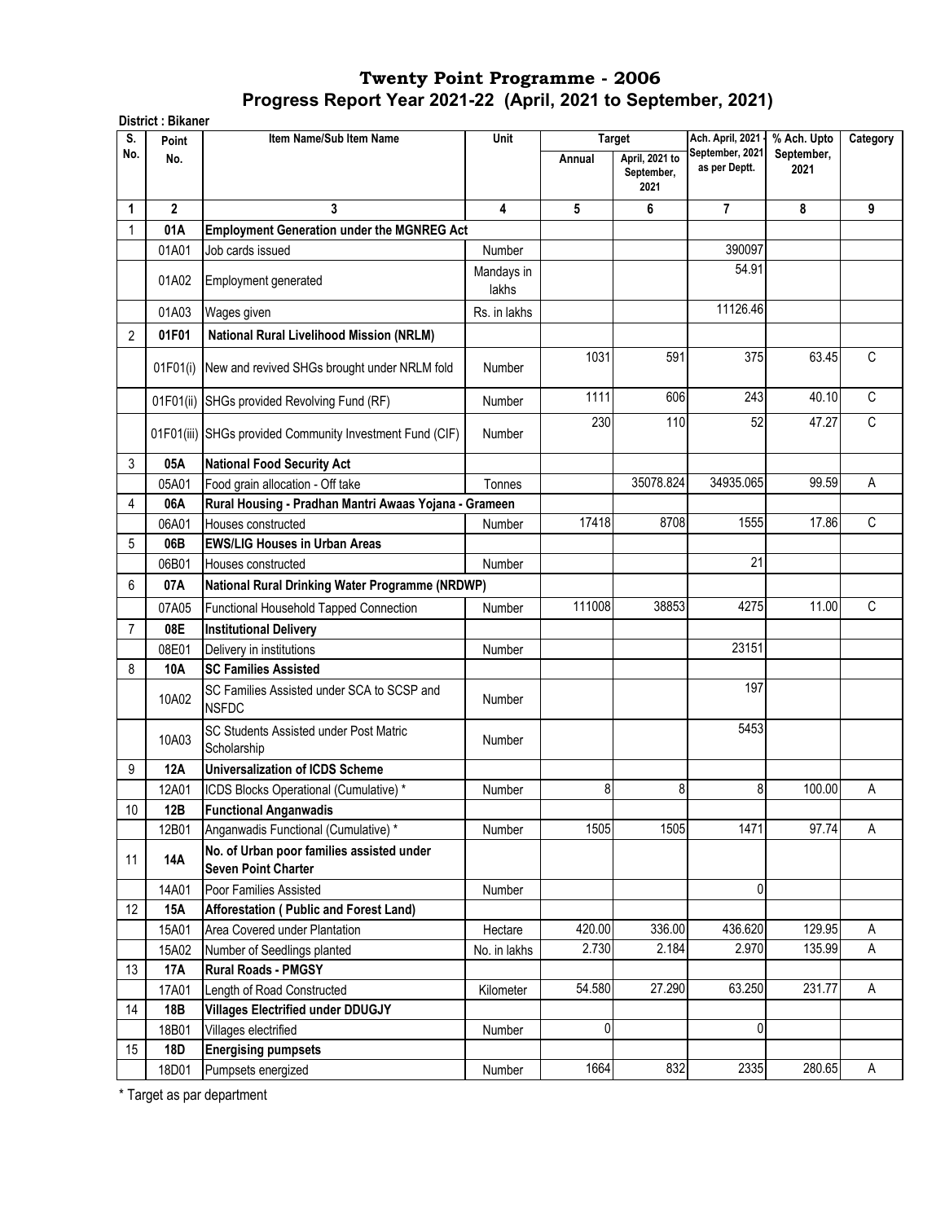# Twenty Point Programme - 2006
## Progress Report Year 2021-22 (April, 2021 to September, 2021)

**District : Bikaner**

| S. No. | Point No. | Item Name/Sub Item Name | Unit | Target | | Ach. April, 2021 - September, 2021 as per Deptt. | % Ach. Upto September, 2021 | Category |
|---|---|---|---|---|---|---|---|---|
| | | | | Annual | April, 2021 to September, 2021 | | | |
| 1 | 2 | 3 | 4 | 5 | 6 | 7 | 8 | 9 |
| 1 | **01A** | **Employment Generation under the MGNREG Act** | | | | | | |
| | 01A01 | Job cards issued | Number | | | 390097 | | |
| | 01A02 | Employment generated | Mandays in lakhs | | | 54.91 | | |
| | 01A03 | Wages given | Rs. in lakhs | | | 11126.46 | | |
| 2 | **01F01** | **National Rural Livelihood Mission (NRLM)** | | | | | | |
| | 01F01(i) | New and revived SHGs brought under NRLM fold | Number | 1031 | 591 | 375 | 63.45 | C |
| | 01F01(ii) | SHGs provided Revolving Fund (RF) | Number | 1111 | 606 | 243 | 40.10 | C |
| | 01F01(iii) | SHGs provided Community Investment Fund (CIF) | Number | 230 | 110 | 52 | 47.27 | C |
| 3 | **05A** | **National Food Security Act** | | | | | | |
| | 05A01 | Food grain allocation - Off take | Tonnes | | 35078.824 | 34935.065 | 99.59 | A |
| 4 | **06A** | **Rural Housing - Pradhan Mantri Awaas Yojana - Grameen** | | | | | | |
| | 06A01 | Houses constructed | Number | 17418 | 8708 | 1555 | 17.86 | C |
| 5 | **06B** | **EWS/LIG Houses in Urban Areas** | | | | | | |
| | 06B01 | Houses constructed | Number | | | 21 | | |
| 6 | **07A** | **National Rural Drinking Water Programme (NRDWP)** | | | | | | |
| | 07A05 | Functional Household Tapped Connection | Number | 111008 | 38853 | 4275 | 11.00 | C |
| 7 | **08E** | **Institutional Delivery** | | | | | | |
| | 08E01 | Delivery in institutions | Number | | | 23151 | | |
| 8 | **10A** | **SC Families Assisted** | | | | | | |
| | 10A02 | SC Families Assisted under SCA to SCSP and NSFDC | Number | | | 197 | | |
| | 10A03 | SC Students Assisted under Post Matric Scholarship | Number | | | 5453 | | |
| 9 | **12A** | **Universalization of ICDS Scheme** | | | | | | |
| | 12A01 | ICDS Blocks Operational (Cumulative) * | Number | 8 | 8 | 8 | 100.00 | A |
| 10 | **12B** | **Functional Anganwadis** | | | | | | |
| | 12B01 | Anganwadis Functional (Cumulative) * | Number | 1505 | 1505 | 1471 | 97.74 | A |
| 11 | **14A** | **No. of Urban poor families assisted under Seven Point Charter** | | | | | | |
| | 14A01 | Poor Families Assisted | Number | | | 0 | | |
| 12 | **15A** | **Afforestation ( Public and Forest Land)** | | | | | | |
| | 15A01 | Area Covered under Plantation | Hectare | 420.00 | 336.00 | 436.620 | 129.95 | A |
| | 15A02 | Number of Seedlings planted | No. in lakhs | 2.730 | 2.184 | 2.970 | 135.99 | A |
| 13 | **17A** | **Rural Roads - PMGSY** | | | | | | |
| | 17A01 | Length of Road Constructed | Kilometer | 54.580 | 27.290 | 63.250 | 231.77 | A |
| 14 | **18B** | **Villages Electrified under DDUGJY** | | | | | | |
| | 18B01 | Villages electrified | Number | 0 | | 0 | | |
| 15 | **18D** | **Energising pumpsets** | | | | | | |
| | 18D01 | Pumpsets energized | Number | 1664 | 832 | 2335 | 280.65 | A |

\* Target as par department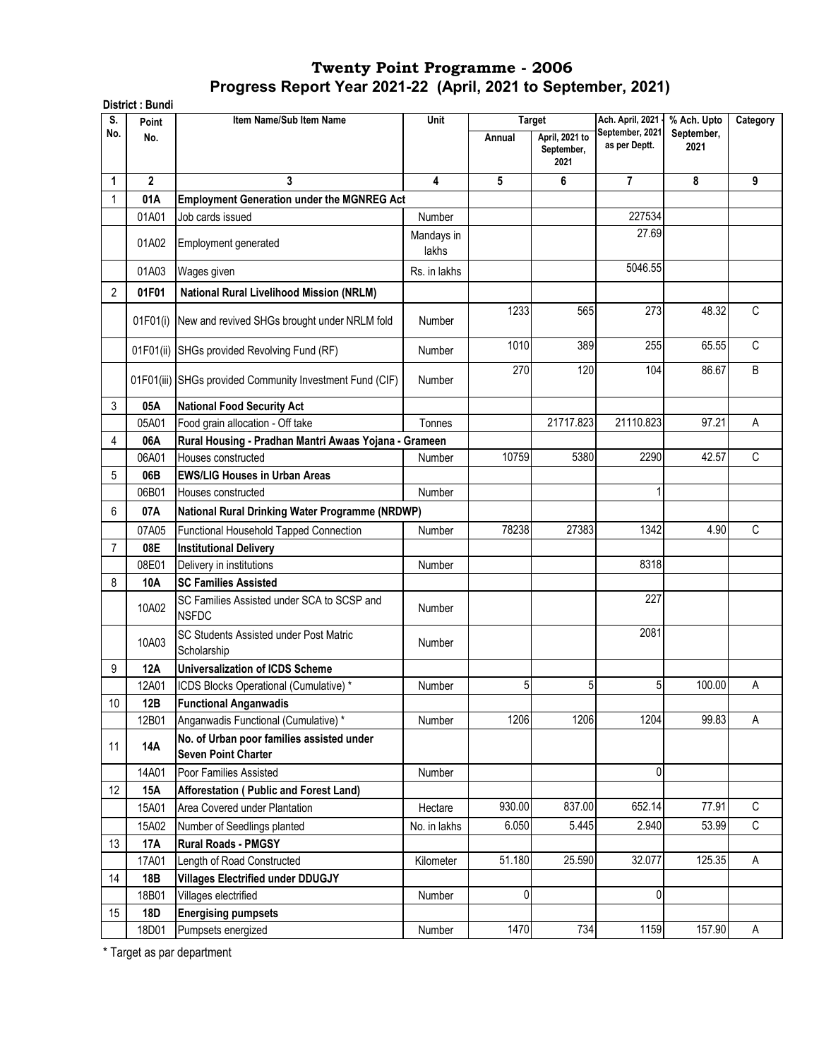# Twenty Point Programme - 2006
## Progress Report Year 2021-22 (April, 2021 to September, 2021)

**District : Bundi**

| S. No. | Point No. | Item Name/Sub Item Name | Unit | Target | | Ach. April, 2021 - September, 2021 as per Deptt. | % Ach. Upto September, 2021 | Category |
|---|---|---|---|---|---|---|---|---|
| | | | | Annual | April, 2021 to September, 2021 | | | |
| 1 | 2 | 3 | 4 | 5 | 6 | 7 | 8 | 9 |
| 1 | **01A** | **Employment Generation under the MGNREG Act** | | | | | | |
| | 01A01 | Job cards issued | Number | | | 227534 | | |
| | 01A02 | Employment generated | Mandays in lakhs | | | 27.69 | | |
| | 01A03 | Wages given | Rs. in lakhs | | | 5046.55 | | |
| 2 | **01F01** | **National Rural Livelihood Mission (NRLM)** | | | | | | |
| | 01F01(i) | New and revived SHGs brought under NRLM fold | Number | 1233 | 565 | 273 | 48.32 | C |
| | 01F01(ii) | SHGs provided Revolving Fund (RF) | Number | 1010 | 389 | 255 | 65.55 | C |
| | 01F01(iii) | SHGs provided Community Investment Fund (CIF) | Number | 270 | 120 | 104 | 86.67 | B |
| 3 | **05A** | **National Food Security Act** | | | | | | |
| | 05A01 | Food grain allocation - Off take | Tonnes | | 21717.823 | 21110.823 | 97.21 | A |
| 4 | **06A** | **Rural Housing - Pradhan Mantri Awaas Yojana - Grameen** | | | | | | |
| | 06A01 | Houses constructed | Number | 10759 | 5380 | 2290 | 42.57 | C |
| 5 | **06B** | **EWS/LIG Houses in Urban Areas** | | | | | | |
| | 06B01 | Houses constructed | Number | | | 1 | | |
| 6 | **07A** | **National Rural Drinking Water Programme (NRDWP)** | | | | | | |
| | 07A05 | Functional Household Tapped Connection | Number | 78238 | 27383 | 1342 | 4.90 | C |
| 7 | **08E** | **Institutional Delivery** | | | | | | |
| | 08E01 | Delivery in institutions | Number | | | 8318 | | |
| 8 | **10A** | **SC Families Assisted** | | | | | | |
| | 10A02 | SC Families Assisted under SCA to SCSP and NSFDC | Number | | | 227 | | |
| | 10A03 | SC Students Assisted under Post Matric Scholarship | Number | | | 2081 | | |
| 9 | **12A** | **Universalization of ICDS Scheme** | | | | | | |
| | 12A01 | ICDS Blocks Operational (Cumulative) * | Number | 5 | 5 | 5 | 100.00 | A |
| 10 | **12B** | **Functional Anganwadis** | | | | | | |
| | 12B01 | Anganwadis Functional (Cumulative) * | Number | 1206 | 1206 | 1204 | 99.83 | A |
| 11 | **14A** | **No. of Urban poor families assisted under Seven Point Charter** | | | | | | |
| | 14A01 | Poor Families Assisted | Number | | | 0 | | |
| 12 | **15A** | **Afforestation ( Public and Forest Land)** | | | | | | |
| | 15A01 | Area Covered under Plantation | Hectare | 930.00 | 837.00 | 652.14 | 77.91 | C |
| | 15A02 | Number of Seedlings planted | No. in lakhs | 6.050 | 5.445 | 2.940 | 53.99 | C |
| 13 | **17A** | **Rural Roads - PMGSY** | | | | | | |
| | 17A01 | Length of Road Constructed | Kilometer | 51.180 | 25.590 | 32.077 | 125.35 | A |
| 14 | **18B** | **Villages Electrified under DDUGJY** | | | | | | |
| | 18B01 | Villages electrified | Number | 0 | | 0 | | |
| 15 | **18D** | **Energising pumpsets** | | | | | | |
| | 18D01 | Pumpsets energized | Number | 1470 | 734 | 1159 | 157.90 | A |

* Target as par department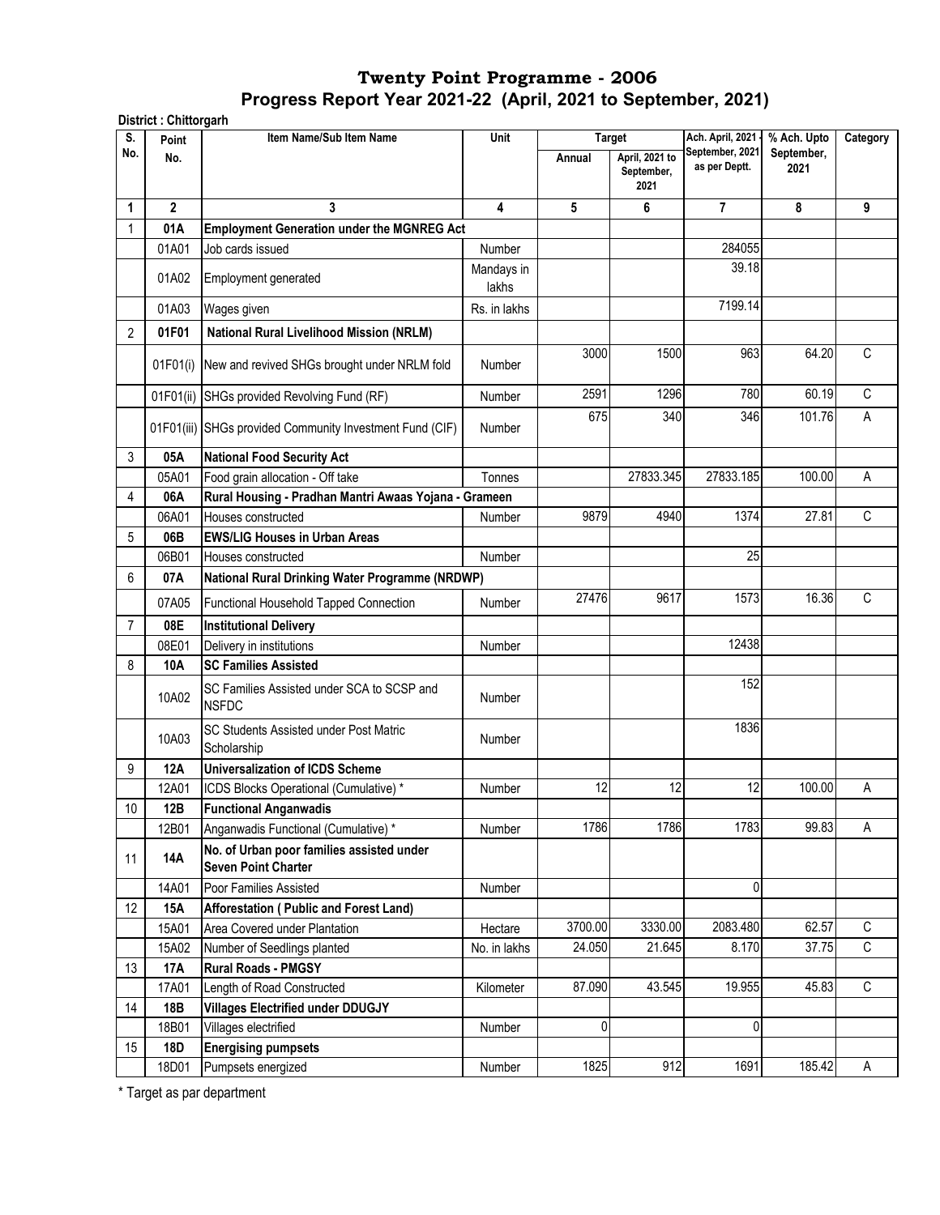# Twenty Point Programme - 2006
## Progress Report Year 2021-22 (April, 2021 to September, 2021)

**District : Chittorgarh**

| S. No. | Point No. | Item Name/Sub Item Name | Unit | Target | | Ach. April, 2021 - September, 2021 as per Deptt. | % Ach. Upto September, 2021 | Category |
|---|---|---|---|---|---|---|---|---|
| | | | | Annual | April, 2021 to September, 2021 | | | |
| 1 | 2 | 3 | 4 | 5 | 6 | 7 | 8 | 9 |
| 1 | **01A** | **Employment Generation under the MGNREG Act** | | | | | | |
| | 01A01 | Job cards issued | Number | | | 284055 | | |
| | 01A02 | Employment generated | Mandays in lakhs | | | 39.18 | | |
| | 01A03 | Wages given | Rs. in lakhs | | | 7199.14 | | |
| 2 | **01F01** | **National Rural Livelihood Mission (NRLM)** | | | | | | |
| | 01F01(i) | New and revived SHGs brought under NRLM fold | Number | 3000 | 1500 | 963 | 64.20 | C |
| | 01F01(ii) | SHGs provided Revolving Fund (RF) | Number | 2591 | 1296 | 780 | 60.19 | C |
| | 01F01(iii) | SHGs provided Community Investment Fund (CIF) | Number | 675 | 340 | 346 | 101.76 | A |
| 3 | **05A** | **National Food Security Act** | | | | | | |
| | 05A01 | Food grain allocation - Off take | Tonnes | | 27833.345 | 27833.185 | 100.00 | A |
| 4 | **06A** | **Rural Housing - Pradhan Mantri Awaas Yojana - Grameen** | | | | | | |
| | 06A01 | Houses constructed | Number | 9879 | 4940 | 1374 | 27.81 | C |
| 5 | **06B** | **EWS/LIG Houses in Urban Areas** | | | | | | |
| | 06B01 | Houses constructed | Number | | | 25 | | |
| 6 | **07A** | **National Rural Drinking Water Programme (NRDWP)** | | | | | | |
| | 07A05 | Functional Household Tapped Connection | Number | 27476 | 9617 | 1573 | 16.36 | C |
| 7 | **08E** | **Institutional Delivery** | | | | | | |
| | 08E01 | Delivery in institutions | Number | | | 12438 | | |
| 8 | **10A** | **SC Families Assisted** | | | | | | |
| | 10A02 | SC Families Assisted under SCA to SCSP and NSFDC | Number | | | 152 | | |
| | 10A03 | SC Students Assisted under Post Matric Scholarship | Number | | | 1836 | | |
| 9 | **12A** | **Universalization of ICDS Scheme** | | | | | | |
| | 12A01 | ICDS Blocks Operational (Cumulative) * | Number | 12 | 12 | 12 | 100.00 | A |
| 10 | **12B** | **Functional Anganwadis** | | | | | | |
| | 12B01 | Anganwadis Functional (Cumulative) * | Number | 1786 | 1786 | 1783 | 99.83 | A |
| 11 | **14A** | **No. of Urban poor families assisted under Seven Point Charter** | | | | | | |
| | 14A01 | Poor Families Assisted | Number | | | 0 | | |
| 12 | **15A** | **Afforestation ( Public and Forest Land)** | | | | | | |
| | 15A01 | Area Covered under Plantation | Hectare | 3700.00 | 3330.00 | 2083.480 | 62.57 | C |
| | 15A02 | Number of Seedlings planted | No. in lakhs | 24.050 | 21.645 | 8.170 | 37.75 | C |
| 13 | **17A** | **Rural Roads - PMGSY** | | | | | | |
| | 17A01 | Length of Road Constructed | Kilometer | 87.090 | 43.545 | 19.955 | 45.83 | C |
| 14 | **18B** | **Villages Electrified under DDUGJY** | | | | | | |
| | 18B01 | Villages electrified | Number | 0 | | 0 | | |
| 15 | **18D** | **Energising pumpsets** | | | | | | |
| | 18D01 | Pumpsets energized | Number | 1825 | 912 | 1691 | 185.42 | A |

\* Target as par department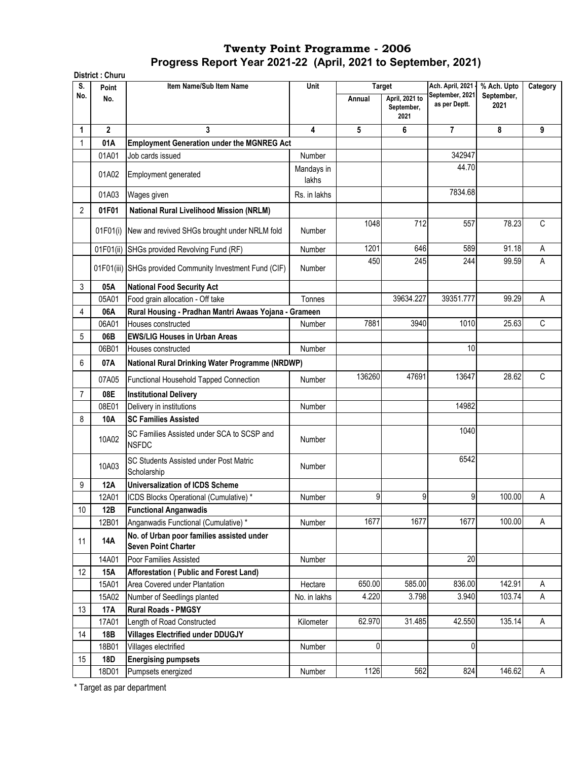# Twenty Point Programme - 2006
## Progress Report Year 2021-22 (April, 2021 to September, 2021)

**District : Churu**

| S. No. | Point No. | Item Name/Sub Item Name | Unit | Target | | Ach. April, 2021 - September, 2021 as per Deptt. | % Ach. Upto September, 2021 | Category |
|---|---|---|---|---|---|---|---|---|
| | | | | Annual | April, 2021 to September, 2021 | | | |
| 1 | 2 | 3 | 4 | 5 | 6 | 7 | 8 | 9 |
| 1 | 01A | **Employment Generation under the MGNREG Act** | | | | | | |
| | 01A01 | Job cards issued | Number | | | 342947 | | |
| | 01A02 | Employment generated | Mandays in lakhs | | | 44.70 | | |
| | 01A03 | Wages given | Rs. in lakhs | | | 7834.68 | | |
| 2 | 01F01 | **National Rural Livelihood Mission (NRLM)** | | | | | | |
| | 01F01(i) | New and revived SHGs brought under NRLM fold | Number | 1048 | 712 | 557 | 78.23 | C |
| | 01F01(ii) | SHGs provided Revolving Fund (RF) | Number | 1201 | 646 | 589 | 91.18 | A |
| | 01F01(iii) | SHGs provided Community Investment Fund (CIF) | Number | 450 | 245 | 244 | 99.59 | A |
| 3 | 05A | **National Food Security Act** | | | | | | |
| | 05A01 | Food grain allocation - Off take | Tonnes | | 39634.227 | 39351.777 | 99.29 | A |
| 4 | 06A | **Rural Housing - Pradhan Mantri Awaas Yojana - Grameen** | | | | | | |
| | 06A01 | Houses constructed | Number | 7881 | 3940 | 1010 | 25.63 | C |
| 5 | 06B | **EWS/LIG Houses in Urban Areas** | | | | | | |
| | 06B01 | Houses constructed | Number | | | 10 | | |
| 6 | 07A | **National Rural Drinking Water Programme (NRDWP)** | | | | | | |
| | 07A05 | Functional Household Tapped Connection | Number | 136260 | 47691 | 13647 | 28.62 | C |
| 7 | 08E | **Institutional Delivery** | | | | | | |
| | 08E01 | Delivery in institutions | Number | | | 14982 | | |
| 8 | 10A | **SC Families Assisted** | | | | | | |
| | 10A02 | SC Families Assisted under SCA to SCSP and NSFDC | Number | | | 1040 | | |
| | 10A03 | SC Students Assisted under Post Matric Scholarship | Number | | | 6542 | | |
| 9 | 12A | **Universalization of ICDS Scheme** | | | | | | |
| | 12A01 | ICDS Blocks Operational (Cumulative) * | Number | 9 | 9 | 9 | 100.00 | A |
| 10 | 12B | **Functional Anganwadis** | | | | | | |
| | 12B01 | Anganwadis Functional (Cumulative) * | Number | 1677 | 1677 | 1677 | 100.00 | A |
| 11 | 14A | **No. of Urban poor families assisted under Seven Point Charter** | | | | | | |
| | 14A01 | Poor Families Assisted | Number | | | 20 | | |
| 12 | 15A | **Afforestation ( Public and Forest Land)** | | | | | | |
| | 15A01 | Area Covered under Plantation | Hectare | 650.00 | 585.00 | 836.00 | 142.91 | A |
| | 15A02 | Number of Seedlings planted | No. in lakhs | 4.220 | 3.798 | 3.940 | 103.74 | A |
| 13 | 17A | **Rural Roads - PMGSY** | | | | | | |
| | 17A01 | Length of Road Constructed | Kilometer | 62.970 | 31.485 | 42.550 | 135.14 | A |
| 14 | 18B | **Villages Electrified under DDUGJY** | | | | | | |
| | 18B01 | Villages electrified | Number | 0 | | 0 | | |
| 15 | 18D | **Energising pumpsets** | | | | | | |
| | 18D01 | Pumpsets energized | Number | 1126 | 562 | 824 | 146.62 | A |

\* Target as par department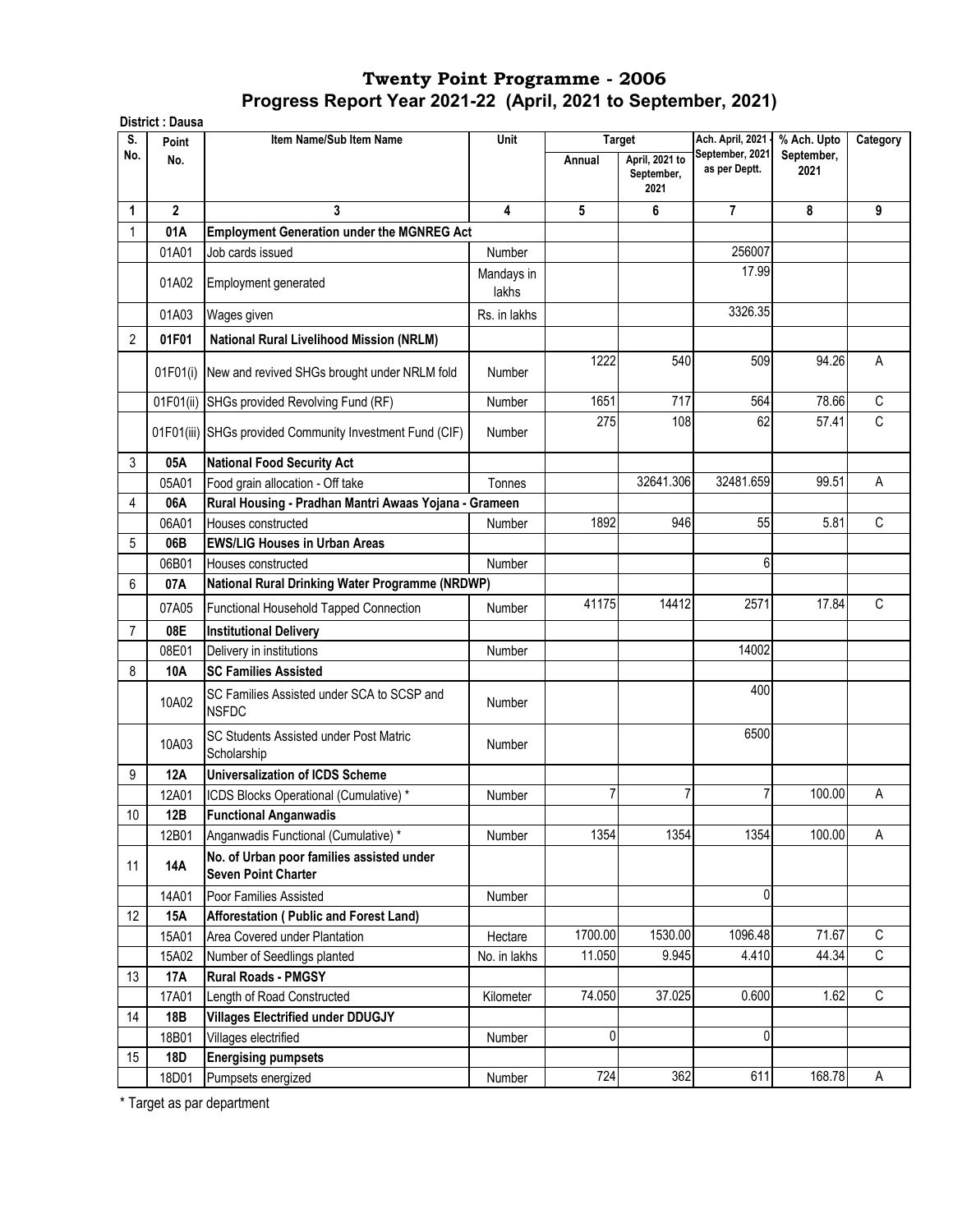# Twenty Point Programme - 2006
## Progress Report Year 2021-22 (April, 2021 to September, 2021)

**District : Dausa**

| S. No. | Point No. | Item Name/Sub Item Name | Unit | Target | | Ach. April, 2021 - September, 2021 as per Deptt. | % Ach. Upto September, 2021 | Category |
|---|---|---|---|---|---|---|---|---|
| | | | | Annual | April, 2021 to September, 2021 | | | |
| 1 | 2 | 3 | 4 | 5 | 6 | 7 | 8 | 9 |
| 1 | 01A | **Employment Generation under the MGNREG Act** | | | | | | |
| | 01A01 | Job cards issued | Number | | | 256007 | | |
| | 01A02 | Employment generated | Mandays in lakhs | | | 17.99 | | |
| | 01A03 | Wages given | Rs. in lakhs | | | 3326.35 | | |
| 2 | 01F01 | **National Rural Livelihood Mission (NRLM)** | | | | | | |
| | 01F01(i) | New and revived SHGs brought under NRLM fold | Number | 1222 | 540 | 509 | 94.26 | A |
| | 01F01(ii) | SHGs provided Revolving Fund (RF) | Number | 1651 | 717 | 564 | 78.66 | C |
| | 01F01(iii) | SHGs provided Community Investment Fund (CIF) | Number | 275 | 108 | 62 | 57.41 | C |
| 3 | 05A | **National Food Security Act** | | | | | | |
| | 05A01 | Food grain allocation - Off take | Tonnes | | 32641.306 | 32481.659 | 99.51 | A |
| 4 | 06A | **Rural Housing - Pradhan Mantri Awaas Yojana - Grameen** | | | | | | |
| | 06A01 | Houses constructed | Number | 1892 | 946 | 55 | 5.81 | C |
| 5 | 06B | **EWS/LIG Houses in Urban Areas** | | | | | | |
| | 06B01 | Houses constructed | Number | | | 6 | | |
| 6 | 07A | **National Rural Drinking Water Programme (NRDWP)** | | | | | | |
| | 07A05 | Functional Household Tapped Connection | Number | 41175 | 14412 | 2571 | 17.84 | C |
| 7 | 08E | **Institutional Delivery** | | | | | | |
| | 08E01 | Delivery in institutions | Number | | | 14002 | | |
| 8 | 10A | **SC Families Assisted** | | | | | | |
| | 10A02 | SC Families Assisted under SCA to SCSP and NSFDC | Number | | | 400 | | |
| | 10A03 | SC Students Assisted under Post Matric Scholarship | Number | | | 6500 | | |
| 9 | 12A | **Universalization of ICDS Scheme** | | | | | | |
| | 12A01 | ICDS Blocks Operational (Cumulative) * | Number | 7 | 7 | 7 | 100.00 | A |
| 10 | 12B | **Functional Anganwadis** | | | | | | |
| | 12B01 | Anganwadis Functional (Cumulative) * | Number | 1354 | 1354 | 1354 | 100.00 | A |
| 11 | 14A | **No. of Urban poor families assisted under Seven Point Charter** | | | | | | |
| | 14A01 | Poor Families Assisted | Number | | | 0 | | |
| 12 | 15A | **Afforestation ( Public and Forest Land)** | | | | | | |
| | 15A01 | Area Covered under Plantation | Hectare | 1700.00 | 1530.00 | 1096.48 | 71.67 | C |
| | 15A02 | Number of Seedlings planted | No. in lakhs | 11.050 | 9.945 | 4.410 | 44.34 | C |
| 13 | 17A | **Rural Roads - PMGSY** | | | | | | |
| | 17A01 | Length of Road Constructed | Kilometer | 74.050 | 37.025 | 0.600 | 1.62 | C |
| 14 | 18B | **Villages Electrified under DDUGJY** | | | | | | |
| | 18B01 | Villages electrified | Number | 0 | | 0 | | |
| 15 | 18D | **Energising pumpsets** | | | | | | |
| | 18D01 | Pumpsets energized | Number | 724 | 362 | 611 | 168.78 | A |

\* Target as par department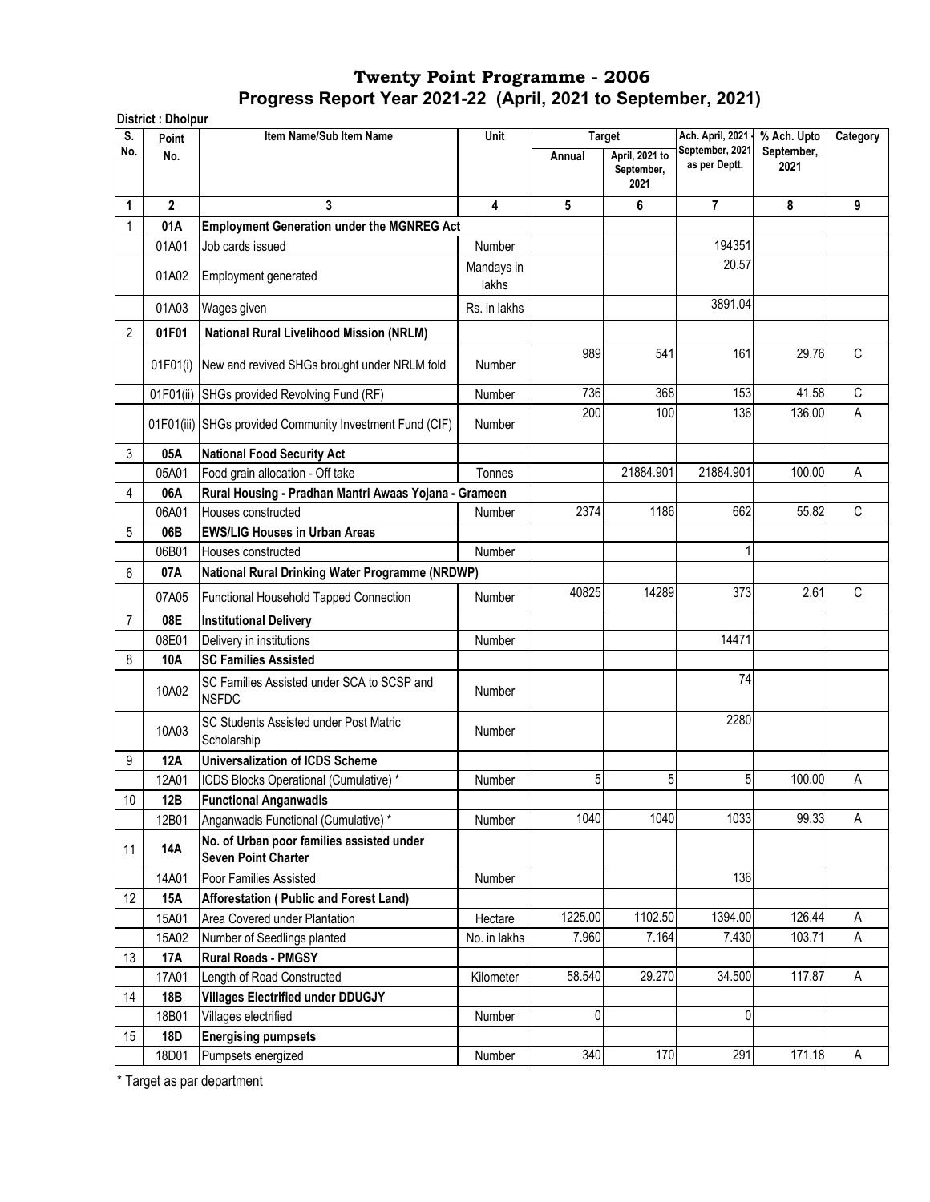# Twenty Point Programme - 2006
## Progress Report Year 2021-22 (April, 2021 to September, 2021)

**District : Dholpur**

| S. No. | Point No. | Item Name/Sub Item Name | Unit | Target | | Ach. April, 2021 - September, 2021 as per Deptt. | % Ach. Upto September, 2021 | Category |
|---|---|---|---|---|---|---|---|---|
| | | | | Annual | April, 2021 to September, 2021 | | | |
| 1 | 2 | 3 | 4 | 5 | 6 | 7 | 8 | 9 |
| 1 | **01A** | **Employment Generation under the MGNREG Act** | | | | | | |
| | 01A01 | Job cards issued | Number | | | 194351 | | |
| | 01A02 | Employment generated | Mandays in lakhs | | | 20.57 | | |
| | 01A03 | Wages given | Rs. in lakhs | | | 3891.04 | | |
| 2 | **01F01** | **National Rural Livelihood Mission (NRLM)** | | | | | | |
| | 01F01(i) | New and revived SHGs brought under NRLM fold | Number | 989 | 541 | 161 | 29.76 | C |
| | 01F01(ii) | SHGs provided Revolving Fund (RF) | Number | 736 | 368 | 153 | 41.58 | C |
| | 01F01(iii) | SHGs provided Community Investment Fund (CIF) | Number | 200 | 100 | 136 | 136.00 | A |
| 3 | **05A** | **National Food Security Act** | | | | | | |
| | 05A01 | Food grain allocation - Off take | Tonnes | | 21884.901 | 21884.901 | 100.00 | A |
| 4 | **06A** | **Rural Housing - Pradhan Mantri Awaas Yojana - Grameen** | | | | | | |
| | 06A01 | Houses constructed | Number | 2374 | 1186 | 662 | 55.82 | C |
| 5 | **06B** | **EWS/LIG Houses in Urban Areas** | | | | | | |
| | 06B01 | Houses constructed | Number | | | 1 | | |
| 6 | **07A** | **National Rural Drinking Water Programme (NRDWP)** | | | | | | |
| | 07A05 | Functional Household Tapped Connection | Number | 40825 | 14289 | 373 | 2.61 | C |
| 7 | **08E** | **Institutional Delivery** | | | | | | |
| | 08E01 | Delivery in institutions | Number | | | 14471 | | |
| 8 | **10A** | **SC Families Assisted** | | | | | | |
| | 10A02 | SC Families Assisted under SCA to SCSP and NSFDC | Number | | | 74 | | |
| | 10A03 | SC Students Assisted under Post Matric Scholarship | Number | | | 2280 | | |
| 9 | **12A** | **Universalization of ICDS Scheme** | | | | | | |
| | 12A01 | ICDS Blocks Operational (Cumulative) * | Number | 5 | 5 | 5 | 100.00 | A |
| 10 | **12B** | **Functional Anganwadis** | | | | | | |
| | 12B01 | Anganwadis Functional (Cumulative) * | Number | 1040 | 1040 | 1033 | 99.33 | A |
| 11 | **14A** | **No. of Urban poor families assisted under Seven Point Charter** | | | | | | |
| | 14A01 | Poor Families Assisted | Number | | | 136 | | |
| 12 | **15A** | **Afforestation ( Public and Forest Land)** | | | | | | |
| | 15A01 | Area Covered under Plantation | Hectare | 1225.00 | 1102.50 | 1394.00 | 126.44 | A |
| | 15A02 | Number of Seedlings planted | No. in lakhs | 7.960 | 7.164 | 7.430 | 103.71 | A |
| 13 | **17A** | **Rural Roads - PMGSY** | | | | | | |
| | 17A01 | Length of Road Constructed | Kilometer | 58.540 | 29.270 | 34.500 | 117.87 | A |
| 14 | **18B** | **Villages Electrified under DDUGJY** | | | | | | |
| | 18B01 | Villages electrified | Number | 0 | | 0 | | |
| 15 | **18D** | **Energising pumpsets** | | | | | | |
| | 18D01 | Pumpsets energized | Number | 340 | 170 | 291 | 171.18 | A |

* Target as par department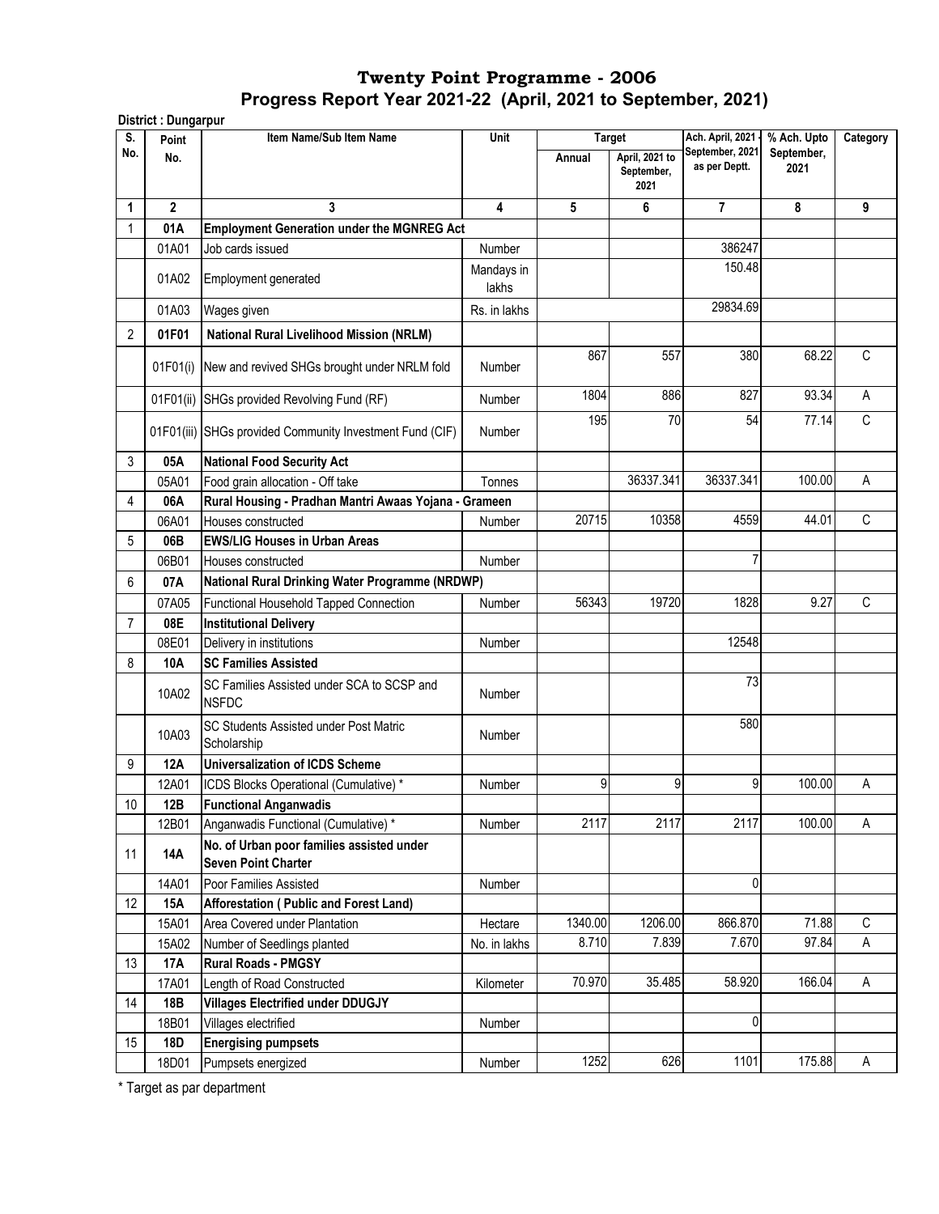# Twenty Point Programme - 2006

## Progress Report Year 2021-22 (April, 2021 to September, 2021)

**District : Dungarpur**

| S. No. | Point No. | Item Name/Sub Item Name | Unit | Target | | Ach. April, 2021 - September, 2021 as per Deptt. | % Ach. Upto September, 2021 | Category |
|---|---|---|---|---|---|---|---|---|
| | | | | Annual | April, 2021 to September, 2021 | | | |
| 1 | 2 | 3 | 4 | 5 | 6 | 7 | 8 | 9 |
| 1 | 01A | **Employment Generation under the MGNREG Act** | | | | | | |
| | 01A01 | Job cards issued | Number | | | 386247 | | |
| | 01A02 | Employment generated | Mandays in lakhs | | | 150.48 | | |
| | 01A03 | Wages given | Rs. in lakhs | | | 29834.69 | | |
| 2 | 01F01 | **National Rural Livelihood Mission (NRLM)** | | | | | | |
| | 01F01(i) | New and revived SHGs brought under NRLM fold | Number | 867 | 557 | 380 | 68.22 | C |
| | 01F01(ii) | SHGs provided Revolving Fund (RF) | Number | 1804 | 886 | 827 | 93.34 | A |
| | 01F01(iii) | SHGs provided Community Investment Fund (CIF) | Number | 195 | 70 | 54 | 77.14 | C |
| 3 | 05A | **National Food Security Act** | | | | | | |
| | 05A01 | Food grain allocation - Off take | Tonnes | | 36337.341 | 36337.341 | 100.00 | A |
| 4 | 06A | **Rural Housing - Pradhan Mantri Awaas Yojana - Grameen** | | | | | | |
| | 06A01 | Houses constructed | Number | 20715 | 10358 | 4559 | 44.01 | C |
| 5 | 06B | **EWS/LIG Houses in Urban Areas** | | | | | | |
| | 06B01 | Houses constructed | Number | | | 7 | | |
| 6 | 07A | **National Rural Drinking Water Programme (NRDWP)** | | | | | | |
| | 07A05 | Functional Household Tapped Connection | Number | 56343 | 19720 | 1828 | 9.27 | C |
| 7 | 08E | **Institutional Delivery** | | | | | | |
| | 08E01 | Delivery in institutions | Number | | | 12548 | | |
| 8 | 10A | **SC Families Assisted** | | | | | | |
| | 10A02 | SC Families Assisted under SCA to SCSP and NSFDC | Number | | | 73 | | |
| | 10A03 | SC Students Assisted under Post Matric Scholarship | Number | | | 580 | | |
| 9 | 12A | **Universalization of ICDS Scheme** | | | | | | |
| | 12A01 | ICDS Blocks Operational (Cumulative) * | Number | 9 | 9 | 9 | 100.00 | A |
| 10 | 12B | **Functional Anganwadis** | | | | | | |
| | 12B01 | Anganwadis Functional (Cumulative) * | Number | 2117 | 2117 | 2117 | 100.00 | A |
| 11 | 14A | **No. of Urban poor families assisted under Seven Point Charter** | | | | | | |
| | 14A01 | Poor Families Assisted | Number | | | 0 | | |
| 12 | 15A | **Afforestation ( Public and Forest Land)** | | | | | | |
| | 15A01 | Area Covered under Plantation | Hectare | 1340.00 | 1206.00 | 866.870 | 71.88 | C |
| | 15A02 | Number of Seedlings planted | No. in lakhs | 8.710 | 7.839 | 7.670 | 97.84 | A |
| 13 | 17A | **Rural Roads - PMGSY** | | | | | | |
| | 17A01 | Length of Road Constructed | Kilometer | 70.970 | 35.485 | 58.920 | 166.04 | A |
| 14 | 18B | **Villages Electrified under DDUGJY** | | | | | | |
| | 18B01 | Villages electrified | Number | | | 0 | | |
| 15 | 18D | **Energising pumpsets** | | | | | | |
| | 18D01 | Pumpsets energized | Number | 1252 | 626 | 1101 | 175.88 | A |

\* Target as par department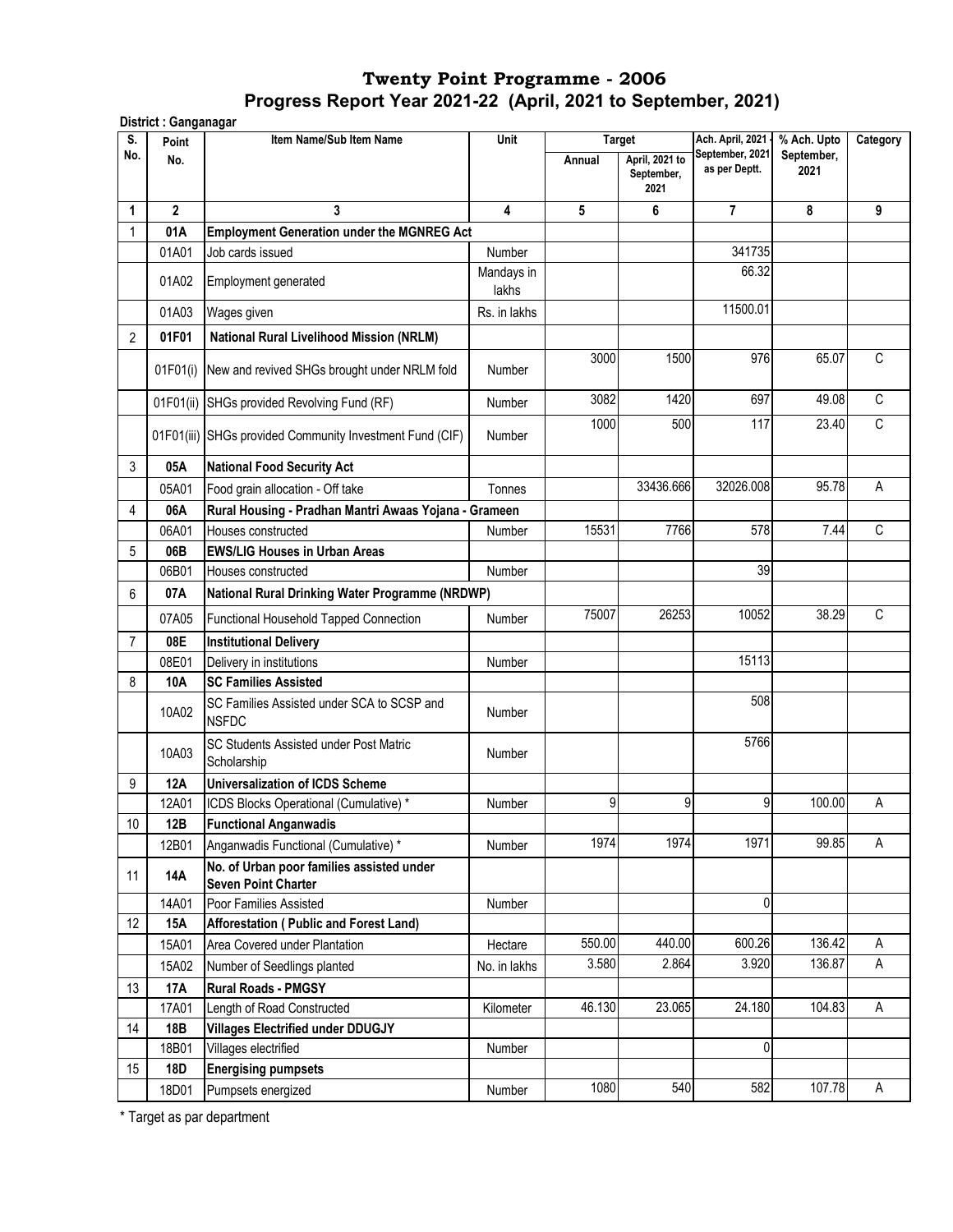# Twenty Point Programme - 2006

## Progress Report Year 2021-22 (April, 2021 to September, 2021)

**District : Ganganagar**

| S. No. | Point No. | Item Name/Sub Item Name | Unit | Target Annual | Target April, 2021 to September, 2021 | Ach. April, 2021 - September, 2021 as per Deptt. | % Ach. Upto September, 2021 | Category |
|---|---|---|---|---|---|---|---|---|
| 1 | 2 | 3 | 4 | 5 | 6 | 7 | 8 | 9 |
| 1 | **01A** | **Employment Generation under the MGNREG Act** | | | | | | |
| | 01A01 | Job cards issued | Number | | | 341735 | | |
| | 01A02 | Employment generated | Mandays in lakhs | | | 66.32 | | |
| | 01A03 | Wages given | Rs. in lakhs | | | 11500.01 | | |
| 2 | **01F01** | **National Rural Livelihood Mission (NRLM)** | | | | | | |
| | 01F01(i) | New and revived SHGs brought under NRLM fold | Number | 3000 | 1500 | 976 | 65.07 | C |
| | 01F01(ii) | SHGs provided Revolving Fund (RF) | Number | 3082 | 1420 | 697 | 49.08 | C |
| | 01F01(iii) | SHGs provided Community Investment Fund (CIF) | Number | 1000 | 500 | 117 | 23.40 | C |
| 3 | **05A** | **National Food Security Act** | | | | | | |
| | 05A01 | Food grain allocation - Off take | Tonnes | | 33436.666 | 32026.008 | 95.78 | A |
| 4 | **06A** | **Rural Housing - Pradhan Mantri Awaas Yojana - Grameen** | | | | | | |
| | 06A01 | Houses constructed | Number | 15531 | 7766 | 578 | 7.44 | C |
| 5 | **06B** | **EWS/LIG Houses in Urban Areas** | | | | | | |
| | 06B01 | Houses constructed | Number | | | 39 | | |
| 6 | **07A** | **National Rural Drinking Water Programme (NRDWP)** | | | | | | |
| | 07A05 | Functional Household Tapped Connection | Number | 75007 | 26253 | 10052 | 38.29 | C |
| 7 | **08E** | **Institutional Delivery** | | | | | | |
| | 08E01 | Delivery in institutions | Number | | | 15113 | | |
| 8 | **10A** | **SC Families Assisted** | | | | | | |
| | 10A02 | SC Families Assisted under SCA to SCSP and NSFDC | Number | | | 508 | | |
| | 10A03 | SC Students Assisted under Post Matric Scholarship | Number | | | 5766 | | |
| 9 | **12A** | **Universalization of ICDS Scheme** | | | | | | |
| | 12A01 | ICDS Blocks Operational (Cumulative) * | Number | 9 | 9 | 9 | 100.00 | A |
| 10 | **12B** | **Functional Anganwadis** | | | | | | |
| | 12B01 | Anganwadis Functional (Cumulative) * | Number | 1974 | 1974 | 1971 | 99.85 | A |
| 11 | **14A** | **No. of Urban poor families assisted under Seven Point Charter** | | | | | | |
| | 14A01 | Poor Families Assisted | Number | | | 0 | | |
| 12 | **15A** | **Afforestation ( Public and Forest Land)** | | | | | | |
| | 15A01 | Area Covered under Plantation | Hectare | 550.00 | 440.00 | 600.26 | 136.42 | A |
| | 15A02 | Number of Seedlings planted | No. in lakhs | 3.580 | 2.864 | 3.920 | 136.87 | A |
| 13 | **17A** | **Rural Roads - PMGSY** | | | | | | |
| | 17A01 | Length of Road Constructed | Kilometer | 46.130 | 23.065 | 24.180 | 104.83 | A |
| 14 | **18B** | **Villages Electrified under DDUGJY** | | | | | | |
| | 18B01 | Villages electrified | Number | | | 0 | | |
| 15 | **18D** | **Energising pumpsets** | | | | | | |
| | 18D01 | Pumpsets energized | Number | 1080 | 540 | 582 | 107.78 | A |

\* Target as par department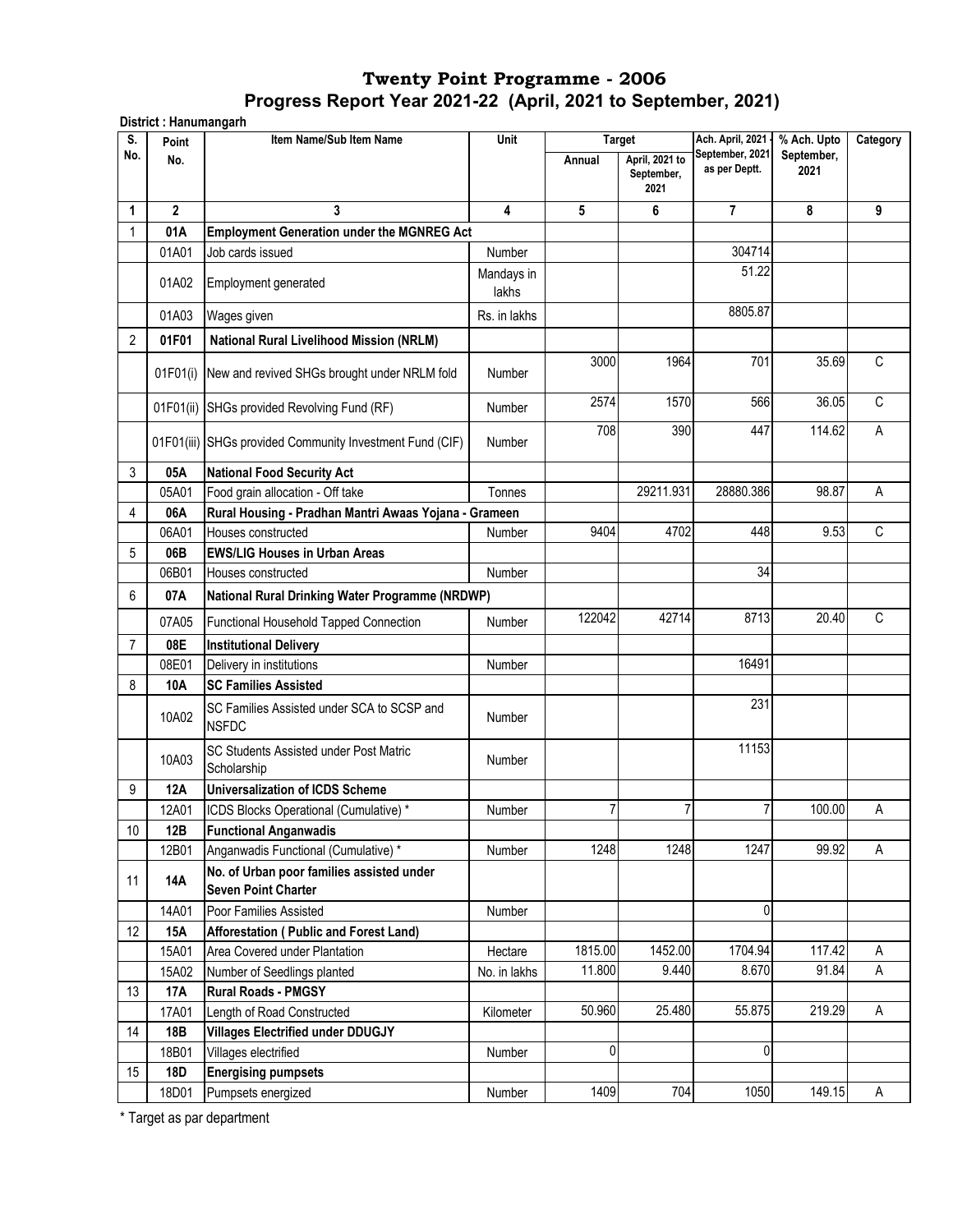# Twenty Point Programme - 2006

## Progress Report Year 2021-22 (April, 2021 to September, 2021)

**District : Hanumangarh**

| S. No. | Point No. | Item Name/Sub Item Name | Unit | Target | | Ach. April, 2021 - September, 2021 as per Deptt. | % Ach. Upto September, 2021 | Category |
|---|---|---|---|---|---|---|---|---|
| | | | | Annual | April, 2021 to September, 2021 | | | |
| 1 | 2 | 3 | 4 | 5 | 6 | 7 | 8 | 9 |
| 1 | **01A** | **Employment Generation under the MGNREG Act** | | | | | | |
| | 01A01 | Job cards issued | Number | | | 304714 | | |
| | 01A02 | Employment generated | Mandays in lakhs | | | 51.22 | | |
| | 01A03 | Wages given | Rs. in lakhs | | | 8805.87 | | |
| 2 | **01F01** | **National Rural Livelihood Mission (NRLM)** | | | | | | |
| | 01F01(i) | New and revived SHGs brought under NRLM fold | Number | 3000 | 1964 | 701 | 35.69 | C |
| | 01F01(ii) | SHGs provided Revolving Fund (RF) | Number | 2574 | 1570 | 566 | 36.05 | C |
| | 01F01(iii) | SHGs provided Community Investment Fund (CIF) | Number | 708 | 390 | 447 | 114.62 | A |
| 3 | **05A** | **National Food Security Act** | | | | | | |
| | 05A01 | Food grain allocation - Off take | Tonnes | | 29211.931 | 28880.386 | 98.87 | A |
| 4 | **06A** | **Rural Housing - Pradhan Mantri Awaas Yojana - Grameen** | | | | | | |
| | 06A01 | Houses constructed | Number | 9404 | 4702 | 448 | 9.53 | C |
| 5 | **06B** | **EWS/LIG Houses in Urban Areas** | | | | | | |
| | 06B01 | Houses constructed | Number | | | 34 | | |
| 6 | **07A** | **National Rural Drinking Water Programme (NRDWP)** | | | | | | |
| | 07A05 | Functional Household Tapped Connection | Number | 122042 | 42714 | 8713 | 20.40 | C |
| 7 | **08E** | **Institutional Delivery** | | | | | | |
| | 08E01 | Delivery in institutions | Number | | | 16491 | | |
| 8 | **10A** | **SC Families Assisted** | | | | | | |
| | 10A02 | SC Families Assisted under SCA to SCSP and NSFDC | Number | | | 231 | | |
| | 10A03 | SC Students Assisted under Post Matric Scholarship | Number | | | 11153 | | |
| 9 | **12A** | **Universalization of ICDS Scheme** | | | | | | |
| | 12A01 | ICDS Blocks Operational (Cumulative) * | Number | 7 | 7 | 7 | 100.00 | A |
| 10 | **12B** | **Functional Anganwadis** | | | | | | |
| | 12B01 | Anganwadis Functional (Cumulative) * | Number | 1248 | 1248 | 1247 | 99.92 | A |
| 11 | **14A** | **No. of Urban poor families assisted under Seven Point Charter** | | | | | | |
| | 14A01 | Poor Families Assisted | Number | | | 0 | | |
| 12 | **15A** | **Afforestation ( Public and Forest Land)** | | | | | | |
| | 15A01 | Area Covered under Plantation | Hectare | 1815.00 | 1452.00 | 1704.94 | 117.42 | A |
| | 15A02 | Number of Seedlings planted | No. in lakhs | 11.800 | 9.440 | 8.670 | 91.84 | A |
| 13 | **17A** | **Rural Roads - PMGSY** | | | | | | |
| | 17A01 | Length of Road Constructed | Kilometer | 50.960 | 25.480 | 55.875 | 219.29 | A |
| 14 | **18B** | **Villages Electrified under DDUGJY** | | | | | | |
| | 18B01 | Villages electrified | Number | 0 | | 0 | | |
| 15 | **18D** | **Energising pumpsets** | | | | | | |
| | 18D01 | Pumpsets energized | Number | 1409 | 704 | 1050 | 149.15 | A |

* Target as par department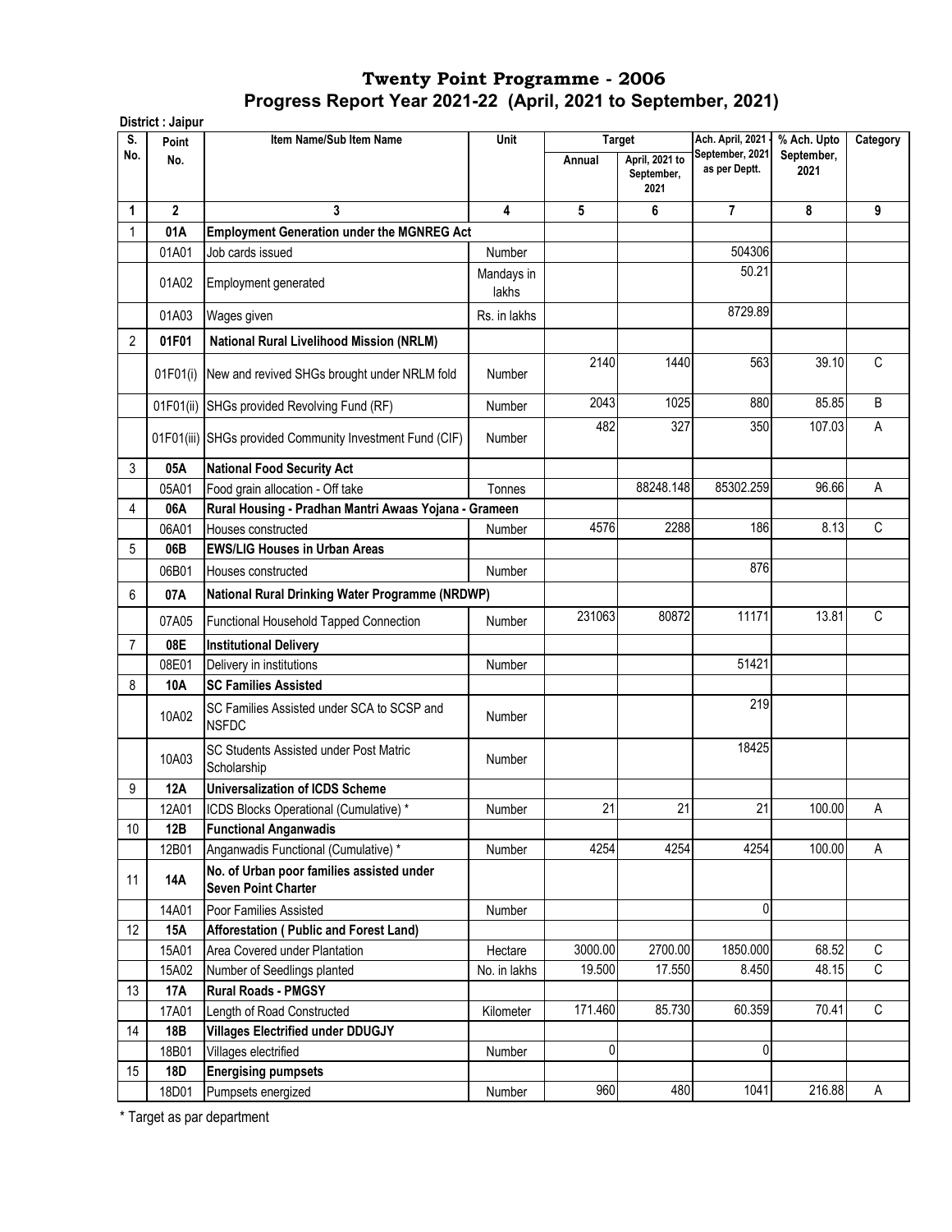# Twenty Point Programme - 2006

## Progress Report Year 2021-22 (April, 2021 to September, 2021)

**District : Jaipur**

| S. No. | Point No. | Item Name/Sub Item Name | Unit | Target | | Ach. April, 2021 - September, 2021 as per Deptt. | % Ach. Upto September, 2021 | Category |
|---|---|---|---|---|---|---|---|---|
| | | | | Annual | April, 2021 to September, 2021 | | | |
| 1 | 2 | 3 | 4 | 5 | 6 | 7 | 8 | 9 |
| 1 | **01A** | **Employment Generation under the MGNREG Act** | | | | | | |
| | 01A01 | Job cards issued | Number | | | 504306 | | |
| | 01A02 | Employment generated | Mandays in lakhs | | | 50.21 | | |
| | 01A03 | Wages given | Rs. in lakhs | | | 8729.89 | | |
| 2 | **01F01** | **National Rural Livelihood Mission (NRLM)** | | | | | | |
| | 01F01(i) | New and revived SHGs brought under NRLM fold | Number | 2140 | 1440 | 563 | 39.10 | C |
| | 01F01(ii) | SHGs provided Revolving Fund (RF) | Number | 2043 | 1025 | 880 | 85.85 | B |
| | 01F01(iii) | SHGs provided Community Investment Fund (CIF) | Number | 482 | 327 | 350 | 107.03 | A |
| 3 | **05A** | **National Food Security Act** | | | | | | |
| | 05A01 | Food grain allocation - Off take | Tonnes | | 88248.148 | 85302.259 | 96.66 | A |
| 4 | **06A** | **Rural Housing - Pradhan Mantri Awaas Yojana - Grameen** | | | | | | |
| | 06A01 | Houses constructed | Number | 4576 | 2288 | 186 | 8.13 | C |
| 5 | **06B** | **EWS/LIG Houses in Urban Areas** | | | | | | |
| | 06B01 | Houses constructed | Number | | | 876 | | |
| 6 | **07A** | **National Rural Drinking Water Programme (NRDWP)** | | | | | | |
| | 07A05 | Functional Household Tapped Connection | Number | 231063 | 80872 | 11171 | 13.81 | C |
| 7 | **08E** | **Institutional Delivery** | | | | | | |
| | 08E01 | Delivery in institutions | Number | | | 51421 | | |
| 8 | **10A** | **SC Families Assisted** | | | | | | |
| | 10A02 | SC Families Assisted under SCA to SCSP and NSFDC | Number | | | 219 | | |
| | 10A03 | SC Students Assisted under Post Matric Scholarship | Number | | | 18425 | | |
| 9 | **12A** | **Universalization of ICDS Scheme** | | | | | | |
| | 12A01 | ICDS Blocks Operational (Cumulative) * | Number | 21 | 21 | 21 | 100.00 | A |
| 10 | **12B** | **Functional Anganwadis** | | | | | | |
| | 12B01 | Anganwadis Functional (Cumulative) * | Number | 4254 | 4254 | 4254 | 100.00 | A |
| 11 | **14A** | **No. of Urban poor families assisted under Seven Point Charter** | | | | | | |
| | 14A01 | Poor Families Assisted | Number | | | 0 | | |
| 12 | **15A** | **Afforestation ( Public and Forest Land)** | | | | | | |
| | 15A01 | Area Covered under Plantation | Hectare | 3000.00 | 2700.00 | 1850.000 | 68.52 | C |
| | 15A02 | Number of Seedlings planted | No. in lakhs | 19.500 | 17.550 | 8.450 | 48.15 | C |
| 13 | **17A** | **Rural Roads - PMGSY** | | | | | | |
| | 17A01 | Length of Road Constructed | Kilometer | 171.460 | 85.730 | 60.359 | 70.41 | C |
| 14 | **18B** | **Villages Electrified under DDUGJY** | | | | | | |
| | 18B01 | Villages electrified | Number | 0 | | 0 | | |
| 15 | **18D** | **Energising pumpsets** | | | | | | |
| | 18D01 | Pumpsets energized | Number | 960 | 480 | 1041 | 216.88 | A |

* Target as par department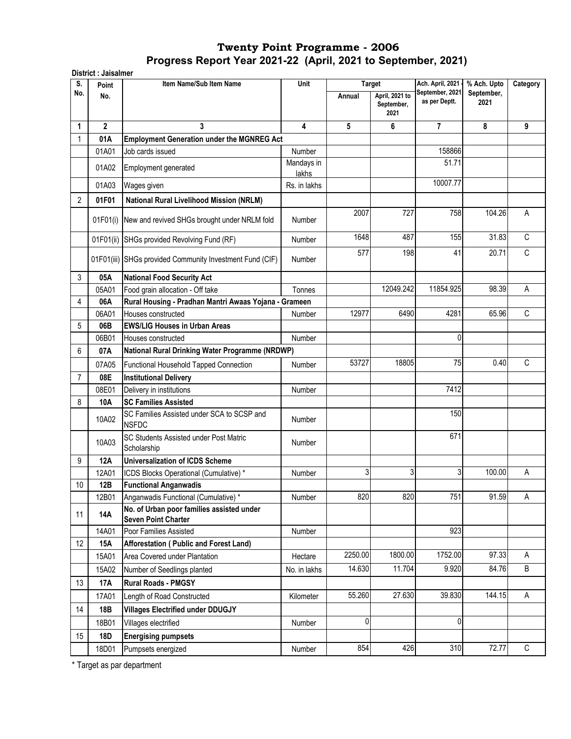# Twenty Point Programme - 2006

## Progress Report Year 2021-22 (April, 2021 to September, 2021)

**District : Jaisalmer**

| S. No. | Point No. | Item Name/Sub Item Name | Unit | Target | | Ach. April, 2021 - September, 2021 as per Deptt. | % Ach. Upto September, 2021 | Category |
|---|---|---|---|---|---|---|---|---|
| | | | | Annual | April, 2021 to September, 2021 | | | |
| 1 | 2 | 3 | 4 | 5 | 6 | 7 | 8 | 9 |
| 1 | **01A** | **Employment Generation under the MGNREG Act** | | | | | | |
| | 01A01 | Job cards issued | Number | | | 158866 | | |
| | 01A02 | Employment generated | Mandays in lakhs | | | 51.71 | | |
| | 01A03 | Wages given | Rs. in lakhs | | | 10007.77 | | |
| 2 | **01F01** | **National Rural Livelihood Mission (NRLM)** | | | | | | |
| | 01F01(i) | New and revived SHGs brought under NRLM fold | Number | 2007 | 727 | 758 | 104.26 | A |
| | 01F01(ii) | SHGs provided Revolving Fund (RF) | Number | 1648 | 487 | 155 | 31.83 | C |
| | 01F01(iii) | SHGs provided Community Investment Fund (CIF) | Number | 577 | 198 | 41 | 20.71 | C |
| 3 | **05A** | **National Food Security Act** | | | | | | |
| | 05A01 | Food grain allocation - Off take | Tonnes | | 12049.242 | 11854.925 | 98.39 | A |
| 4 | **06A** | **Rural Housing - Pradhan Mantri Awaas Yojana - Grameen** | | | | | | |
| | 06A01 | Houses constructed | Number | 12977 | 6490 | 4281 | 65.96 | C |
| 5 | **06B** | **EWS/LIG Houses in Urban Areas** | | | | | | |
| | 06B01 | Houses constructed | Number | | | 0 | | |
| 6 | **07A** | **National Rural Drinking Water Programme (NRDWP)** | | | | | | |
| | 07A05 | Functional Household Tapped Connection | Number | 53727 | 18805 | 75 | 0.40 | C |
| 7 | **08E** | **Institutional Delivery** | | | | | | |
| | 08E01 | Delivery in institutions | Number | | | 7412 | | |
| 8 | **10A** | **SC Families Assisted** | | | | | | |
| | 10A02 | SC Families Assisted under SCA to SCSP and NSFDC | Number | | | 150 | | |
| | 10A03 | SC Students Assisted under Post Matric Scholarship | Number | | | 671 | | |
| 9 | **12A** | **Universalization of ICDS Scheme** | | | | | | |
| | 12A01 | ICDS Blocks Operational (Cumulative) * | Number | 3 | 3 | 3 | 100.00 | A |
| 10 | **12B** | **Functional Anganwadis** | | | | | | |
| | 12B01 | Anganwadis Functional (Cumulative) * | Number | 820 | 820 | 751 | 91.59 | A |
| 11 | **14A** | **No. of Urban poor families assisted under Seven Point Charter** | | | | | | |
| | 14A01 | Poor Families Assisted | Number | | | 923 | | |
| 12 | **15A** | **Afforestation ( Public and Forest Land)** | | | | | | |
| | 15A01 | Area Covered under Plantation | Hectare | 2250.00 | 1800.00 | 1752.00 | 97.33 | A |
| | 15A02 | Number of Seedlings planted | No. in lakhs | 14.630 | 11.704 | 9.920 | 84.76 | B |
| 13 | **17A** | **Rural Roads - PMGSY** | | | | | | |
| | 17A01 | Length of Road Constructed | Kilometer | 55.260 | 27.630 | 39.830 | 144.15 | A |
| 14 | **18B** | **Villages Electrified under DDUGJY** | | | | | | |
| | 18B01 | Villages electrified | Number | 0 | | 0 | | |
| 15 | **18D** | **Energising pumpsets** | | | | | | |
| | 18D01 | Pumpsets energized | Number | 854 | 426 | 310 | 72.77 | C |

\* Target as par department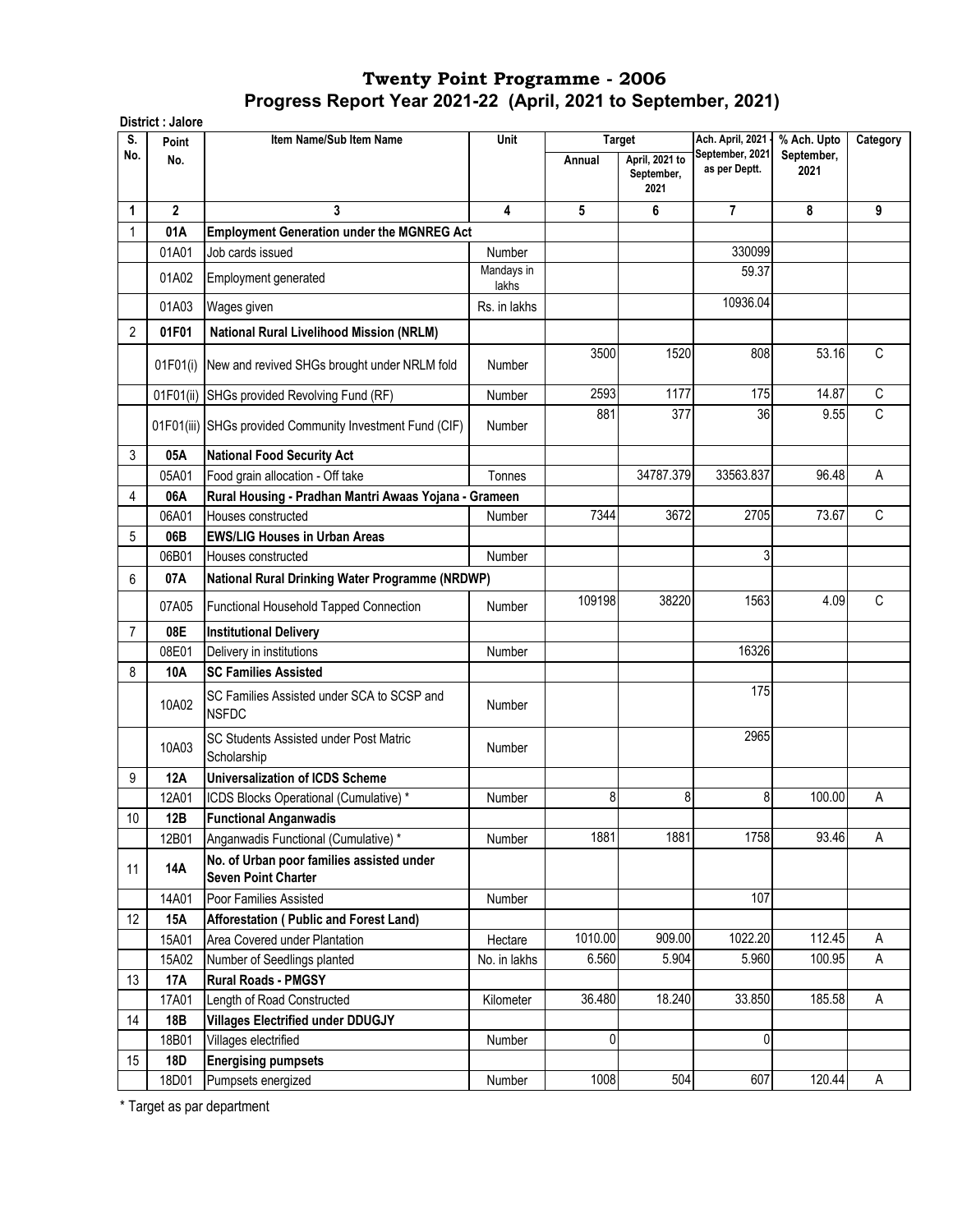# Twenty Point Programme - 2006

## Progress Report Year 2021-22 (April, 2021 to September, 2021)

**District : Jalore**

| S. No. | Point No. | Item Name/Sub Item Name | Unit | Target | | Ach. April, 2021 - September, 2021 as per Deptt. | % Ach. Upto September, 2021 | Category |
|---|---|---|---|---|---|---|---|---|
| | | | | Annual | April, 2021 to September, 2021 | | | |
| 1 | 2 | 3 | 4 | 5 | 6 | 7 | 8 | 9 |
| 1 | **01A** | **Employment Generation under the MGNREG Act** | | | | | | |
| | 01A01 | Job cards issued | Number | | | 330099 | | |
| | 01A02 | Employment generated | Mandays in lakhs | | | 59.37 | | |
| | 01A03 | Wages given | Rs. in lakhs | | | 10936.04 | | |
| 2 | **01F01** | **National Rural Livelihood Mission (NRLM)** | | | | | | |
| | 01F01(i) | New and revived SHGs brought under NRLM fold | Number | 3500 | 1520 | 808 | 53.16 | C |
| | 01F01(ii) | SHGs provided Revolving Fund (RF) | Number | 2593 | 1177 | 175 | 14.87 | C |
| | 01F01(iii) | SHGs provided Community Investment Fund (CIF) | Number | 881 | 377 | 36 | 9.55 | C |
| 3 | **05A** | **National Food Security Act** | | | | | | |
| | 05A01 | Food grain allocation - Off take | Tonnes | | 34787.379 | 33563.837 | 96.48 | A |
| 4 | **06A** | **Rural Housing - Pradhan Mantri Awaas Yojana - Grameen** | | | | | | |
| | 06A01 | Houses constructed | Number | 7344 | 3672 | 2705 | 73.67 | C |
| 5 | **06B** | **EWS/LIG Houses in Urban Areas** | | | | | | |
| | 06B01 | Houses constructed | Number | | | 3 | | |
| 6 | **07A** | **National Rural Drinking Water Programme (NRDWP)** | | | | | | |
| | 07A05 | Functional Household Tapped Connection | Number | 109198 | 38220 | 1563 | 4.09 | C |
| 7 | **08E** | **Institutional Delivery** | | | | | | |
| | 08E01 | Delivery in institutions | Number | | | 16326 | | |
| 8 | **10A** | **SC Families Assisted** | | | | | | |
| | 10A02 | SC Families Assisted under SCA to SCSP and NSFDC | Number | | | 175 | | |
| | 10A03 | SC Students Assisted under Post Matric Scholarship | Number | | | 2965 | | |
| 9 | **12A** | **Universalization of ICDS Scheme** | | | | | | |
| | 12A01 | ICDS Blocks Operational (Cumulative) * | Number | 8 | 8 | 8 | 100.00 | A |
| 10 | **12B** | **Functional Anganwadis** | | | | | | |
| | 12B01 | Anganwadis Functional (Cumulative) * | Number | 1881 | 1881 | 1758 | 93.46 | A |
| 11 | **14A** | **No. of Urban poor families assisted under Seven Point Charter** | | | | | | |
| | 14A01 | Poor Families Assisted | Number | | | 107 | | |
| 12 | **15A** | **Afforestation ( Public and Forest Land)** | | | | | | |
| | 15A01 | Area Covered under Plantation | Hectare | 1010.00 | 909.00 | 1022.20 | 112.45 | A |
| | 15A02 | Number of Seedlings planted | No. in lakhs | 6.560 | 5.904 | 5.960 | 100.95 | A |
| 13 | **17A** | **Rural Roads - PMGSY** | | | | | | |
| | 17A01 | Length of Road Constructed | Kilometer | 36.480 | 18.240 | 33.850 | 185.58 | A |
| 14 | **18B** | **Villages Electrified under DDUGJY** | | | | | | |
| | 18B01 | Villages electrified | Number | 0 | | 0 | | |
| 15 | **18D** | **Energising pumpsets** | | | | | | |
| | 18D01 | Pumpsets energized | Number | 1008 | 504 | 607 | 120.44 | A |

* Target as par department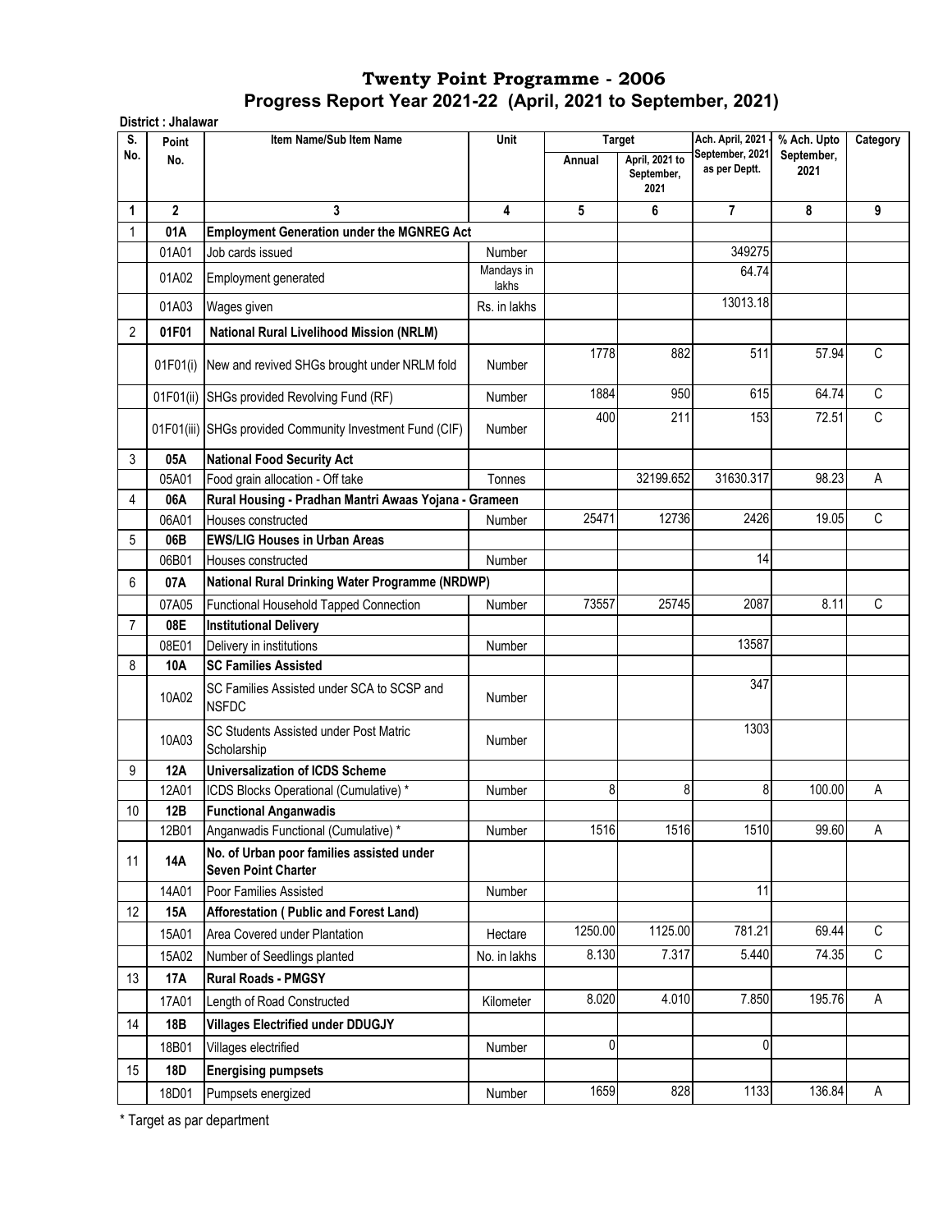# Twenty Point Programme - 2006
## Progress Report Year 2021-22 (April, 2021 to September, 2021)

**District : Jhalawar**

| S. No. | Point No. | Item Name/Sub Item Name | Unit | Target | | Ach. April, 2021 - September, 2021 as per Deptt. | % Ach. Upto September, 2021 | Category |
|---|---|---|---|---|---|---|---|---|
| | | | | Annual | April, 2021 to September, 2021 | | | |
| 1 | 2 | 3 | 4 | 5 | 6 | 7 | 8 | 9 |
| 1 | **01A** | **Employment Generation under the MGNREG Act** | | | | | | |
| | 01A01 | Job cards issued | Number | | | 349275 | | |
| | 01A02 | Employment generated | Mandays in lakhs | | | 64.74 | | |
| | 01A03 | Wages given | Rs. in lakhs | | | 13013.18 | | |
| 2 | **01F01** | **National Rural Livelihood Mission (NRLM)** | | | | | | |
| | 01F01(i) | New and revived SHGs brought under NRLM fold | Number | 1778 | 882 | 511 | 57.94 | C |
| | 01F01(ii) | SHGs provided Revolving Fund (RF) | Number | 1884 | 950 | 615 | 64.74 | C |
| | 01F01(iii) | SHGs provided Community Investment Fund (CIF) | Number | 400 | 211 | 153 | 72.51 | C |
| 3 | **05A** | **National Food Security Act** | | | | | | |
| | 05A01 | Food grain allocation - Off take | Tonnes | | 32199.652 | 31630.317 | 98.23 | A |
| 4 | **06A** | **Rural Housing - Pradhan Mantri Awaas Yojana - Grameen** | | | | | | |
| | 06A01 | Houses constructed | Number | 25471 | 12736 | 2426 | 19.05 | C |
| 5 | **06B** | **EWS/LIG Houses in Urban Areas** | | | | | | |
| | 06B01 | Houses constructed | Number | | | 14 | | |
| 6 | **07A** | **National Rural Drinking Water Programme (NRDWP)** | | | | | | |
| | 07A05 | Functional Household Tapped Connection | Number | 73557 | 25745 | 2087 | 8.11 | C |
| 7 | **08E** | **Institutional Delivery** | | | | | | |
| | 08E01 | Delivery in institutions | Number | | | 13587 | | |
| 8 | **10A** | **SC Families Assisted** | | | | | | |
| | 10A02 | SC Families Assisted under SCA to SCSP and NSFDC | Number | | | 347 | | |
| | 10A03 | SC Students Assisted under Post Matric Scholarship | Number | | | 1303 | | |
| 9 | **12A** | **Universalization of ICDS Scheme** | | | | | | |
| | 12A01 | ICDS Blocks Operational (Cumulative) * | Number | 8 | 8 | 8 | 100.00 | A |
| 10 | **12B** | **Functional Anganwadis** | | | | | | |
| | 12B01 | Anganwadis Functional (Cumulative) * | Number | 1516 | 1516 | 1510 | 99.60 | A |
| 11 | **14A** | **No. of Urban poor families assisted under Seven Point Charter** | | | | | | |
| | 14A01 | Poor Families Assisted | Number | | | 11 | | |
| 12 | **15A** | **Afforestation ( Public and Forest Land)** | | | | | | |
| | 15A01 | Area Covered under Plantation | Hectare | 1250.00 | 1125.00 | 781.21 | 69.44 | C |
| | 15A02 | Number of Seedlings planted | No. in lakhs | 8.130 | 7.317 | 5.440 | 74.35 | C |
| 13 | **17A** | **Rural Roads - PMGSY** | | | | | | |
| | 17A01 | Length of Road Constructed | Kilometer | 8.020 | 4.010 | 7.850 | 195.76 | A |
| 14 | **18B** | **Villages Electrified under DDUGJY** | | | | | | |
| | 18B01 | Villages electrified | Number | 0 | | 0 | | |
| 15 | **18D** | **Energising pumpsets** | | | | | | |
| | 18D01 | Pumpsets energized | Number | 1659 | 828 | 1133 | 136.84 | A |

\* Target as par department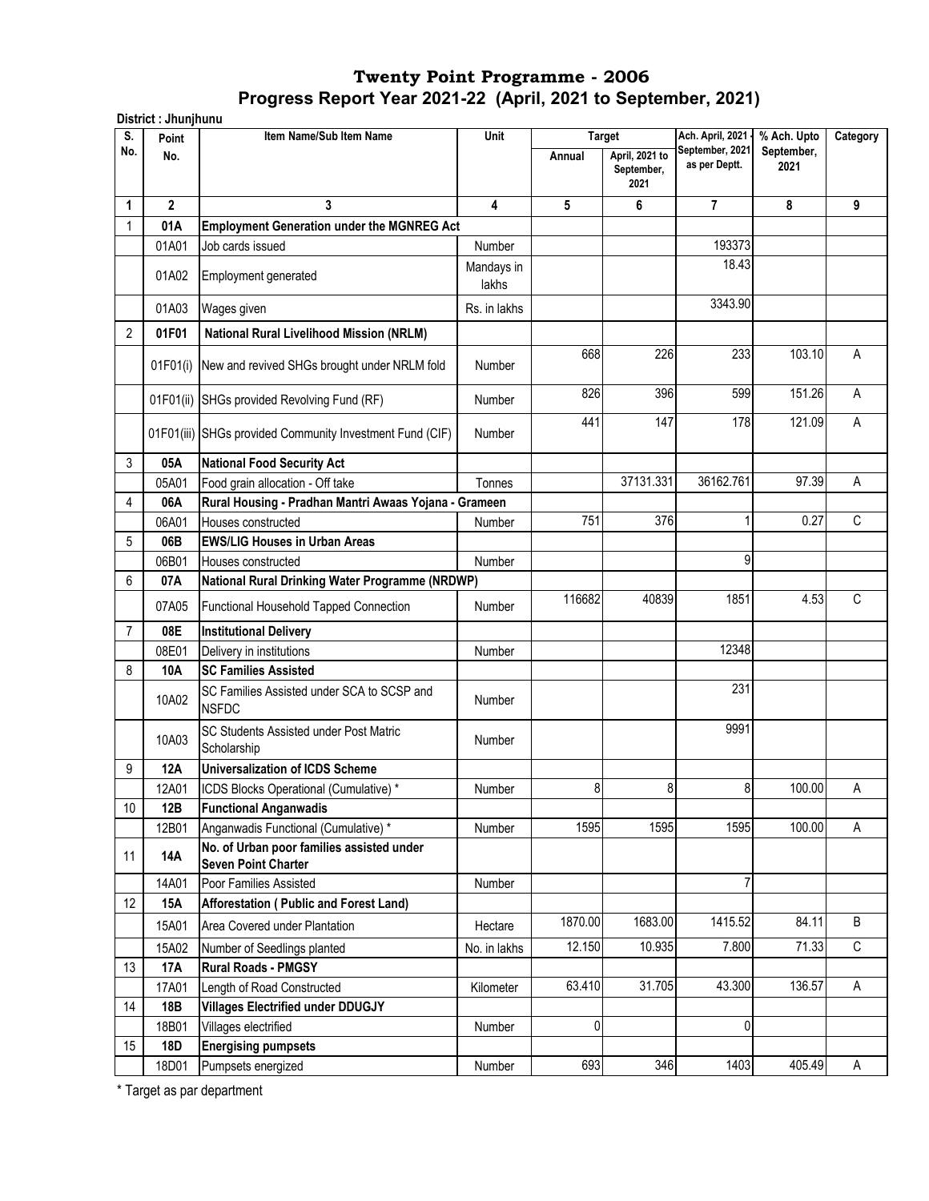# Twenty Point Programme - 2006

## Progress Report Year 2021-22 (April, 2021 to September, 2021)

**District : Jhunjhunu**

| S. No. | Point No. | Item Name/Sub Item Name | Unit | Target | | Ach. April, 2021 - September, 2021 as per Deptt. | % Ach. Upto September, 2021 | Category |
|---|---|---|---|---|---|---|---|---|
| | | | | Annual | April, 2021 to September, 2021 | | | |
| 1 | 2 | 3 | 4 | 5 | 6 | 7 | 8 | 9 |
| 1 | 01A | **Employment Generation under the MGNREG Act** | | | | | | |
| | 01A01 | Job cards issued | Number | | | 193373 | | |
| | 01A02 | Employment generated | Mandays in lakhs | | | 18.43 | | |
| | 01A03 | Wages given | Rs. in lakhs | | | 3343.90 | | |
| 2 | 01F01 | **National Rural Livelihood Mission (NRLM)** | | | | | | |
| | 01F01(i) | New and revived SHGs brought under NRLM fold | Number | 668 | 226 | 233 | 103.10 | A |
| | 01F01(ii) | SHGs provided Revolving Fund (RF) | Number | 826 | 396 | 599 | 151.26 | A |
| | 01F01(iii) | SHGs provided Community Investment Fund (CIF) | Number | 441 | 147 | 178 | 121.09 | A |
| 3 | 05A | **National Food Security Act** | | | | | | |
| | 05A01 | Food grain allocation - Off take | Tonnes | | 37131.331 | 36162.761 | 97.39 | A |
| 4 | 06A | **Rural Housing - Pradhan Mantri Awaas Yojana - Grameen** | | | | | | |
| | 06A01 | Houses constructed | Number | 751 | 376 | 1 | 0.27 | C |
| 5 | 06B | **EWS/LIG Houses in Urban Areas** | | | | | | |
| | 06B01 | Houses constructed | Number | | | 9 | | |
| 6 | 07A | **National Rural Drinking Water Programme (NRDWP)** | | | | | | |
| | 07A05 | Functional Household Tapped Connection | Number | 116682 | 40839 | 1851 | 4.53 | C |
| 7 | 08E | **Institutional Delivery** | | | | | | |
| | 08E01 | Delivery in institutions | Number | | | 12348 | | |
| 8 | 10A | **SC Families Assisted** | | | | | | |
| | 10A02 | SC Families Assisted under SCA to SCSP and NSFDC | Number | | | 231 | | |
| | 10A03 | SC Students Assisted under Post Matric Scholarship | Number | | | 9991 | | |
| 9 | 12A | **Universalization of ICDS Scheme** | | | | | | |
| | 12A01 | ICDS Blocks Operational (Cumulative) * | Number | 8 | 8 | 8 | 100.00 | A |
| 10 | 12B | **Functional Anganwadis** | | | | | | |
| | 12B01 | Anganwadis Functional (Cumulative) * | Number | 1595 | 1595 | 1595 | 100.00 | A |
| 11 | 14A | **No. of Urban poor families assisted under Seven Point Charter** | | | | | | |
| | 14A01 | Poor Families Assisted | Number | | | 7 | | |
| 12 | 15A | **Afforestation ( Public and Forest Land)** | | | | | | |
| | 15A01 | Area Covered under Plantation | Hectare | 1870.00 | 1683.00 | 1415.52 | 84.11 | B |
| | 15A02 | Number of Seedlings planted | No. in lakhs | 12.150 | 10.935 | 7.800 | 71.33 | C |
| 13 | 17A | **Rural Roads - PMGSY** | | | | | | |
| | 17A01 | Length of Road Constructed | Kilometer | 63.410 | 31.705 | 43.300 | 136.57 | A |
| 14 | 18B | **Villages Electrified under DDUGJY** | | | | | | |
| | 18B01 | Villages electrified | Number | 0 | | 0 | | |
| 15 | 18D | **Energising pumpsets** | | | | | | |
| | 18D01 | Pumpsets energized | Number | 693 | 346 | 1403 | 405.49 | A |

\* Target as par department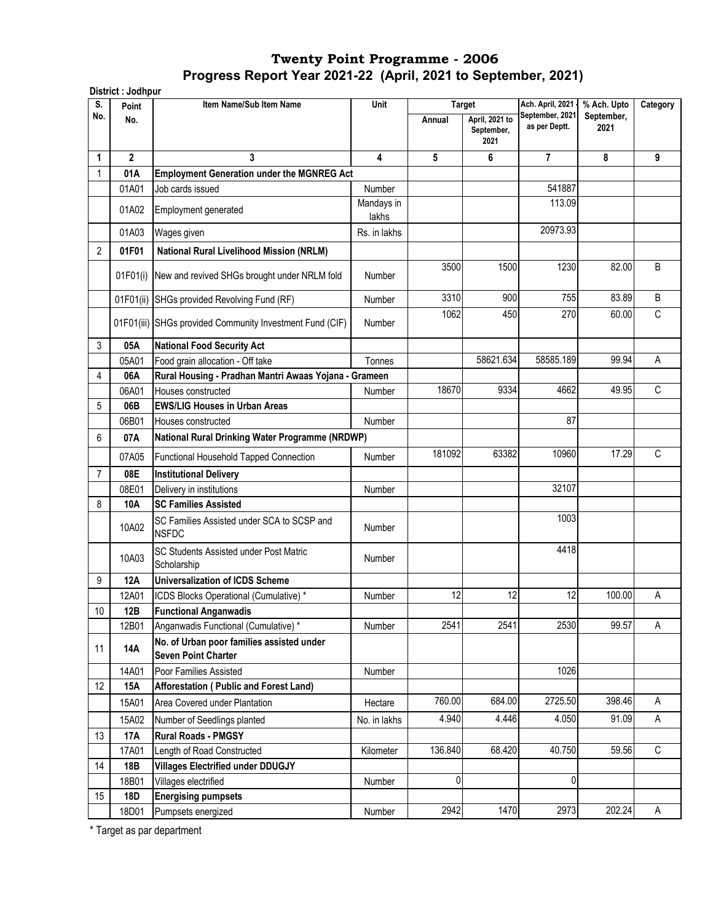# Twenty Point Programme - 2006
## Progress Report Year 2021-22 (April, 2021 to September, 2021)

**District : Jodhpur**

| S. No. | Point No. | Item Name/Sub Item Name | Unit | Target | | Ach. April, 2021 - September, 2021 as per Deptt. | % Ach. Upto September, 2021 | Category |
|---|---|---|---|---|---|---|---|---|
| | | | | Annual | April, 2021 to September, 2021 | | | |
| 1 | 2 | 3 | 4 | 5 | 6 | 7 | 8 | 9 |
| 1 | **01A** | **Employment Generation under the MGNREG Act** | | | | | | |
| | 01A01 | Job cards issued | Number | | | 541887 | | |
| | 01A02 | Employment generated | Mandays in lakhs | | | 113.09 | | |
| | 01A03 | Wages given | Rs. in lakhs | | | 20973.93 | | |
| 2 | **01F01** | **National Rural Livelihood Mission (NRLM)** | | | | | | |
| | 01F01(i) | New and revived SHGs brought under NRLM fold | Number | 3500 | 1500 | 1230 | 82.00 | B |
| | 01F01(ii) | SHGs provided Revolving Fund (RF) | Number | 3310 | 900 | 755 | 83.89 | B |
| | 01F01(iii) | SHGs provided Community Investment Fund (CIF) | Number | 1062 | 450 | 270 | 60.00 | C |
| 3 | **05A** | **National Food Security Act** | | | | | | |
| | 05A01 | Food grain allocation - Off take | Tonnes | | 58621.634 | 58585.189 | 99.94 | A |
| 4 | **06A** | **Rural Housing - Pradhan Mantri Awaas Yojana - Grameen** | | | | | | |
| | 06A01 | Houses constructed | Number | 18670 | 9334 | 4662 | 49.95 | C |
| 5 | **06B** | **EWS/LIG Houses in Urban Areas** | | | | | | |
| | 06B01 | Houses constructed | Number | | | 87 | | |
| 6 | **07A** | **National Rural Drinking Water Programme (NRDWP)** | | | | | | |
| | 07A05 | Functional Household Tapped Connection | Number | 181092 | 63382 | 10960 | 17.29 | C |
| 7 | **08E** | **Institutional Delivery** | | | | | | |
| | 08E01 | Delivery in institutions | Number | | | 32107 | | |
| 8 | **10A** | **SC Families Assisted** | | | | | | |
| | 10A02 | SC Families Assisted under SCA to SCSP and NSFDC | Number | | | 1003 | | |
| | 10A03 | SC Students Assisted under Post Matric Scholarship | Number | | | 4418 | | |
| 9 | **12A** | **Universalization of ICDS Scheme** | | | | | | |
| | 12A01 | ICDS Blocks Operational (Cumulative) * | Number | 12 | 12 | 12 | 100.00 | A |
| 10 | **12B** | **Functional Anganwadis** | | | | | | |
| | 12B01 | Anganwadis Functional (Cumulative) * | Number | 2541 | 2541 | 2530 | 99.57 | A |
| 11 | **14A** | **No. of Urban poor families assisted under Seven Point Charter** | | | | | | |
| | 14A01 | Poor Families Assisted | Number | | | 1026 | | |
| 12 | **15A** | **Afforestation ( Public and Forest Land)** | | | | | | |
| | 15A01 | Area Covered under Plantation | Hectare | 760.00 | 684.00 | 2725.50 | 398.46 | A |
| | 15A02 | Number of Seedlings planted | No. in lakhs | 4.940 | 4.446 | 4.050 | 91.09 | A |
| 13 | **17A** | **Rural Roads - PMGSY** | | | | | | |
| | 17A01 | Length of Road Constructed | Kilometer | 136.840 | 68.420 | 40.750 | 59.56 | C |
| 14 | **18B** | **Villages Electrified under DDUGJY** | | | | | | |
| | 18B01 | Villages electrified | Number | 0 | | 0 | | |
| 15 | **18D** | **Energising pumpsets** | | | | | | |
| | 18D01 | Pumpsets energized | Number | 2942 | 1470 | 2973 | 202.24 | A |

\* Target as par department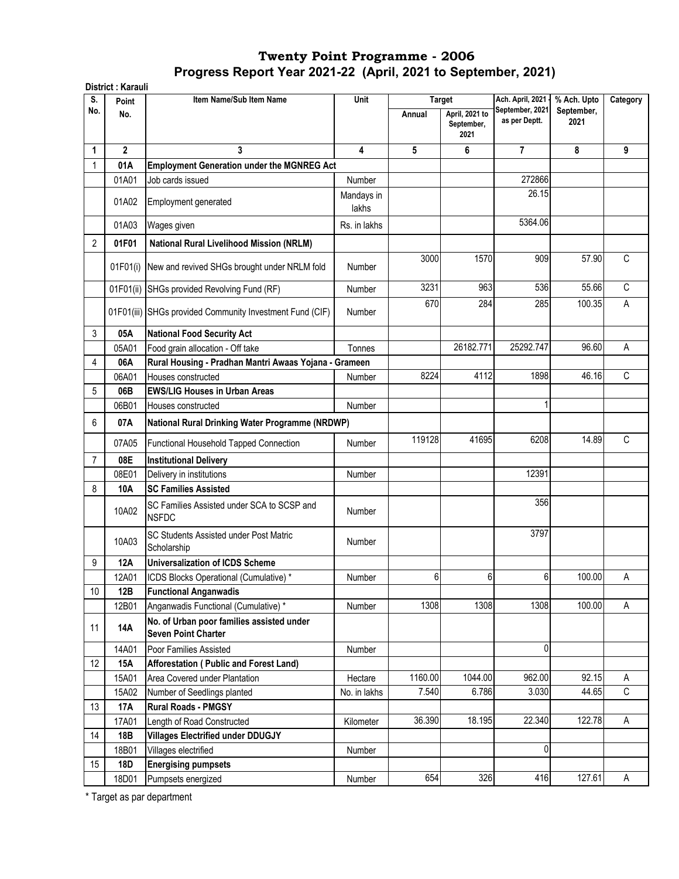# Twenty Point Programme - 2006

## Progress Report Year 2021-22 (April, 2021 to September, 2021)

**District : Karauli**

| S. No. | Point No. | Item Name/Sub Item Name | Unit | Target | | Ach. April, 2021 - September, 2021 as per Deptt. | % Ach. Upto September, 2021 | Category |
|---|---|---|---|---|---|---|---|---|
| | | | | Annual | April, 2021 to September, 2021 | | | |
| 1 | 2 | 3 | 4 | 5 | 6 | 7 | 8 | 9 |
| 1 | **01A** | **Employment Generation under the MGNREG Act** | | | | | | |
| | 01A01 | Job cards issued | Number | | | 272866 | | |
| | 01A02 | Employment generated | Mandays in lakhs | | | 26.15 | | |
| | 01A03 | Wages given | Rs. in lakhs | | | 5364.06 | | |
| 2 | **01F01** | **National Rural Livelihood Mission (NRLM)** | | | | | | |
| | 01F01(i) | New and revived SHGs brought under NRLM fold | Number | 3000 | 1570 | 909 | 57.90 | C |
| | 01F01(ii) | SHGs provided Revolving Fund (RF) | Number | 3231 | 963 | 536 | 55.66 | C |
| | 01F01(iii) | SHGs provided Community Investment Fund (CIF) | Number | 670 | 284 | 285 | 100.35 | A |
| 3 | **05A** | **National Food Security Act** | | | | | | |
| | 05A01 | Food grain allocation - Off take | Tonnes | | 26182.771 | 25292.747 | 96.60 | A |
| 4 | **06A** | **Rural Housing - Pradhan Mantri Awaas Yojana - Grameen** | | | | | | |
| | 06A01 | Houses constructed | Number | 8224 | 4112 | 1898 | 46.16 | C |
| 5 | **06B** | **EWS/LIG Houses in Urban Areas** | | | | | | |
| | 06B01 | Houses constructed | Number | | | 1 | | |
| 6 | **07A** | **National Rural Drinking Water Programme (NRDWP)** | | | | | | |
| | 07A05 | Functional Household Tapped Connection | Number | 119128 | 41695 | 6208 | 14.89 | C |
| 7 | **08E** | **Institutional Delivery** | | | | | | |
| | 08E01 | Delivery in institutions | Number | | | 12391 | | |
| 8 | **10A** | **SC Families Assisted** | | | | | | |
| | 10A02 | SC Families Assisted under SCA to SCSP and NSFDC | Number | | | 356 | | |
| | 10A03 | SC Students Assisted under Post Matric Scholarship | Number | | | 3797 | | |
| 9 | **12A** | **Universalization of ICDS Scheme** | | | | | | |
| | 12A01 | ICDS Blocks Operational (Cumulative) * | Number | 6 | 6 | 6 | 100.00 | A |
| 10 | **12B** | **Functional Anganwadis** | | | | | | |
| | 12B01 | Anganwadis Functional (Cumulative) * | Number | 1308 | 1308 | 1308 | 100.00 | A |
| 11 | **14A** | **No. of Urban poor families assisted under Seven Point Charter** | | | | | | |
| | 14A01 | Poor Families Assisted | Number | | | 0 | | |
| 12 | **15A** | **Afforestation ( Public and Forest Land)** | | | | | | |
| | 15A01 | Area Covered under Plantation | Hectare | 1160.00 | 1044.00 | 962.00 | 92.15 | A |
| | 15A02 | Number of Seedlings planted | No. in lakhs | 7.540 | 6.786 | 3.030 | 44.65 | C |
| 13 | **17A** | **Rural Roads - PMGSY** | | | | | | |
| | 17A01 | Length of Road Constructed | Kilometer | 36.390 | 18.195 | 22.340 | 122.78 | A |
| 14 | **18B** | **Villages Electrified under DDUGJY** | | | | | | |
| | 18B01 | Villages electrified | Number | | | 0 | | |
| 15 | **18D** | **Energising pumpsets** | | | | | | |
| | 18D01 | Pumpsets energized | Number | 654 | 326 | 416 | 127.61 | A |

* Target as par department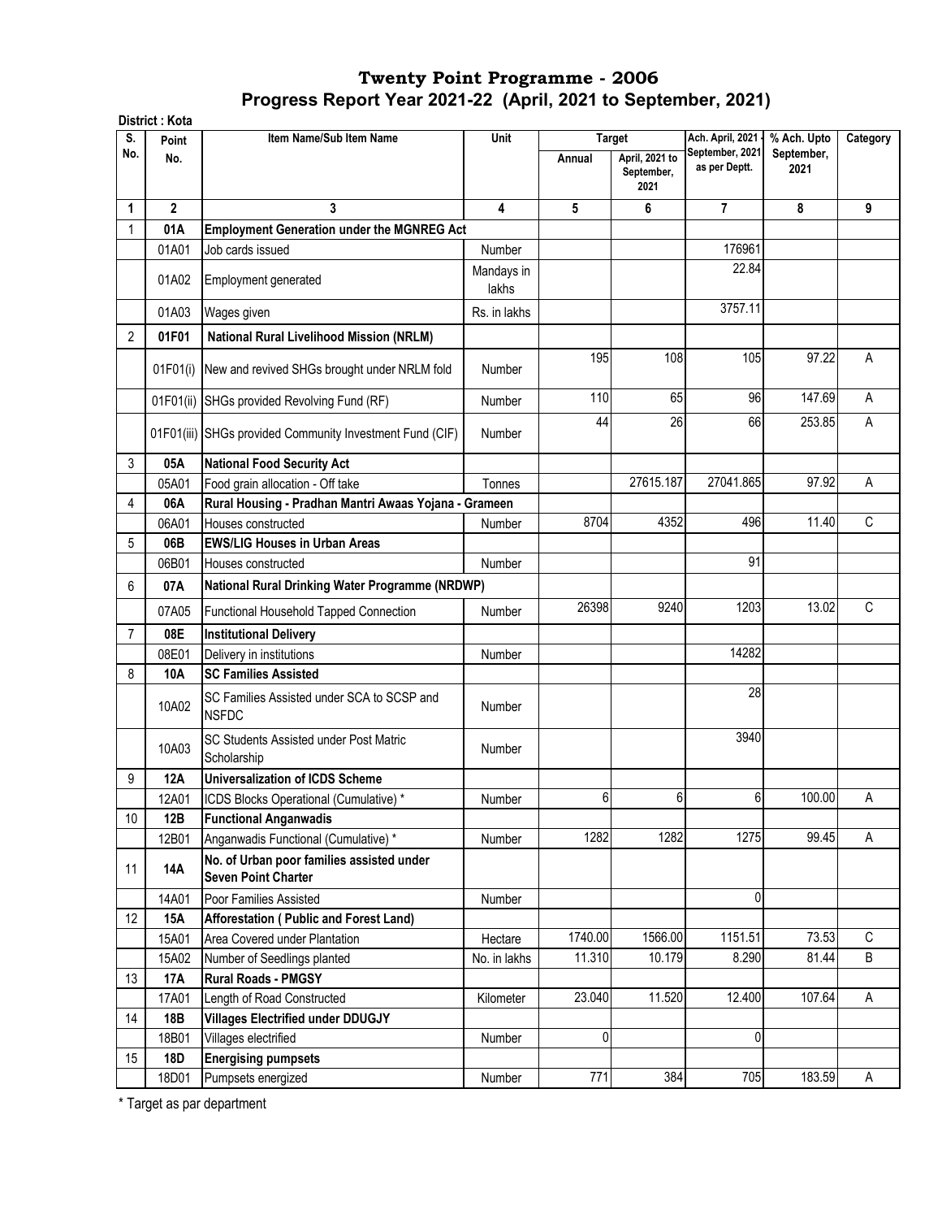# Twenty Point Programme - 2006

## Progress Report Year 2021-22 (April, 2021 to September, 2021)

**District : Kota**

| S. No. | Point No. | Item Name/Sub Item Name | Unit | Target | | Ach. April, 2021 - September, 2021 as per Deptt. | % Ach. Upto September, 2021 | Category |
|---|---|---|---|---|---|---|---|---|
| | | | | Annual | April, 2021 to September, 2021 | | | |
| 1 | 2 | 3 | 4 | 5 | 6 | 7 | 8 | 9 |
| 1 | **01A** | **Employment Generation under the MGNREG Act** | | | | | | |
| | 01A01 | Job cards issued | Number | | | 176961 | | |
| | 01A02 | Employment generated | Mandays in lakhs | | | 22.84 | | |
| | 01A03 | Wages given | Rs. in lakhs | | | 3757.11 | | |
| 2 | **01F01** | **National Rural Livelihood Mission (NRLM)** | | | | | | |
| | 01F01(i) | New and revived SHGs brought under NRLM fold | Number | 195 | 108 | 105 | 97.22 | A |
| | 01F01(ii) | SHGs provided Revolving Fund (RF) | Number | 110 | 65 | 96 | 147.69 | A |
| | 01F01(iii) | SHGs provided Community Investment Fund (CIF) | Number | 44 | 26 | 66 | 253.85 | A |
| 3 | **05A** | **National Food Security Act** | | | | | | |
| | 05A01 | Food grain allocation - Off take | Tonnes | | 27615.187 | 27041.865 | 97.92 | A |
| 4 | **06A** | **Rural Housing - Pradhan Mantri Awaas Yojana - Grameen** | | | | | | |
| | 06A01 | Houses constructed | Number | 8704 | 4352 | 496 | 11.40 | C |
| 5 | **06B** | **EWS/LIG Houses in Urban Areas** | | | | | | |
| | 06B01 | Houses constructed | Number | | | 91 | | |
| 6 | **07A** | **National Rural Drinking Water Programme (NRDWP)** | | | | | | |
| | 07A05 | Functional Household Tapped Connection | Number | 26398 | 9240 | 1203 | 13.02 | C |
| 7 | **08E** | **Institutional Delivery** | | | | | | |
| | 08E01 | Delivery in institutions | Number | | | 14282 | | |
| 8 | **10A** | **SC Families Assisted** | | | | | | |
| | 10A02 | SC Families Assisted under SCA to SCSP and NSFDC | Number | | | 28 | | |
| | 10A03 | SC Students Assisted under Post Matric Scholarship | Number | | | 3940 | | |
| 9 | **12A** | **Universalization of ICDS Scheme** | | | | | | |
| | 12A01 | ICDS Blocks Operational (Cumulative) * | Number | 6 | 6 | 6 | 100.00 | A |
| 10 | **12B** | **Functional Anganwadis** | | | | | | |
| | 12B01 | Anganwadis Functional (Cumulative) * | Number | 1282 | 1282 | 1275 | 99.45 | A |
| 11 | **14A** | **No. of Urban poor families assisted under Seven Point Charter** | | | | | | |
| | 14A01 | Poor Families Assisted | Number | | | 0 | | |
| 12 | **15A** | **Afforestation ( Public and Forest Land)** | | | | | | |
| | 15A01 | Area Covered under Plantation | Hectare | 1740.00 | 1566.00 | 1151.51 | 73.53 | C |
| | 15A02 | Number of Seedlings planted | No. in lakhs | 11.310 | 10.179 | 8.290 | 81.44 | B |
| 13 | **17A** | **Rural Roads - PMGSY** | | | | | | |
| | 17A01 | Length of Road Constructed | Kilometer | 23.040 | 11.520 | 12.400 | 107.64 | A |
| 14 | **18B** | **Villages Electrified under DDUGJY** | | | | | | |
| | 18B01 | Villages electrified | Number | 0 | | 0 | | |
| 15 | **18D** | **Energising pumpsets** | | | | | | |
| | 18D01 | Pumpsets energized | Number | 771 | 384 | 705 | 183.59 | A |

\* Target as par department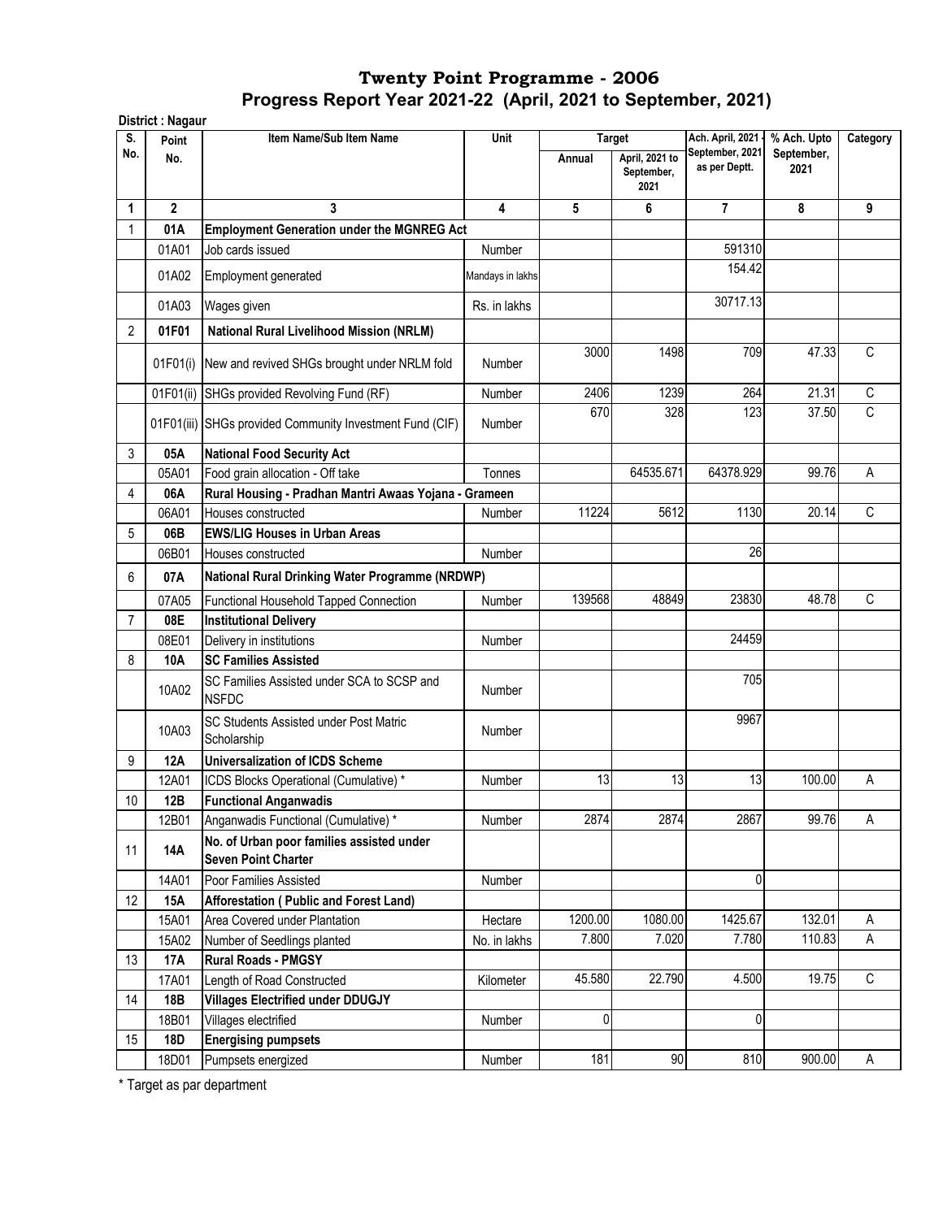# Twenty Point Programme - 2006
## Progress Report Year 2021-22 (April, 2021 to September, 2021)

**District : Nagaur**

| S. No. | Point No. | Item Name/Sub Item Name | Unit | Target | | Ach. April, 2021 - September, 2021 as per Deptt. | % Ach. Upto September, 2021 | Category |
|---|---|---|---|---|---|---|---|---|
| | | | | Annual | April, 2021 to September, 2021 | | | |
| 1 | 2 | 3 | 4 | 5 | 6 | 7 | 8 | 9 |
| 1 | 01A | **Employment Generation under the MGNREG Act** | | | | | | |
| | 01A01 | Job cards issued | Number | | | 591310 | | |
| | 01A02 | Employment generated | Mandays in lakhs | | | 154.42 | | |
| | 01A03 | Wages given | Rs. in lakhs | | | 30717.13 | | |
| 2 | 01F01 | **National Rural Livelihood Mission (NRLM)** | | | | | | |
| | 01F01(i) | New and revived SHGs brought under NRLM fold | Number | 3000 | 1498 | 709 | 47.33 | C |
| | 01F01(ii) | SHGs provided Revolving Fund (RF) | Number | 2406 | 1239 | 264 | 21.31 | C |
| | 01F01(iii) | SHGs provided Community Investment Fund (CIF) | Number | 670 | 328 | 123 | 37.50 | C |
| 3 | 05A | **National Food Security Act** | | | | | | |
| | 05A01 | Food grain allocation - Off take | Tonnes | | 64535.671 | 64378.929 | 99.76 | A |
| 4 | 06A | **Rural Housing - Pradhan Mantri Awaas Yojana - Grameen** | | | | | | |
| | 06A01 | Houses constructed | Number | 11224 | 5612 | 1130 | 20.14 | C |
| 5 | 06B | **EWS/LIG Houses in Urban Areas** | | | | | | |
| | 06B01 | Houses constructed | Number | | | 26 | | |
| 6 | 07A | **National Rural Drinking Water Programme (NRDWP)** | | | | | | |
| | 07A05 | Functional Household Tapped Connection | Number | 139568 | 48849 | 23830 | 48.78 | C |
| 7 | 08E | **Institutional Delivery** | | | | | | |
| | 08E01 | Delivery in institutions | Number | | | 24459 | | |
| 8 | 10A | **SC Families Assisted** | | | | | | |
| | 10A02 | SC Families Assisted under SCA to SCSP and NSFDC | Number | | | 705 | | |
| | 10A03 | SC Students Assisted under Post Matric Scholarship | Number | | | 9967 | | |
| 9 | 12A | **Universalization of ICDS Scheme** | | | | | | |
| | 12A01 | ICDS Blocks Operational (Cumulative) * | Number | 13 | 13 | 13 | 100.00 | A |
| 10 | 12B | **Functional Anganwadis** | | | | | | |
| | 12B01 | Anganwadis Functional (Cumulative) * | Number | 2874 | 2874 | 2867 | 99.76 | A |
| 11 | 14A | **No. of Urban poor families assisted under Seven Point Charter** | | | | | | |
| | 14A01 | Poor Families Assisted | Number | | | 0 | | |
| 12 | 15A | **Afforestation ( Public and Forest Land)** | | | | | | |
| | 15A01 | Area Covered under Plantation | Hectare | 1200.00 | 1080.00 | 1425.67 | 132.01 | A |
| | 15A02 | Number of Seedlings planted | No. in lakhs | 7.800 | 7.020 | 7.780 | 110.83 | A |
| 13 | 17A | **Rural Roads - PMGSY** | | | | | | |
| | 17A01 | Length of Road Constructed | Kilometer | 45.580 | 22.790 | 4.500 | 19.75 | C |
| 14 | 18B | **Villages Electrified under DDUGJY** | | | | | | |
| | 18B01 | Villages electrified | Number | 0 | | 0 | | |
| 15 | 18D | **Energising pumpsets** | | | | | | |
| | 18D01 | Pumpsets energized | Number | 181 | 90 | 810 | 900.00 | A |

\* Target as par department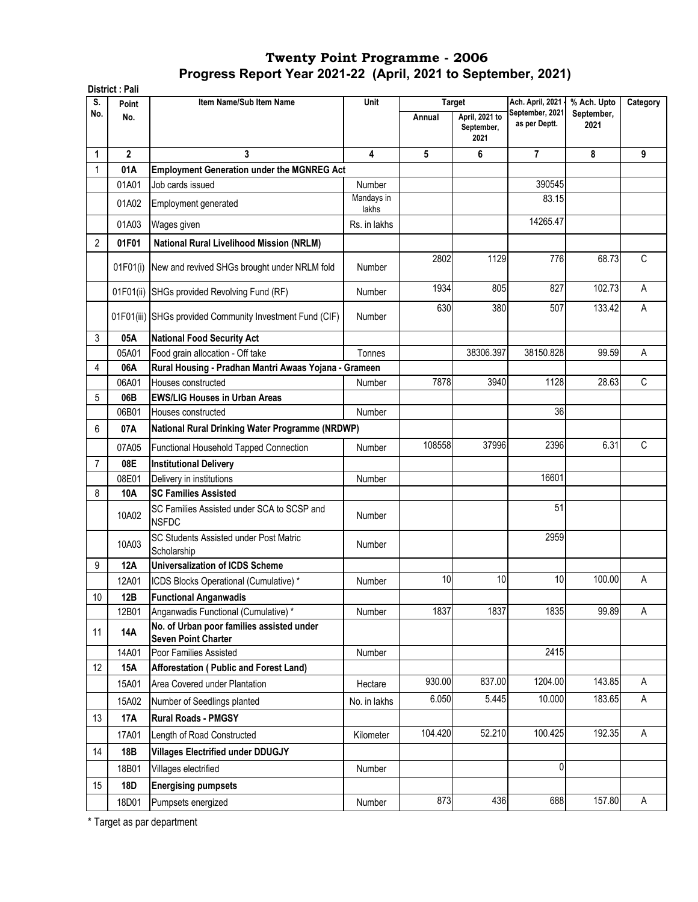# Twenty Point Programme - 2006

## Progress Report Year 2021-22 (April, 2021 to September, 2021)

**District : Pali**

| S. No. | Point No. | Item Name/Sub Item Name | Unit | Target | | Ach. April, 2021 - September, 2021 as per Deptt. | % Ach. Upto September, 2021 | Category |
|---|---|---|---|---|---|---|---|---|
| | | | | Annual | April, 2021 to September, 2021 | | | |
| 1 | 2 | 3 | 4 | 5 | 6 | 7 | 8 | 9 |
| 1 | 01A | **Employment Generation under the MGNREG Act** | | | | | | |
| | 01A01 | Job cards issued | Number | | | 390545 | | |
| | 01A02 | Employment generated | Mandays in lakhs | | | 83.15 | | |
| | 01A03 | Wages given | Rs. in lakhs | | | 14265.47 | | |
| 2 | 01F01 | **National Rural Livelihood Mission (NRLM)** | | | | | | |
| | 01F01(i) | New and revived SHGs brought under NRLM fold | Number | 2802 | 1129 | 776 | 68.73 | C |
| | 01F01(ii) | SHGs provided Revolving Fund (RF) | Number | 1934 | 805 | 827 | 102.73 | A |
| | 01F01(iii) | SHGs provided Community Investment Fund (CIF) | Number | 630 | 380 | 507 | 133.42 | A |
| 3 | 05A | **National Food Security Act** | | | | | | |
| | 05A01 | Food grain allocation - Off take | Tonnes | | 38306.397 | 38150.828 | 99.59 | A |
| 4 | 06A | **Rural Housing - Pradhan Mantri Awaas Yojana - Grameen** | | | | | | |
| | 06A01 | Houses constructed | Number | 7878 | 3940 | 1128 | 28.63 | C |
| 5 | 06B | **EWS/LIG Houses in Urban Areas** | | | | | | |
| | 06B01 | Houses constructed | Number | | | 36 | | |
| 6 | 07A | **National Rural Drinking Water Programme (NRDWP)** | | | | | | |
| | 07A05 | Functional Household Tapped Connection | Number | 108558 | 37996 | 2396 | 6.31 | C |
| 7 | 08E | **Institutional Delivery** | | | | | | |
| | 08E01 | Delivery in institutions | Number | | | 16601 | | |
| 8 | 10A | **SC Families Assisted** | | | | | | |
| | 10A02 | SC Families Assisted under SCA to SCSP and NSFDC | Number | | | 51 | | |
| | 10A03 | SC Students Assisted under Post Matric Scholarship | Number | | | 2959 | | |
| 9 | 12A | **Universalization of ICDS Scheme** | | | | | | |
| | 12A01 | ICDS Blocks Operational (Cumulative) * | Number | 10 | 10 | 10 | 100.00 | A |
| 10 | 12B | **Functional Anganwadis** | | | | | | |
| | 12B01 | Anganwadis Functional (Cumulative) * | Number | 1837 | 1837 | 1835 | 99.89 | A |
| 11 | 14A | **No. of Urban poor families assisted under Seven Point Charter** | | | | | | |
| | 14A01 | Poor Families Assisted | Number | | | 2415 | | |
| 12 | 15A | **Afforestation ( Public and Forest Land)** | | | | | | |
| | 15A01 | Area Covered under Plantation | Hectare | 930.00 | 837.00 | 1204.00 | 143.85 | A |
| | 15A02 | Number of Seedlings planted | No. in lakhs | 6.050 | 5.445 | 10.000 | 183.65 | A |
| 13 | 17A | **Rural Roads - PMGSY** | | | | | | |
| | 17A01 | Length of Road Constructed | Kilometer | 104.420 | 52.210 | 100.425 | 192.35 | A |
| 14 | 18B | **Villages Electrified under DDUGJY** | | | | | | |
| | 18B01 | Villages electrified | Number | | | 0 | | |
| 15 | 18D | **Energising pumpsets** | | | | | | |
| | 18D01 | Pumpsets energized | Number | 873 | 436 | 688 | 157.80 | A |

\* Target as par department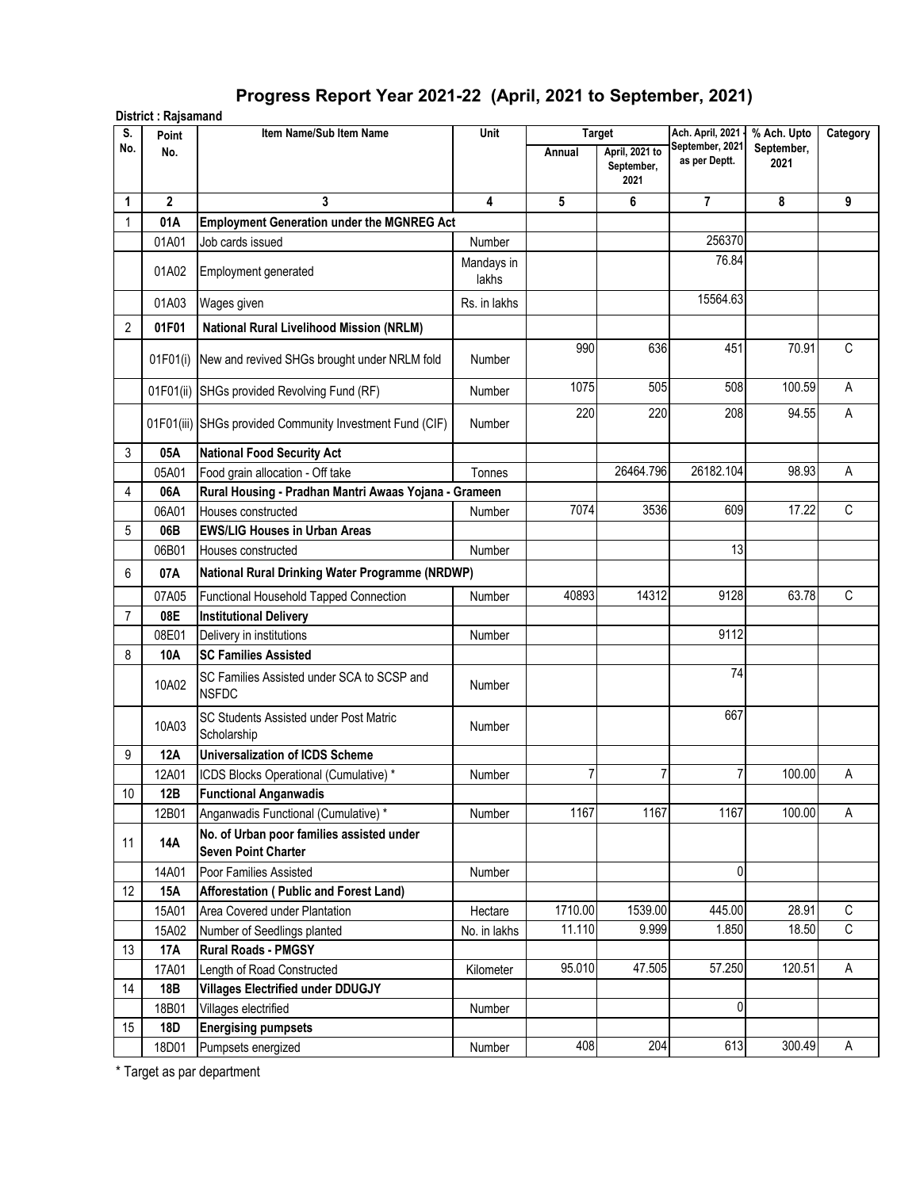# Progress Report Year 2021-22 (April, 2021 to September, 2021)

**District : Rajsamand**

| S. No. | Point No. | Item Name/Sub Item Name | Unit | Target | | Ach. April, 2021 - September, 2021 as per Deptt. | % Ach. Upto September, 2021 | Category |
|---|---|---|---|---|---|---|---|---|
| | | | | Annual | April, 2021 to September, 2021 | | | |
| 1 | 2 | 3 | 4 | 5 | 6 | 7 | 8 | 9 |
| 1 | 01A | **Employment Generation under the MGNREG Act** | | | | | | |
| | 01A01 | Job cards issued | Number | | | 256370 | | |
| | 01A02 | Employment generated | Mandays in lakhs | | | 76.84 | | |
| | 01A03 | Wages given | Rs. in lakhs | | | 15564.63 | | |
| 2 | 01F01 | **National Rural Livelihood Mission (NRLM)** | | | | | | |
| | 01F01(i) | New and revived SHGs brought under NRLM fold | Number | 990 | 636 | 451 | 70.91 | C |
| | 01F01(ii) | SHGs provided Revolving Fund (RF) | Number | 1075 | 505 | 508 | 100.59 | A |
| | 01F01(iii) | SHGs provided Community Investment Fund (CIF) | Number | 220 | 220 | 208 | 94.55 | A |
| 3 | 05A | **National Food Security Act** | | | | | | |
| | 05A01 | Food grain allocation - Off take | Tonnes | | 26464.796 | 26182.104 | 98.93 | A |
| 4 | 06A | **Rural Housing - Pradhan Mantri Awaas Yojana - Grameen** | | | | | | |
| | 06A01 | Houses constructed | Number | 7074 | 3536 | 609 | 17.22 | C |
| 5 | 06B | **EWS/LIG Houses in Urban Areas** | | | | | | |
| | 06B01 | Houses constructed | Number | | | 13 | | |
| 6 | 07A | **National Rural Drinking Water Programme (NRDWP)** | | | | | | |
| | 07A05 | Functional Household Tapped Connection | Number | 40893 | 14312 | 9128 | 63.78 | C |
| 7 | 08E | **Institutional Delivery** | | | | | | |
| | 08E01 | Delivery in institutions | Number | | | 9112 | | |
| 8 | 10A | **SC Families Assisted** | | | | | | |
| | 10A02 | SC Families Assisted under SCA to SCSP and NSFDC | Number | | | 74 | | |
| | 10A03 | SC Students Assisted under Post Matric Scholarship | Number | | | 667 | | |
| 9 | 12A | **Universalization of ICDS Scheme** | | | | | | |
| | 12A01 | ICDS Blocks Operational (Cumulative) * | Number | 7 | 7 | 7 | 100.00 | A |
| 10 | 12B | **Functional Anganwadis** | | | | | | |
| | 12B01 | Anganwadis Functional (Cumulative) * | Number | 1167 | 1167 | 1167 | 100.00 | A |
| 11 | 14A | **No. of Urban poor families assisted under Seven Point Charter** | | | | | | |
| | 14A01 | Poor Families Assisted | Number | | | 0 | | |
| 12 | 15A | **Afforestation ( Public and Forest Land)** | | | | | | |
| | 15A01 | Area Covered under Plantation | Hectare | 1710.00 | 1539.00 | 445.00 | 28.91 | C |
| | 15A02 | Number of Seedlings planted | No. in lakhs | 11.110 | 9.999 | 1.850 | 18.50 | C |
| 13 | 17A | **Rural Roads - PMGSY** | | | | | | |
| | 17A01 | Length of Road Constructed | Kilometer | 95.010 | 47.505 | 57.250 | 120.51 | A |
| 14 | 18B | **Villages Electrified under DDUGJY** | | | | | | |
| | 18B01 | Villages electrified | Number | | | 0 | | |
| 15 | 18D | **Energising pumpsets** | | | | | | |
| | 18D01 | Pumpsets energized | Number | 408 | 204 | 613 | 300.49 | A |

* Target as par department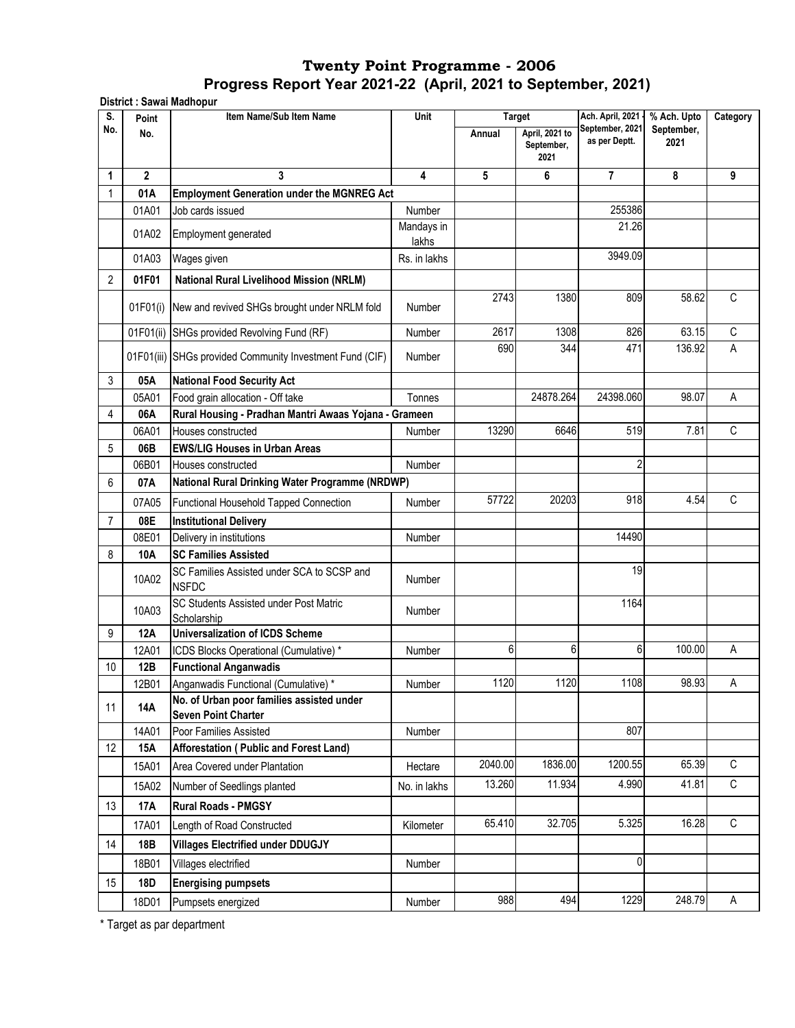# Twenty Point Programme - 2006

## Progress Report Year 2021-22 (April, 2021 to September, 2021)

**District : Sawai Madhopur**

| S. No. | Point No. | Item Name/Sub Item Name | Unit | Target | | Ach. April, 2021 - September, 2021 as per Deptt. | % Ach. Upto September, 2021 | Category |
|---|---|---|---|---|---|---|---|---|
| | | | | Annual | April, 2021 to September, 2021 | | | |
| 1 | 2 | 3 | 4 | 5 | 6 | 7 | 8 | 9 |
| 1 | **01A** | **Employment Generation under the MGNREG Act** | | | | | | |
| | 01A01 | Job cards issued | Number | | | 255386 | | |
| | 01A02 | Employment generated | Mandays in lakhs | | | 21.26 | | |
| | 01A03 | Wages given | Rs. in lakhs | | | 3949.09 | | |
| 2 | **01F01** | **National Rural Livelihood Mission (NRLM)** | | | | | | |
| | 01F01(i) | New and revived SHGs brought under NRLM fold | Number | 2743 | 1380 | 809 | 58.62 | C |
| | 01F01(ii) | SHGs provided Revolving Fund (RF) | Number | 2617 | 1308 | 826 | 63.15 | C |
| | 01F01(iii) | SHGs provided Community Investment Fund (CIF) | Number | 690 | 344 | 471 | 136.92 | A |
| 3 | **05A** | **National Food Security Act** | | | | | | |
| | 05A01 | Food grain allocation - Off take | Tonnes | | 24878.264 | 24398.060 | 98.07 | A |
| 4 | **06A** | **Rural Housing - Pradhan Mantri Awaas Yojana - Grameen** | | | | | | |
| | 06A01 | Houses constructed | Number | 13290 | 6646 | 519 | 7.81 | C |
| 5 | **06B** | **EWS/LIG Houses in Urban Areas** | | | | | | |
| | 06B01 | Houses constructed | Number | | | 2 | | |
| 6 | **07A** | **National Rural Drinking Water Programme (NRDWP)** | | | | | | |
| | 07A05 | Functional Household Tapped Connection | Number | 57722 | 20203 | 918 | 4.54 | C |
| 7 | **08E** | **Institutional Delivery** | | | | | | |
| | 08E01 | Delivery in institutions | Number | | | 14490 | | |
| 8 | **10A** | **SC Families Assisted** | | | | | | |
| | 10A02 | SC Families Assisted under SCA to SCSP and NSFDC | Number | | | 19 | | |
| | 10A03 | SC Students Assisted under Post Matric Scholarship | Number | | | 1164 | | |
| 9 | **12A** | **Universalization of ICDS Scheme** | | | | | | |
| | 12A01 | ICDS Blocks Operational (Cumulative) * | Number | 6 | 6 | 6 | 100.00 | A |
| 10 | **12B** | **Functional Anganwadis** | | | | | | |
| | 12B01 | Anganwadis Functional (Cumulative) * | Number | 1120 | 1120 | 1108 | 98.93 | A |
| 11 | **14A** | **No. of Urban poor families assisted under Seven Point Charter** | | | | | | |
| | 14A01 | Poor Families Assisted | Number | | | 807 | | |
| 12 | **15A** | **Afforestation ( Public and Forest Land)** | | | | | | |
| | 15A01 | Area Covered under Plantation | Hectare | 2040.00 | 1836.00 | 1200.55 | 65.39 | C |
| | 15A02 | Number of Seedlings planted | No. in lakhs | 13.260 | 11.934 | 4.990 | 41.81 | C |
| 13 | **17A** | **Rural Roads - PMGSY** | | | | | | |
| | 17A01 | Length of Road Constructed | Kilometer | 65.410 | 32.705 | 5.325 | 16.28 | C |
| 14 | **18B** | **Villages Electrified under DDUGJY** | | | | | | |
| | 18B01 | Villages electrified | Number | | | 0 | | |
| 15 | **18D** | **Energising pumpsets** | | | | | | |
| | 18D01 | Pumpsets energized | Number | 988 | 494 | 1229 | 248.79 | A |

* Target as par department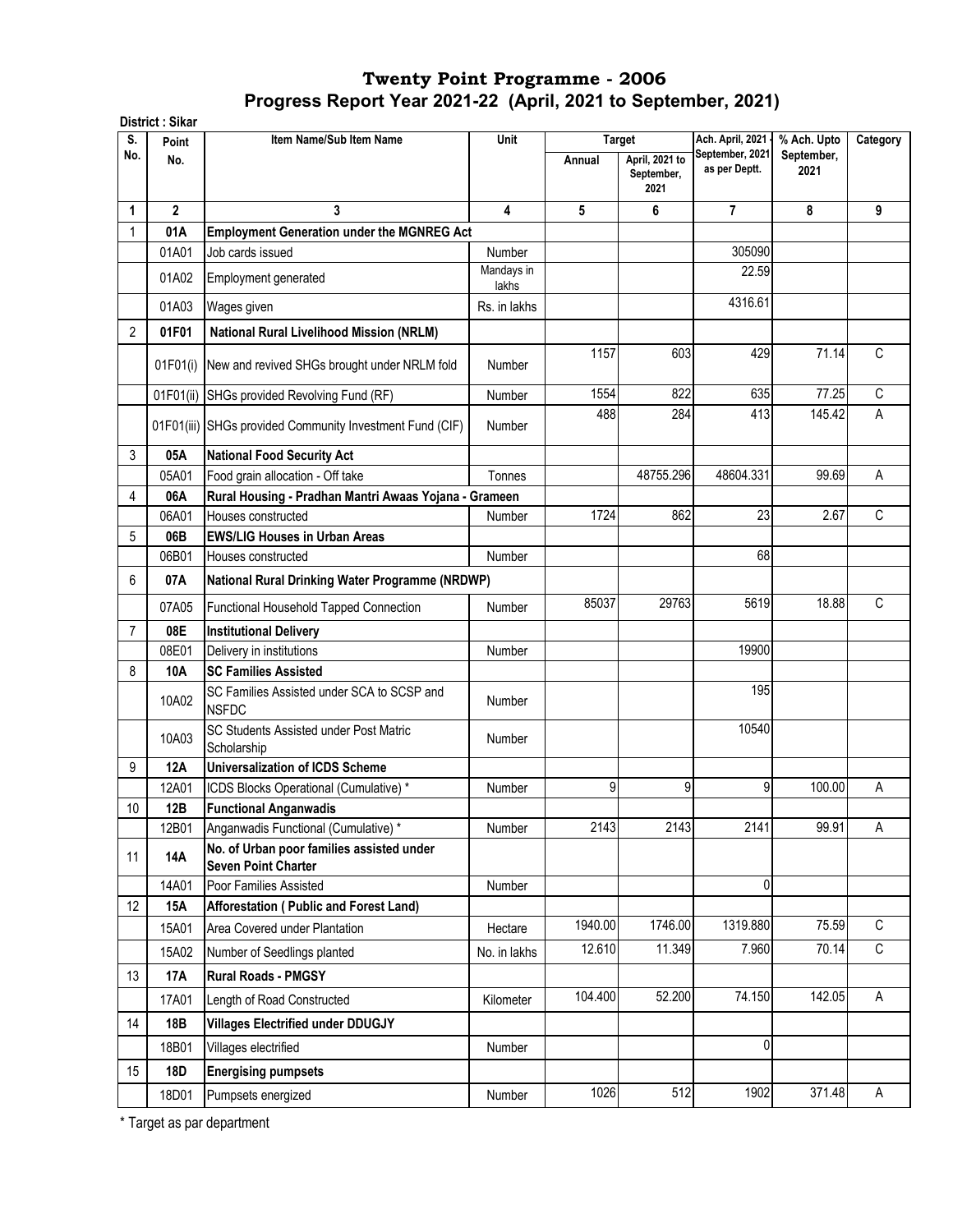# Twenty Point Programme - 2006

## Progress Report Year 2021-22 (April, 2021 to September, 2021)

**District : Sikar**

| S. No. | Point No. | Item Name/Sub Item Name | Unit | Target | | Ach. April, 2021 - September, 2021 as per Deptt. | % Ach. Upto September, 2021 | Category |
|---|---|---|---|---|---|---|---|---|
| | | | | Annual | April, 2021 to September, 2021 | | | |
| 1 | 2 | 3 | 4 | 5 | 6 | 7 | 8 | 9 |
| 1 | **01A** | **Employment Generation under the MGNREG Act** | | | | | | |
| | 01A01 | Job cards issued | Number | | | 305090 | | |
| | 01A02 | Employment generated | Mandays in lakhs | | | 22.59 | | |
| | 01A03 | Wages given | Rs. in lakhs | | | 4316.61 | | |
| 2 | **01F01** | **National Rural Livelihood Mission (NRLM)** | | | | | | |
| | 01F01(i) | New and revived SHGs brought under NRLM fold | Number | 1157 | 603 | 429 | 71.14 | C |
| | 01F01(ii) | SHGs provided Revolving Fund (RF) | Number | 1554 | 822 | 635 | 77.25 | C |
| | 01F01(iii) | SHGs provided Community Investment Fund (CIF) | Number | 488 | 284 | 413 | 145.42 | A |
| 3 | **05A** | **National Food Security Act** | | | | | | |
| | 05A01 | Food grain allocation - Off take | Tonnes | | 48755.296 | 48604.331 | 99.69 | A |
| 4 | **06A** | **Rural Housing - Pradhan Mantri Awaas Yojana - Grameen** | | | | | | |
| | 06A01 | Houses constructed | Number | 1724 | 862 | 23 | 2.67 | C |
| 5 | **06B** | **EWS/LIG Houses in Urban Areas** | | | | | | |
| | 06B01 | Houses constructed | Number | | | 68 | | |
| 6 | **07A** | **National Rural Drinking Water Programme (NRDWP)** | | | | | | |
| | 07A05 | Functional Household Tapped Connection | Number | 85037 | 29763 | 5619 | 18.88 | C |
| 7 | **08E** | **Institutional Delivery** | | | | | | |
| | 08E01 | Delivery in institutions | Number | | | 19900 | | |
| 8 | **10A** | **SC Families Assisted** | | | | | | |
| | 10A02 | SC Families Assisted under SCA to SCSP and NSFDC | Number | | | 195 | | |
| | 10A03 | SC Students Assisted under Post Matric Scholarship | Number | | | 10540 | | |
| 9 | **12A** | **Universalization of ICDS Scheme** | | | | | | |
| | 12A01 | ICDS Blocks Operational (Cumulative) * | Number | 9 | 9 | 9 | 100.00 | A |
| 10 | **12B** | **Functional Anganwadis** | | | | | | |
| | 12B01 | Anganwadis Functional (Cumulative) * | Number | 2143 | 2143 | 2141 | 99.91 | A |
| 11 | **14A** | **No. of Urban poor families assisted under Seven Point Charter** | | | | | | |
| | 14A01 | Poor Families Assisted | Number | | | 0 | | |
| 12 | **15A** | **Afforestation ( Public and Forest Land)** | | | | | | |
| | 15A01 | Area Covered under Plantation | Hectare | 1940.00 | 1746.00 | 1319.880 | 75.59 | C |
| | 15A02 | Number of Seedlings planted | No. in lakhs | 12.610 | 11.349 | 7.960 | 70.14 | C |
| 13 | **17A** | **Rural Roads - PMGSY** | | | | | | |
| | 17A01 | Length of Road Constructed | Kilometer | 104.400 | 52.200 | 74.150 | 142.05 | A |
| 14 | **18B** | **Villages Electrified under DDUGJY** | | | | | | |
| | 18B01 | Villages electrified | Number | | | 0 | | |
| 15 | **18D** | **Energising pumpsets** | | | | | | |
| | 18D01 | Pumpsets energized | Number | 1026 | 512 | 1902 | 371.48 | A |

\* Target as par department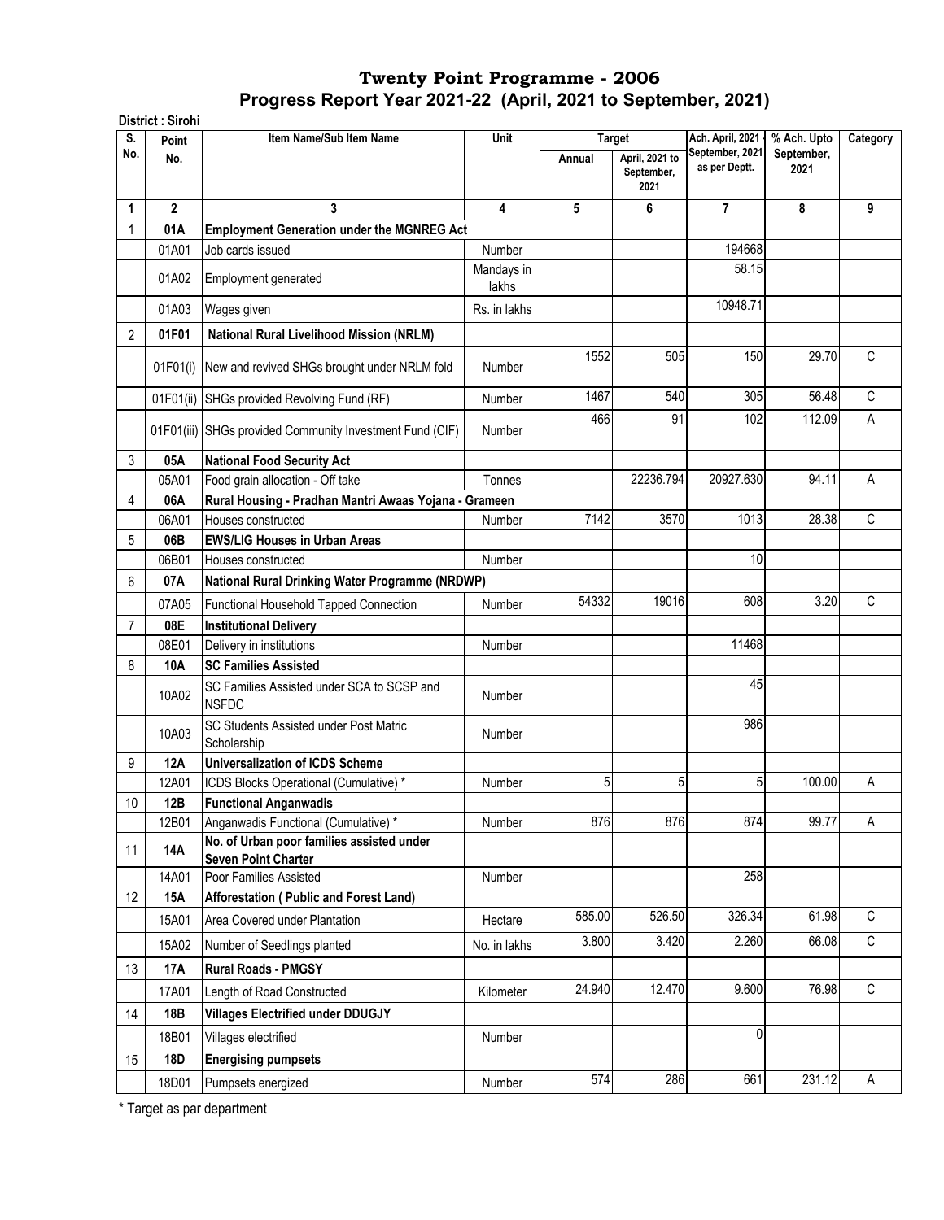# Twenty Point Programme - 2006
## Progress Report Year 2021-22 (April, 2021 to September, 2021)

**District : Sirohi**

| S. No. | Point No. | Item Name/Sub Item Name | Unit | Target | | Ach. April, 2021 - September, 2021 as per Deptt. | % Ach. Upto September, 2021 | Category |
|---|---|---|---|---|---|---|---|---|
| | | | | Annual | April, 2021 to September, 2021 | | | |
| 1 | 2 | 3 | 4 | 5 | 6 | 7 | 8 | 9 |
| 1 | **01A** | **Employment Generation under the MGNREG Act** | | | | | | |
| | 01A01 | Job cards issued | Number | | | 194668 | | |
| | 01A02 | Employment generated | Mandays in lakhs | | | 58.15 | | |
| | 01A03 | Wages given | Rs. in lakhs | | | 10948.71 | | |
| 2 | **01F01** | **National Rural Livelihood Mission (NRLM)** | | | | | | |
| | 01F01(i) | New and revived SHGs brought under NRLM fold | Number | 1552 | 505 | 150 | 29.70 | C |
| | 01F01(ii) | SHGs provided Revolving Fund (RF) | Number | 1467 | 540 | 305 | 56.48 | C |
| | 01F01(iii) | SHGs provided Community Investment Fund (CIF) | Number | 466 | 91 | 102 | 112.09 | A |
| 3 | **05A** | **National Food Security Act** | | | | | | |
| | 05A01 | Food grain allocation - Off take | Tonnes | | 22236.794 | 20927.630 | 94.11 | A |
| 4 | **06A** | **Rural Housing - Pradhan Mantri Awaas Yojana - Grameen** | | | | | | |
| | 06A01 | Houses constructed | Number | 7142 | 3570 | 1013 | 28.38 | C |
| 5 | **06B** | **EWS/LIG Houses in Urban Areas** | | | | | | |
| | 06B01 | Houses constructed | Number | | | 10 | | |
| 6 | **07A** | **National Rural Drinking Water Programme (NRDWP)** | | | | | | |
| | 07A05 | Functional Household Tapped Connection | Number | 54332 | 19016 | 608 | 3.20 | C |
| 7 | **08E** | **Institutional Delivery** | | | | | | |
| | 08E01 | Delivery in institutions | Number | | | 11468 | | |
| 8 | **10A** | **SC Families Assisted** | | | | | | |
| | 10A02 | SC Families Assisted under SCA to SCSP and NSFDC | Number | | | 45 | | |
| | 10A03 | SC Students Assisted under Post Matric Scholarship | Number | | | 986 | | |
| 9 | **12A** | **Universalization of ICDS Scheme** | | | | | | |
| | 12A01 | ICDS Blocks Operational (Cumulative) * | Number | 5 | 5 | 5 | 100.00 | A |
| 10 | **12B** | **Functional Anganwadis** | | | | | | |
| | 12B01 | Anganwadis Functional (Cumulative) * | Number | 876 | 876 | 874 | 99.77 | A |
| 11 | **14A** | **No. of Urban poor families assisted under Seven Point Charter** | | | | | | |
| | 14A01 | Poor Families Assisted | Number | | | 258 | | |
| 12 | **15A** | **Afforestation ( Public and Forest Land)** | | | | | | |
| | 15A01 | Area Covered under Plantation | Hectare | 585.00 | 526.50 | 326.34 | 61.98 | C |
| | 15A02 | Number of Seedlings planted | No. in lakhs | 3.800 | 3.420 | 2.260 | 66.08 | C |
| 13 | **17A** | **Rural Roads - PMGSY** | | | | | | |
| | 17A01 | Length of Road Constructed | Kilometer | 24.940 | 12.470 | 9.600 | 76.98 | C |
| 14 | **18B** | **Villages Electrified under DDUGJY** | | | | | | |
| | 18B01 | Villages electrified | Number | | | 0 | | |
| 15 | **18D** | **Energising pumpsets** | | | | | | |
| | 18D01 | Pumpsets energized | Number | 574 | 286 | 661 | 231.12 | A |

* Target as par department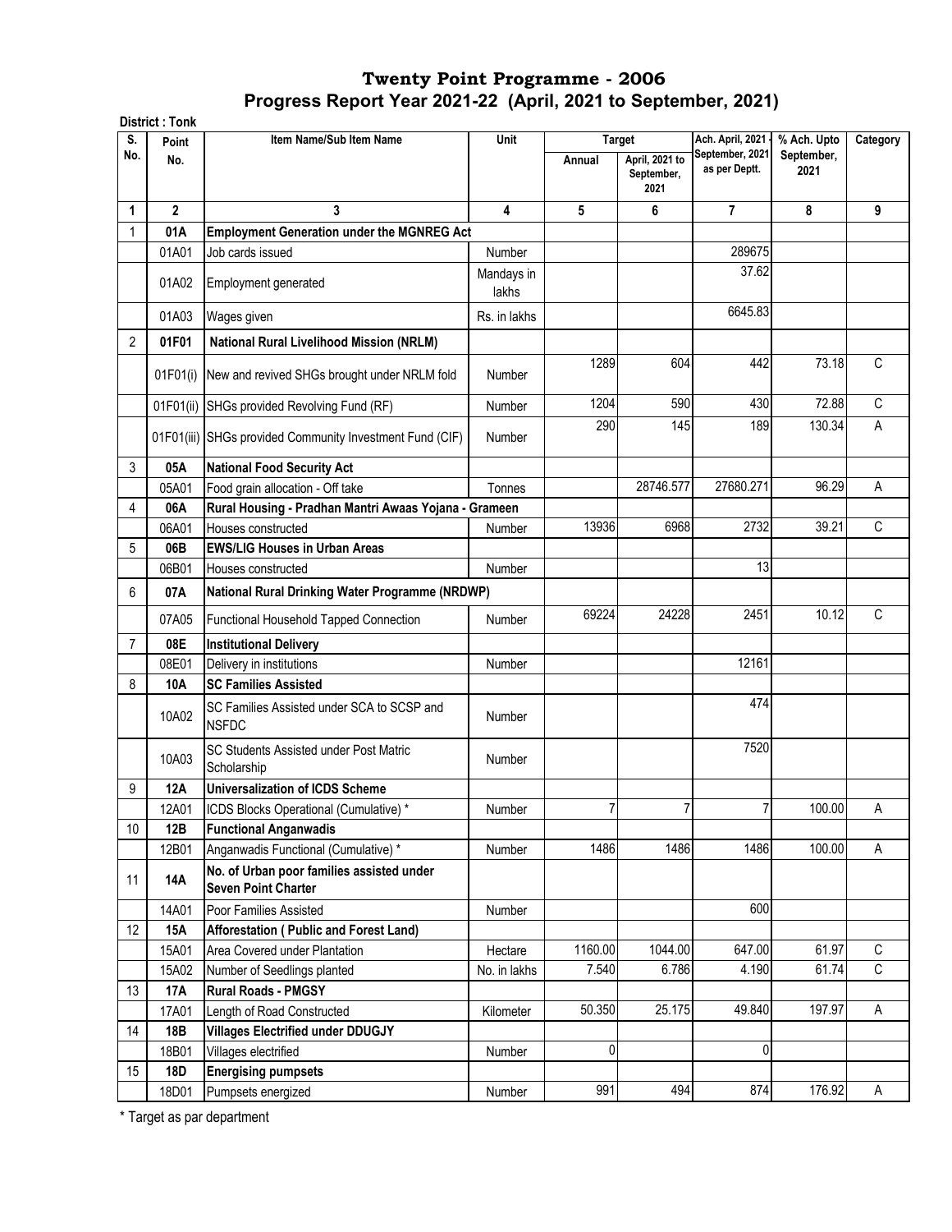# Twenty Point Programme - 2006
## Progress Report Year 2021-22 (April, 2021 to September, 2021)

**District : Tonk**

| S. No. | Point No. | Item Name/Sub Item Name | Unit | Target | | Ach. April, 2021 - September, 2021 as per Deptt. | % Ach. Upto September, 2021 | Category |
|---|---|---|---|---|---|---|---|---|
| | | | | Annual | April, 2021 to September, 2021 | | | |
| 1 | 2 | 3 | 4 | 5 | 6 | 7 | 8 | 9 |
| 1 | **01A** | **Employment Generation under the MGNREG Act** | | | | | | |
| | 01A01 | Job cards issued | Number | | | 289675 | | |
| | 01A02 | Employment generated | Mandays in lakhs | | | 37.62 | | |
| | 01A03 | Wages given | Rs. in lakhs | | | 6645.83 | | |
| 2 | **01F01** | **National Rural Livelihood Mission (NRLM)** | | | | | | |
| | 01F01(i) | New and revived SHGs brought under NRLM fold | Number | 1289 | 604 | 442 | 73.18 | C |
| | 01F01(ii) | SHGs provided Revolving Fund (RF) | Number | 1204 | 590 | 430 | 72.88 | C |
| | 01F01(iii) | SHGs provided Community Investment Fund (CIF) | Number | 290 | 145 | 189 | 130.34 | A |
| 3 | **05A** | **National Food Security Act** | | | | | | |
| | 05A01 | Food grain allocation - Off take | Tonnes | | 28746.577 | 27680.271 | 96.29 | A |
| 4 | **06A** | **Rural Housing - Pradhan Mantri Awaas Yojana - Grameen** | | | | | | |
| | 06A01 | Houses constructed | Number | 13936 | 6968 | 2732 | 39.21 | C |
| 5 | **06B** | **EWS/LIG Houses in Urban Areas** | | | | | | |
| | 06B01 | Houses constructed | Number | | | 13 | | |
| 6 | **07A** | **National Rural Drinking Water Programme (NRDWP)** | | | | | | |
| | 07A05 | Functional Household Tapped Connection | Number | 69224 | 24228 | 2451 | 10.12 | C |
| 7 | **08E** | **Institutional Delivery** | | | | | | |
| | 08E01 | Delivery in institutions | Number | | | 12161 | | |
| 8 | **10A** | **SC Families Assisted** | | | | | | |
| | 10A02 | SC Families Assisted under SCA to SCSP and NSFDC | Number | | | 474 | | |
| | 10A03 | SC Students Assisted under Post Matric Scholarship | Number | | | 7520 | | |
| 9 | **12A** | **Universalization of ICDS Scheme** | | | | | | |
| | 12A01 | ICDS Blocks Operational (Cumulative) * | Number | 7 | 7 | 7 | 100.00 | A |
| 10 | **12B** | **Functional Anganwadis** | | | | | | |
| | 12B01 | Anganwadis Functional (Cumulative) * | Number | 1486 | 1486 | 1486 | 100.00 | A |
| 11 | **14A** | **No. of Urban poor families assisted under Seven Point Charter** | | | | | | |
| | 14A01 | Poor Families Assisted | Number | | | 600 | | |
| 12 | **15A** | **Afforestation ( Public and Forest Land)** | | | | | | |
| | 15A01 | Area Covered under Plantation | Hectare | 1160.00 | 1044.00 | 647.00 | 61.97 | C |
| | 15A02 | Number of Seedlings planted | No. in lakhs | 7.540 | 6.786 | 4.190 | 61.74 | C |
| 13 | **17A** | **Rural Roads - PMGSY** | | | | | | |
| | 17A01 | Length of Road Constructed | Kilometer | 50.350 | 25.175 | 49.840 | 197.97 | A |
| 14 | **18B** | **Villages Electrified under DDUGJY** | | | | | | |
| | 18B01 | Villages electrified | Number | 0 | | 0 | | |
| 15 | **18D** | **Energising pumpsets** | | | | | | |
| | 18D01 | Pumpsets energized | Number | 991 | 494 | 874 | 176.92 | A |

\* Target as par department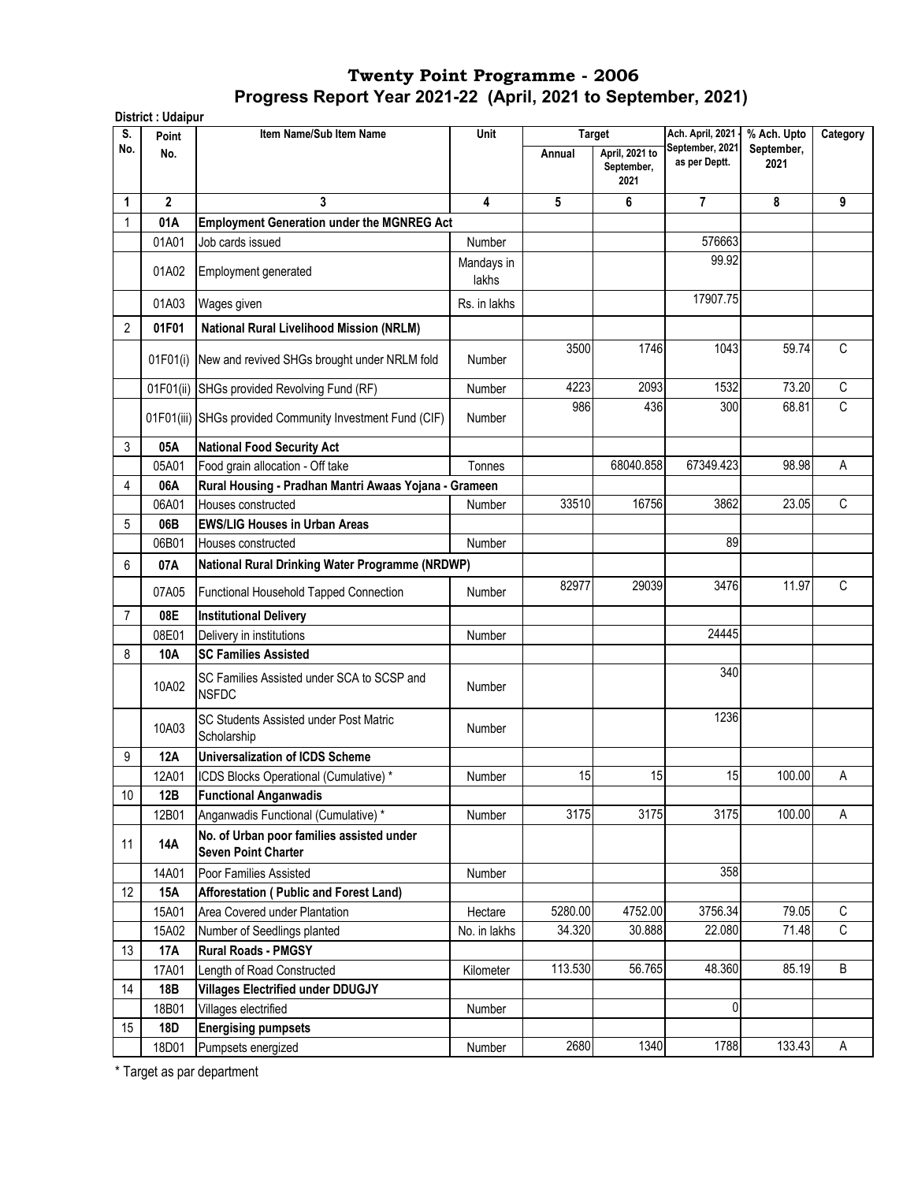# Twenty Point Programme - 2006

## Progress Report Year 2021-22 (April, 2021 to September, 2021)

**District : Udaipur**

| S. No. | Point No. | Item Name/Sub Item Name | Unit | Target | | Ach. April, 2021 - September, 2021 as per Deptt. | % Ach. Upto September, 2021 | Category |
|---|---|---|---|---|---|---|---|---|
| | | | | Annual | April, 2021 to September, 2021 | | | |
| 1 | 2 | 3 | 4 | 5 | 6 | 7 | 8 | 9 |
| 1 | **01A** | **Employment Generation under the MGNREG Act** | | | | | | |
| | 01A01 | Job cards issued | Number | | | 576663 | | |
| | 01A02 | Employment generated | Mandays in lakhs | | | 99.92 | | |
| | 01A03 | Wages given | Rs. in lakhs | | | 17907.75 | | |
| 2 | **01F01** | **National Rural Livelihood Mission (NRLM)** | | | | | | |
| | 01F01(i) | New and revived SHGs brought under NRLM fold | Number | 3500 | 1746 | 1043 | 59.74 | C |
| | 01F01(ii) | SHGs provided Revolving Fund (RF) | Number | 4223 | 2093 | 1532 | 73.20 | C |
| | 01F01(iii) | SHGs provided Community Investment Fund (CIF) | Number | 986 | 436 | 300 | 68.81 | C |
| 3 | **05A** | **National Food Security Act** | | | | | | |
| | 05A01 | Food grain allocation - Off take | Tonnes | | 68040.858 | 67349.423 | 98.98 | A |
| 4 | **06A** | **Rural Housing - Pradhan Mantri Awaas Yojana - Grameen** | | | | | | |
| | 06A01 | Houses constructed | Number | 33510 | 16756 | 3862 | 23.05 | C |
| 5 | **06B** | **EWS/LIG Houses in Urban Areas** | | | | | | |
| | 06B01 | Houses constructed | Number | | | 89 | | |
| 6 | **07A** | **National Rural Drinking Water Programme (NRDWP)** | | | | | | |
| | 07A05 | Functional Household Tapped Connection | Number | 82977 | 29039 | 3476 | 11.97 | C |
| 7 | **08E** | **Institutional Delivery** | | | | | | |
| | 08E01 | Delivery in institutions | Number | | | 24445 | | |
| 8 | **10A** | **SC Families Assisted** | | | | | | |
| | 10A02 | SC Families Assisted under SCA to SCSP and NSFDC | Number | | | 340 | | |
| | 10A03 | SC Students Assisted under Post Matric Scholarship | Number | | | 1236 | | |
| 9 | **12A** | **Universalization of ICDS Scheme** | | | | | | |
| | 12A01 | ICDS Blocks Operational (Cumulative) * | Number | 15 | 15 | 15 | 100.00 | A |
| 10 | **12B** | **Functional Anganwadis** | | | | | | |
| | 12B01 | Anganwadis Functional (Cumulative) * | Number | 3175 | 3175 | 3175 | 100.00 | A |
| 11 | **14A** | **No. of Urban poor families assisted under Seven Point Charter** | | | | | | |
| | 14A01 | Poor Families Assisted | Number | | | 358 | | |
| 12 | **15A** | **Afforestation ( Public and Forest Land)** | | | | | | |
| | 15A01 | Area Covered under Plantation | Hectare | 5280.00 | 4752.00 | 3756.34 | 79.05 | C |
| | 15A02 | Number of Seedlings planted | No. in lakhs | 34.320 | 30.888 | 22.080 | 71.48 | C |
| 13 | **17A** | **Rural Roads - PMGSY** | | | | | | |
| | 17A01 | Length of Road Constructed | Kilometer | 113.530 | 56.765 | 48.360 | 85.19 | B |
| 14 | **18B** | **Villages Electrified under DDUGJY** | | | | | | |
| | 18B01 | Villages electrified | Number | | | 0 | | |
| 15 | **18D** | **Energising pumpsets** | | | | | | |
| | 18D01 | Pumpsets energized | Number | 2680 | 1340 | 1788 | 133.43 | A |

* Target as par department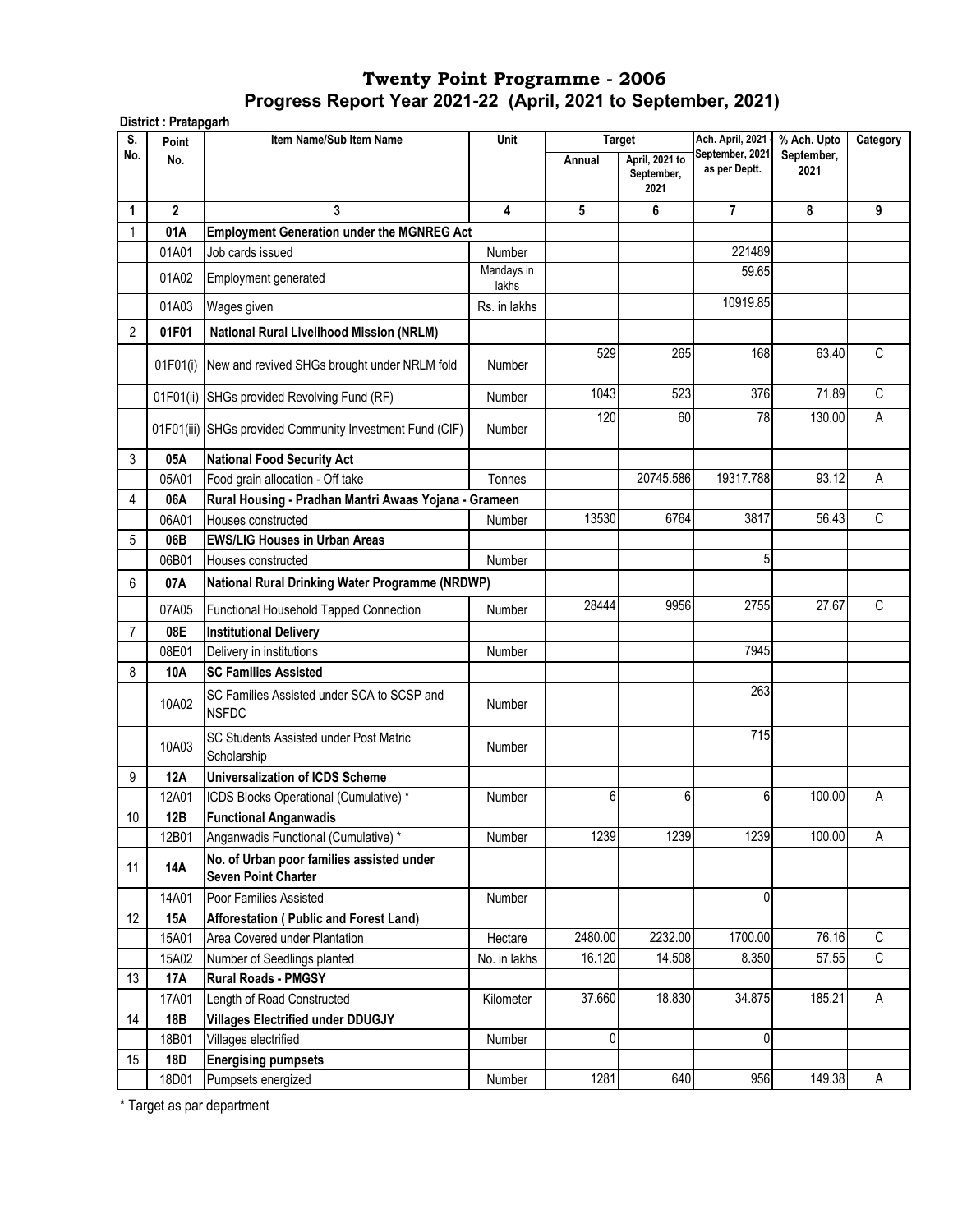# Twenty Point Programme - 2006

## Progress Report Year 2021-22 (April, 2021 to September, 2021)

**District : Pratapgarh**

| S. No. | Point No. | Item Name/Sub Item Name | Unit | Target | | Ach. April, 2021 - September, 2021 as per Deptt. | % Ach. Upto September, 2021 | Category |
|---|---|---|---|---|---|---|---|---|
| | | | | Annual | April, 2021 to September, 2021 | | | |
| 1 | 2 | 3 | 4 | 5 | 6 | 7 | 8 | 9 |
| 1 | **01A** | **Employment Generation under the MGNREG Act** | | | | | | |
| | 01A01 | Job cards issued | Number | | | 221489 | | |
| | 01A02 | Employment generated | Mandays in lakhs | | | 59.65 | | |
| | 01A03 | Wages given | Rs. in lakhs | | | 10919.85 | | |
| 2 | **01F01** | **National Rural Livelihood Mission (NRLM)** | | | | | | |
| | 01F01(i) | New and revived SHGs brought under NRLM fold | Number | 529 | 265 | 168 | 63.40 | C |
| | 01F01(ii) | SHGs provided Revolving Fund (RF) | Number | 1043 | 523 | 376 | 71.89 | C |
| | 01F01(iii) | SHGs provided Community Investment Fund (CIF) | Number | 120 | 60 | 78 | 130.00 | A |
| 3 | **05A** | **National Food Security Act** | | | | | | |
| | 05A01 | Food grain allocation - Off take | Tonnes | | 20745.586 | 19317.788 | 93.12 | A |
| 4 | **06A** | **Rural Housing - Pradhan Mantri Awaas Yojana - Grameen** | | | | | | |
| | 06A01 | Houses constructed | Number | 13530 | 6764 | 3817 | 56.43 | C |
| 5 | **06B** | **EWS/LIG Houses in Urban Areas** | | | | | | |
| | 06B01 | Houses constructed | Number | | | 5 | | |
| 6 | **07A** | **National Rural Drinking Water Programme (NRDWP)** | | | | | | |
| | 07A05 | Functional Household Tapped Connection | Number | 28444 | 9956 | 2755 | 27.67 | C |
| 7 | **08E** | **Institutional Delivery** | | | | | | |
| | 08E01 | Delivery in institutions | Number | | | 7945 | | |
| 8 | **10A** | **SC Families Assisted** | | | | | | |
| | 10A02 | SC Families Assisted under SCA to SCSP and NSFDC | Number | | | 263 | | |
| | 10A03 | SC Students Assisted under Post Matric Scholarship | Number | | | 715 | | |
| 9 | **12A** | **Universalization of ICDS Scheme** | | | | | | |
| | 12A01 | ICDS Blocks Operational (Cumulative) * | Number | 6 | 6 | 6 | 100.00 | A |
| 10 | **12B** | **Functional Anganwadis** | | | | | | |
| | 12B01 | Anganwadis Functional (Cumulative) * | Number | 1239 | 1239 | 1239 | 100.00 | A |
| 11 | **14A** | **No. of Urban poor families assisted under Seven Point Charter** | | | | | | |
| | 14A01 | Poor Families Assisted | Number | | | 0 | | |
| 12 | **15A** | **Afforestation ( Public and Forest Land)** | | | | | | |
| | 15A01 | Area Covered under Plantation | Hectare | 2480.00 | 2232.00 | 1700.00 | 76.16 | C |
| | 15A02 | Number of Seedlings planted | No. in lakhs | 16.120 | 14.508 | 8.350 | 57.55 | C |
| 13 | **17A** | **Rural Roads - PMGSY** | | | | | | |
| | 17A01 | Length of Road Constructed | Kilometer | 37.660 | 18.830 | 34.875 | 185.21 | A |
| 14 | **18B** | **Villages Electrified under DDUGJY** | | | | | | |
| | 18B01 | Villages electrified | Number | 0 | | 0 | | |
| 15 | **18D** | **Energising pumpsets** | | | | | | |
| | 18D01 | Pumpsets energized | Number | 1281 | 640 | 956 | 149.38 | A |

* Target as par department